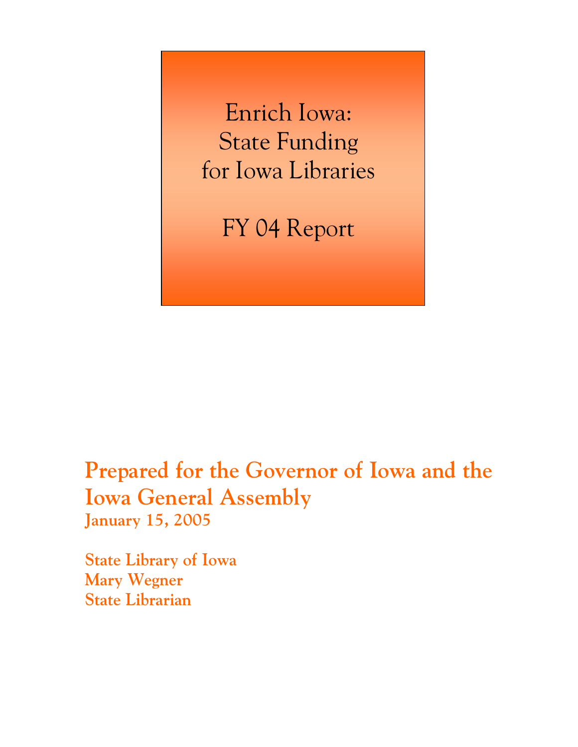# Enrich Iowa: State Funding for Iowa Libraries

# FY 04 Report

**Prepared for the Governor of Iowa and the Iowa General Assembly**

**January 15, 2005**

**State Library of Iowa**
**Mary Wegner**
**State Librarian**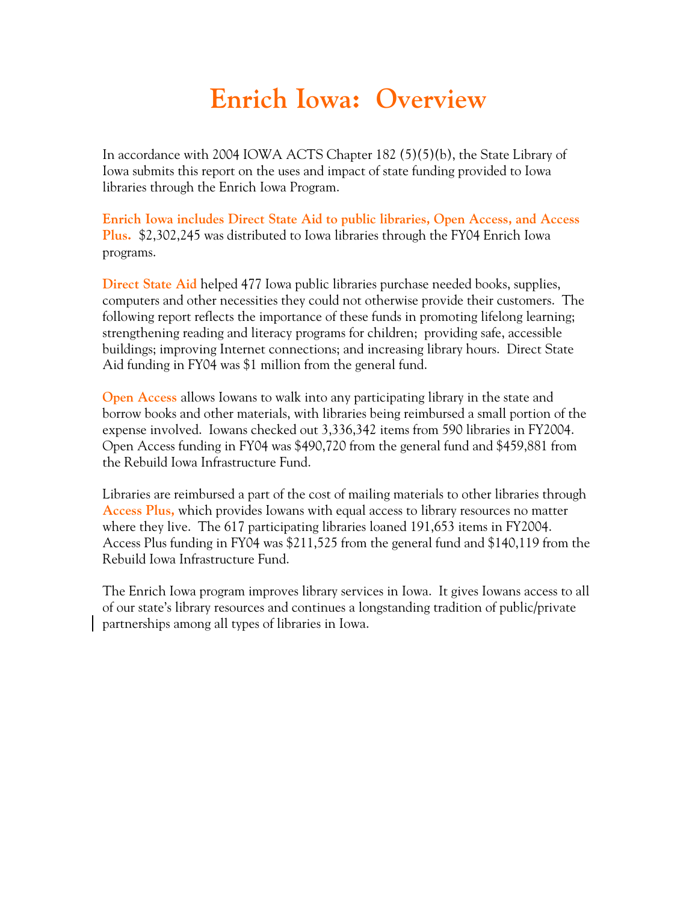# Enrich Iowa: Overview

In accordance with 2004 IOWA ACTS Chapter 182 (5)(5)(b), the State Library of Iowa submits this report on the uses and impact of state funding provided to Iowa libraries through the Enrich Iowa Program.

**Enrich Iowa includes Direct State Aid to public libraries, Open Access, and Access Plus.** $2,302,245 was distributed to Iowa libraries through the FY04 Enrich Iowa programs.

**Direct State Aid** helped 477 Iowa public libraries purchase needed books, supplies, computers and other necessities they could not otherwise provide their customers. The following report reflects the importance of these funds in promoting lifelong learning; strengthening reading and literacy programs for children; providing safe, accessible buildings; improving Internet connections; and increasing library hours. Direct State Aid funding in FY04 was $1 million from the general fund.

**Open Access** allows Iowans to walk into any participating library in the state and borrow books and other materials, with libraries being reimbursed a small portion of the expense involved. Iowans checked out 3,336,342 items from 590 libraries in FY2004. Open Access funding in FY04 was $490,720 from the general fund and $459,881 from the Rebuild Iowa Infrastructure Fund.

Libraries are reimbursed a part of the cost of mailing materials to other libraries through **Access Plus,** which provides Iowans with equal access to library resources no matter where they live. The 617 participating libraries loaned 191,653 items in FY2004. Access Plus funding in FY04 was $211,525 from the general fund and $140,119 from the Rebuild Iowa Infrastructure Fund.

The Enrich Iowa program improves library services in Iowa. It gives Iowans access to all of our state's library resources and continues a longstanding tradition of public/private partnerships among all types of libraries in Iowa.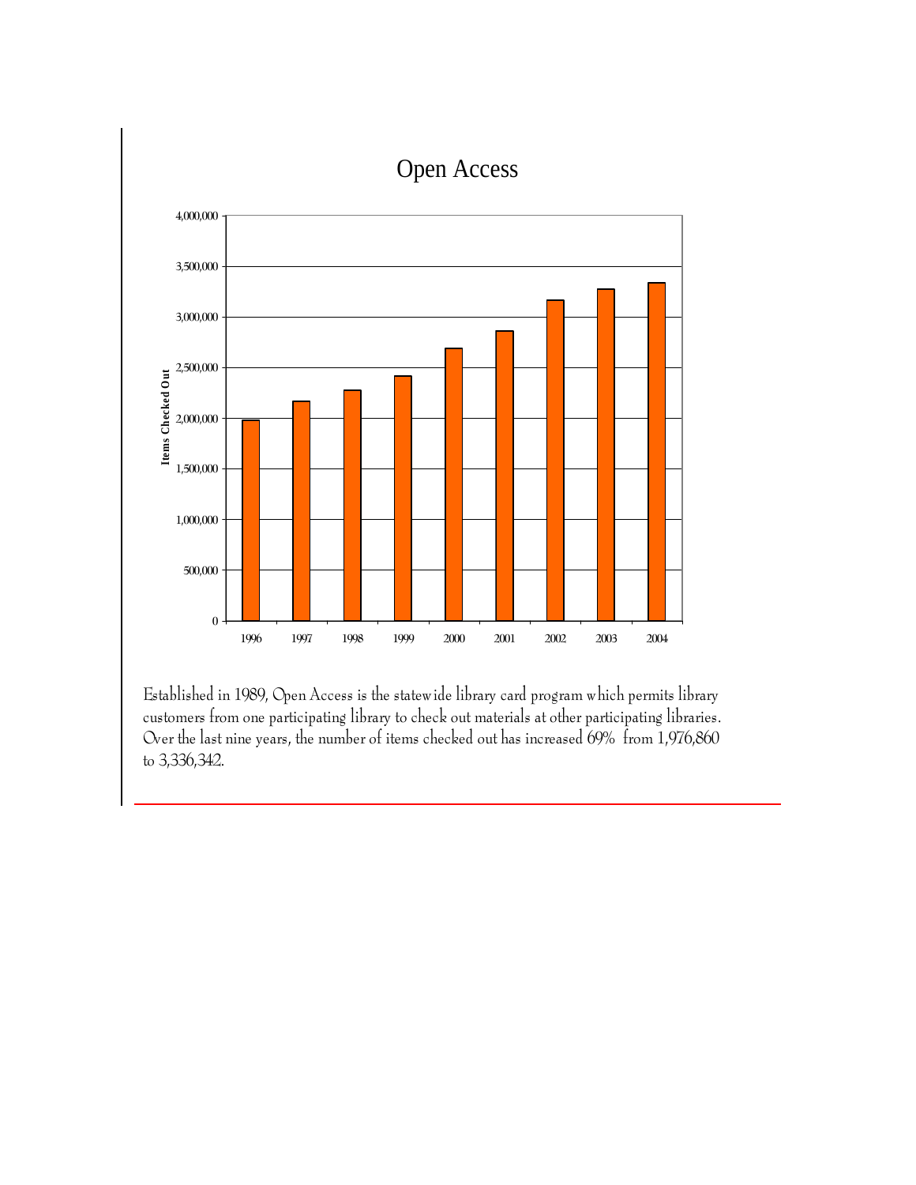# Open Access

Established in 1989, Open Access is the statewide library card program which permits library customers from one participating library to check out materials at other participating libraries. Over the last nine years, the number of items checked out has increased 69% from 1,976,860 to 3,336,342.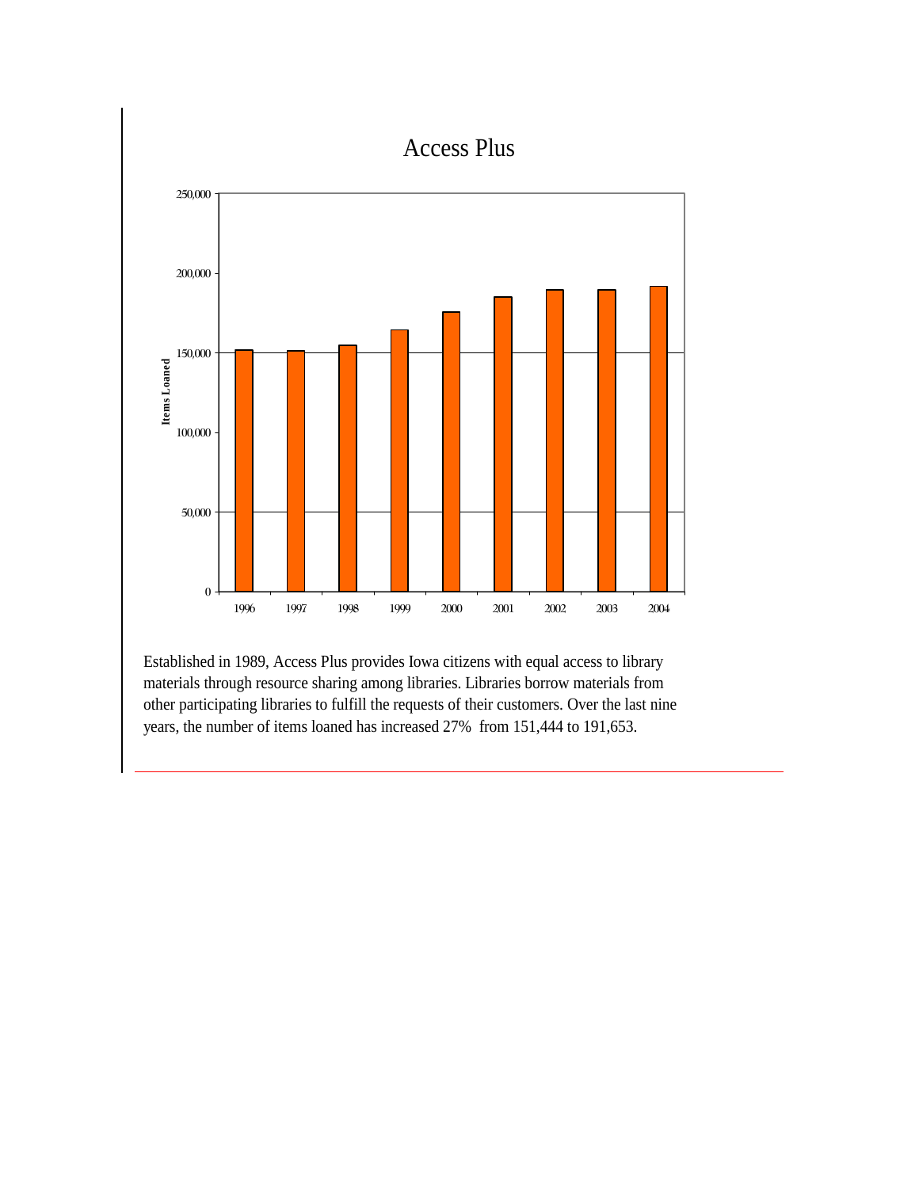# Access Plus

Established in 1989, Access Plus provides Iowa citizens with equal access to library materials through resource sharing among libraries. Libraries borrow materials from other participating libraries to fulfill the requests of their customers. Over the last nine years, the number of items loaned has increased 27% from 151,444 to 191,653.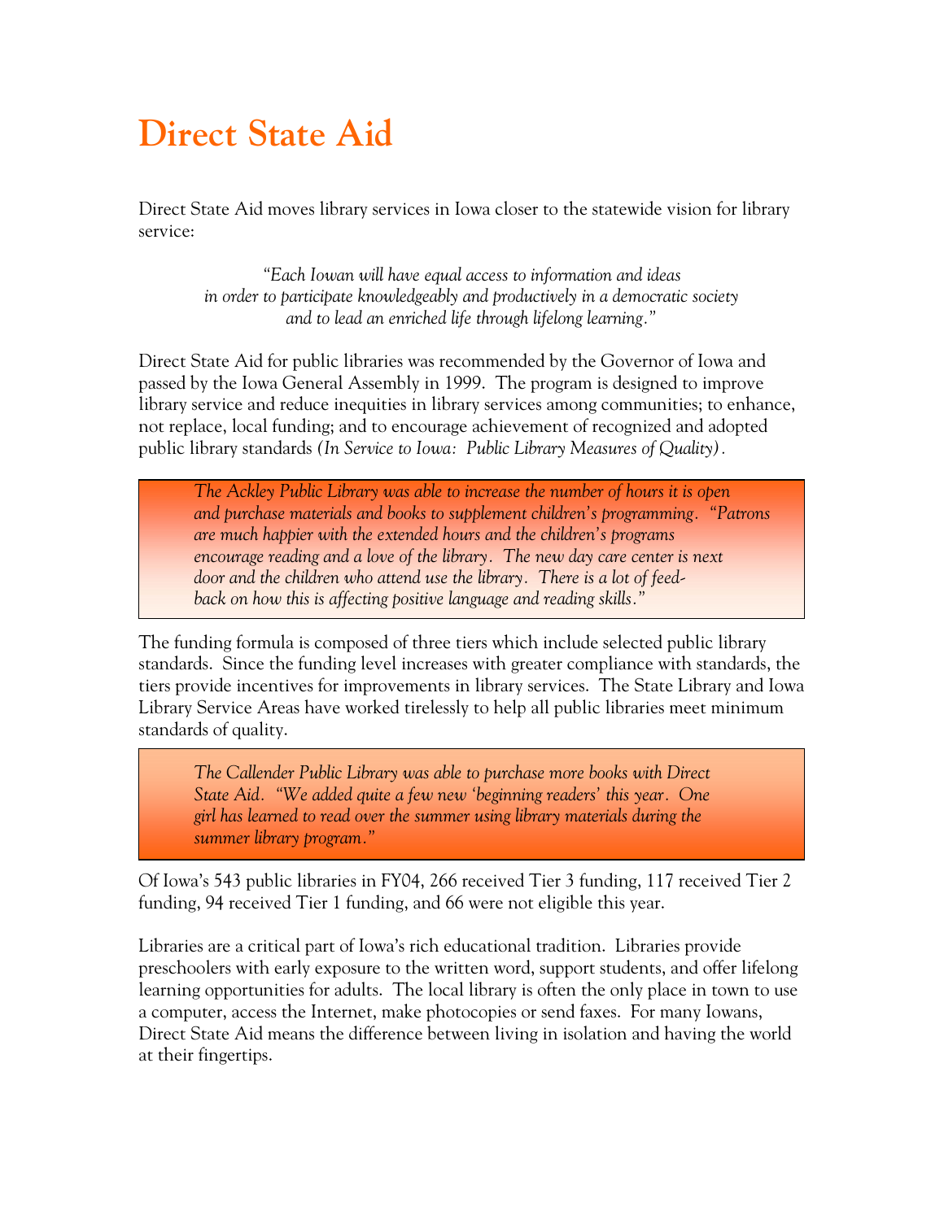# Direct State Aid

Direct State Aid moves library services in Iowa closer to the statewide vision for library service:

> *"Each Iowan will have equal access to information and ideas in order to participate knowledgeably and productively in a democratic society and to lead an enriched life through lifelong learning."*

Direct State Aid for public libraries was recommended by the Governor of Iowa and passed by the Iowa General Assembly in 1999. The program is designed to improve library service and reduce inequities in library services among communities; to enhance, not replace, local funding; and to encourage achievement of recognized and adopted public library standards *(In Service to Iowa: Public Library Measures of Quality)*.

> *The Ackley Public Library was able to increase the number of hours it is open and purchase materials and books to supplement children's programming. "Patrons are much happier with the extended hours and the children's programs encourage reading and a love of the library. The new day care center is next door and the children who attend use the library. There is a lot of feedback on how this is affecting positive language and reading skills."*

The funding formula is composed of three tiers which include selected public library standards. Since the funding level increases with greater compliance with standards, the tiers provide incentives for improvements in library services. The State Library and Iowa Library Service Areas have worked tirelessly to help all public libraries meet minimum standards of quality.

> *The Callender Public Library was able to purchase more books with Direct State Aid. "We added quite a few new 'beginning readers' this year. One girl has learned to read over the summer using library materials during the summer library program."*

Of Iowa's 543 public libraries in FY04, 266 received Tier 3 funding, 117 received Tier 2 funding, 94 received Tier 1 funding, and 66 were not eligible this year.

Libraries are a critical part of Iowa's rich educational tradition. Libraries provide preschoolers with early exposure to the written word, support students, and offer lifelong learning opportunities for adults. The local library is often the only place in town to use a computer, access the Internet, make photocopies or send faxes. For many Iowans, Direct State Aid means the difference between living in isolation and having the world at their fingertips.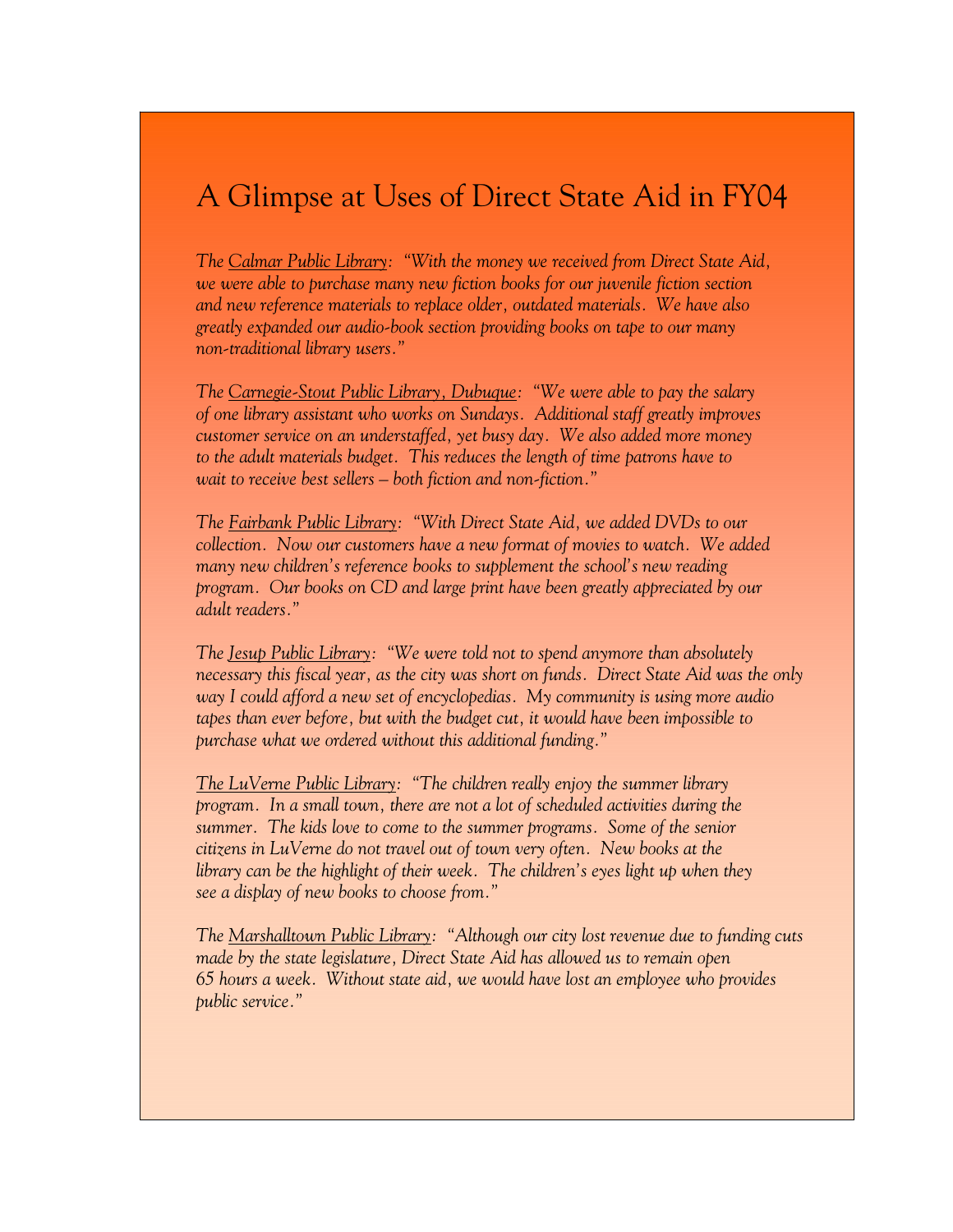# A Glimpse at Uses of Direct State Aid in FY04

*The Calmar Public Library: "With the money we received from Direct State Aid, we were able to purchase many new fiction books for our juvenile fiction section and new reference materials to replace older, outdated materials. We have also greatly expanded our audio-book section providing books on tape to our many non-traditional library users."*

*The Carnegie-Stout Public Library, Dubuque: "We were able to pay the salary of one library assistant who works on Sundays. Additional staff greatly improves customer service on an understaffed, yet busy day. We also added more money to the adult materials budget. This reduces the length of time patrons have to wait to receive best sellers – both fiction and non-fiction."*

*The Fairbank Public Library: "With Direct State Aid, we added DVDs to our collection. Now our customers have a new format of movies to watch. We added many new children's reference books to supplement the school's new reading program. Our books on CD and large print have been greatly appreciated by our adult readers."*

*The Jesup Public Library: "We were told not to spend anymore than absolutely necessary this fiscal year, as the city was short on funds. Direct State Aid was the only way I could afford a new set of encyclopedias. My community is using more audio tapes than ever before, but with the budget cut, it would have been impossible to purchase what we ordered without this additional funding."*

*The LuVerne Public Library: "The children really enjoy the summer library program. In a small town, there are not a lot of scheduled activities during the summer. The kids love to come to the summer programs. Some of the senior citizens in LuVerne do not travel out of town very often. New books at the library can be the highlight of their week. The children's eyes light up when they see a display of new books to choose from."*

*The Marshalltown Public Library: "Although our city lost revenue due to funding cuts made by the state legislature, Direct State Aid has allowed us to remain open 65 hours a week. Without state aid, we would have lost an employee who provides public service."*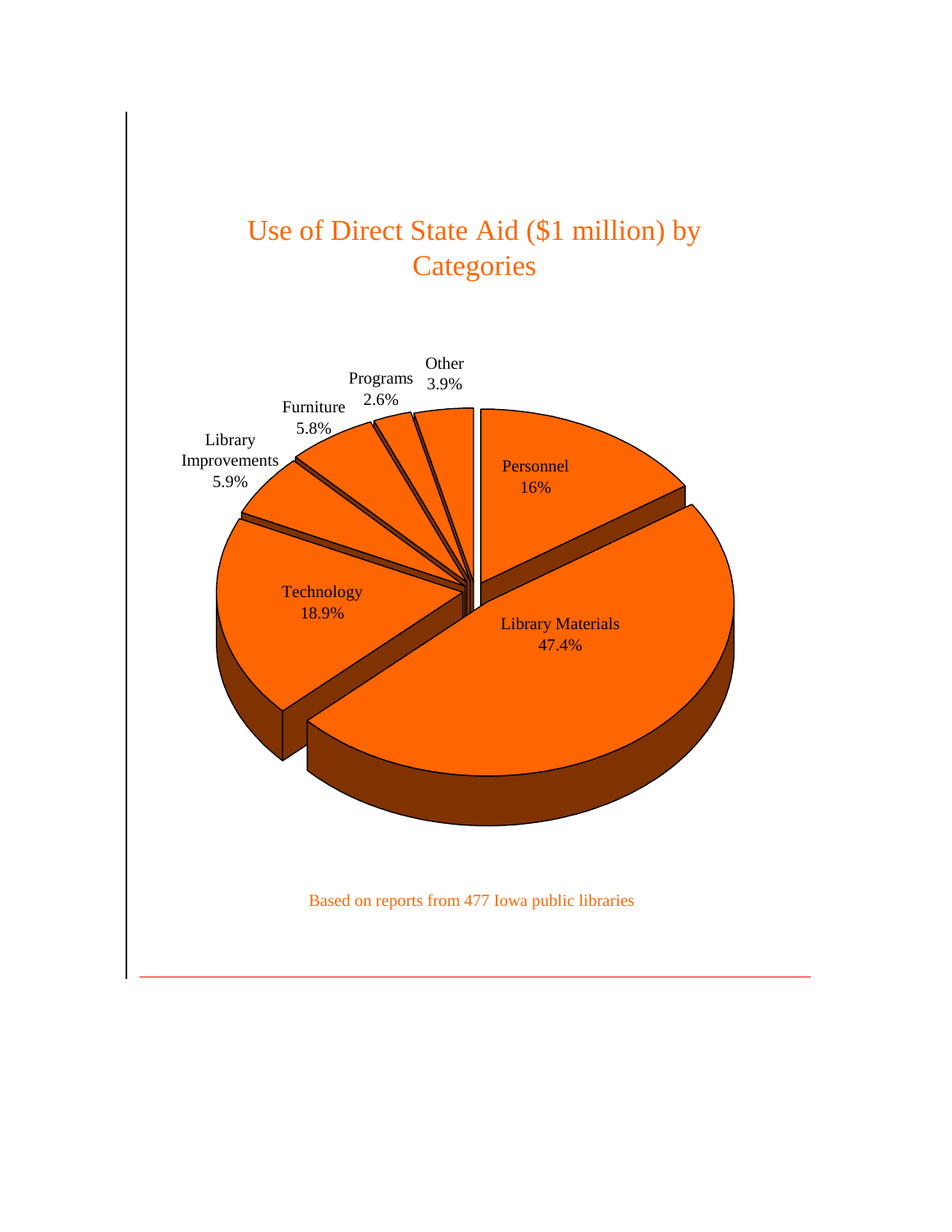## Use of Direct State Aid ($1 million) by Categories

| Category | Percentage |
| --- | --- |
| Library Materials | 47.4% |
| Technology | 18.9% |
| Personnel | 16% |
| Library Improvements | 5.9% |
| Furniture | 5.8% |
| Other | 3.9% |
| Programs | 2.6% |

Based on reports from 477 Iowa public libraries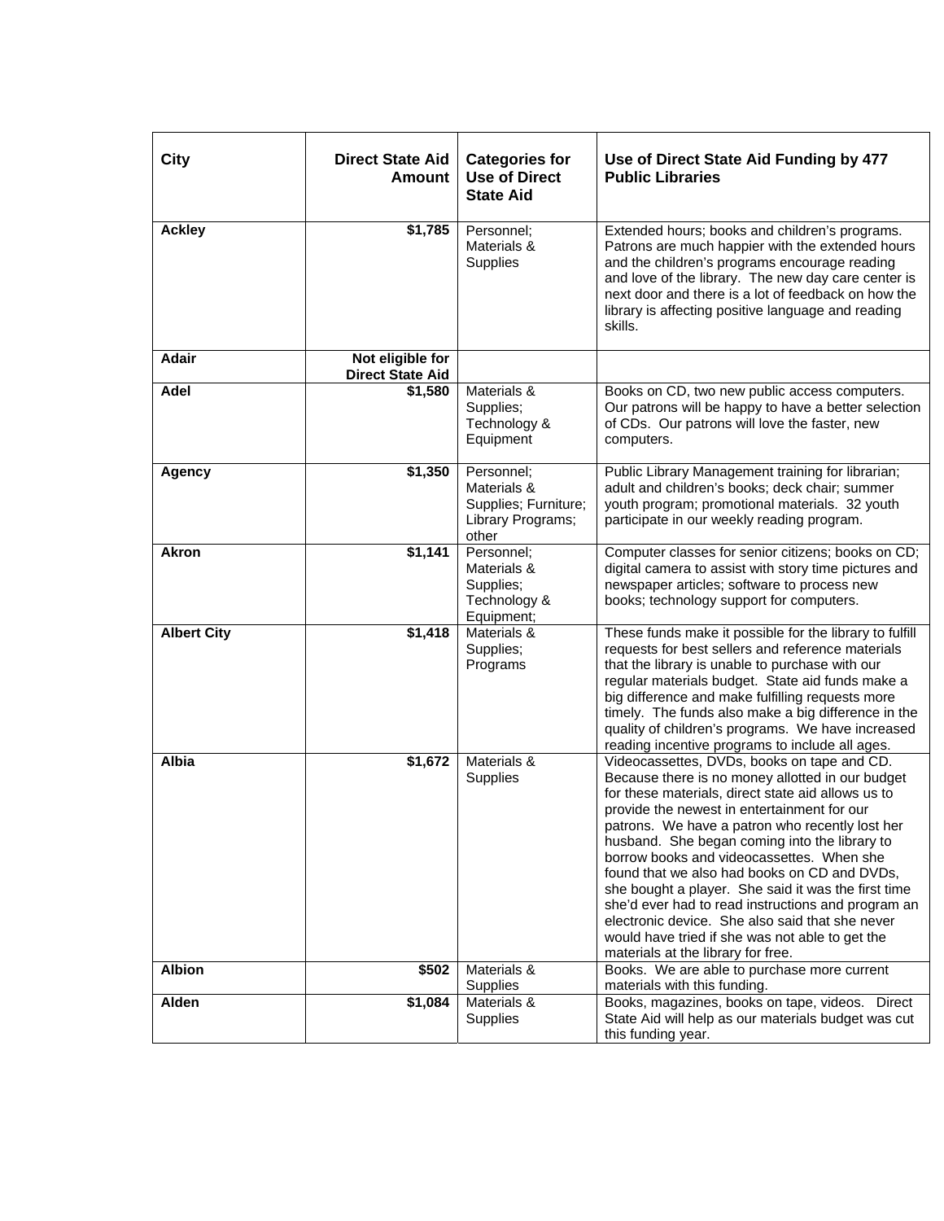| City | Direct State Aid Amount | Categories for Use of Direct State Aid | Use of Direct State Aid Funding by 477 Public Libraries |
|---|---|---|---|
| **Ackley** | **$1,785** | Personnel; Materials & Supplies | Extended hours; books and children's programs. Patrons are much happier with the extended hours and the children's programs encourage reading and love of the library. The new day care center is next door and there is a lot of feedback on how the library is affecting positive language and reading skills. |
| **Adair** | **Not eligible for Direct State Aid** | | |
| **Adel** | **$1,580** | Materials & Supplies; Technology & Equipment | Books on CD, two new public access computers. Our patrons will be happy to have a better selection of CDs. Our patrons will love the faster, new computers. |
| **Agency** | **$1,350** | Personnel; Materials & Supplies; Furniture; Library Programs; other | Public Library Management training for librarian; adult and children's books; deck chair; summer youth program; promotional materials. 32 youth participate in our weekly reading program. |
| **Akron** | **$1,141** | Personnel; Materials & Supplies; Technology & Equipment; | Computer classes for senior citizens; books on CD; digital camera to assist with story time pictures and newspaper articles; software to process new books; technology support for computers. |
| **Albert City** | **$1,418** | Materials & Supplies; Programs | These funds make it possible for the library to fulfill requests for best sellers and reference materials that the library is unable to purchase with our regular materials budget. State aid funds make a big difference and make fulfilling requests more timely. The funds also make a big difference in the quality of children's programs. We have increased reading incentive programs to include all ages. |
| **Albia** | **$1,672** | Materials & Supplies | Videocassettes, DVDs, books on tape and CD. Because there is no money allotted in our budget for these materials, direct state aid allows us to provide the newest in entertainment for our patrons. We have a patron who recently lost her husband. She began coming into the library to borrow books and videocassettes. When she found that we also had books on CD and DVDs, she bought a player. She said it was the first time she'd ever had to read instructions and program an electronic device. She also said that she never would have tried if she was not able to get the materials at the library for free. |
| **Albion** | **$502** | Materials & Supplies | Books. We are able to purchase more current materials with this funding. |
| **Alden** | **$1,084** | Materials & Supplies | Books, magazines, books on tape, videos. Direct State Aid will help as our materials budget was cut this funding year. |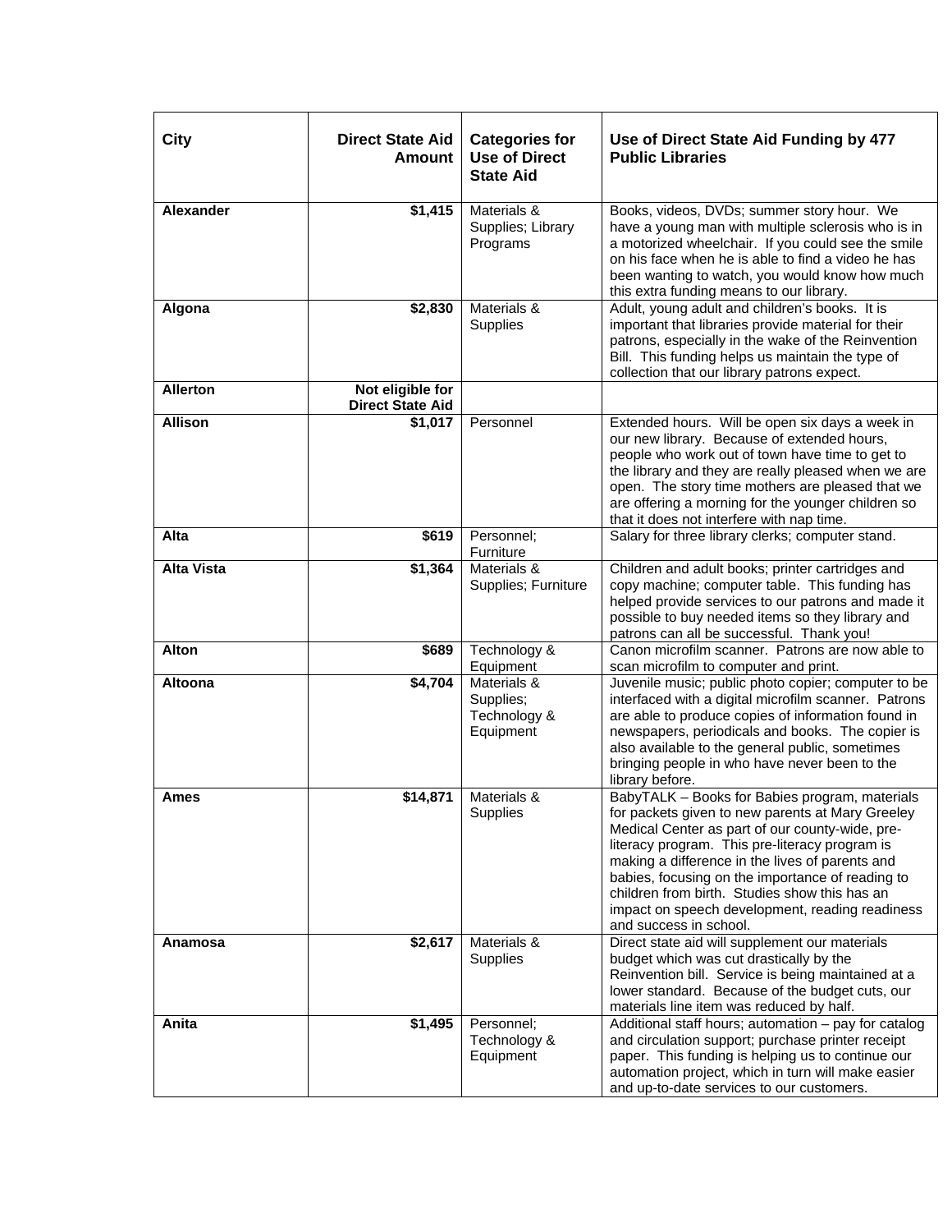| City | Direct State Aid Amount | Categories for Use of Direct State Aid | Use of Direct State Aid Funding by 477 Public Libraries |
|---|---|---|---|
| **Alexander** | **$1,415** | Materials & Supplies; Library Programs | Books, videos, DVDs; summer story hour. We have a young man with multiple sclerosis who is in a motorized wheelchair. If you could see the smile on his face when he is able to find a video he has been wanting to watch, you would know how much this extra funding means to our library. |
| **Algona** | **$2,830** | Materials & Supplies | Adult, young adult and children's books. It is important that libraries provide material for their patrons, especially in the wake of the Reinvention Bill. This funding helps us maintain the type of collection that our library patrons expect. |
| **Allerton** | **Not eligible for Direct State Aid** | | |
| **Allison** | **$1,017** | Personnel | Extended hours. Will be open six days a week in our new library. Because of extended hours, people who work out of town have time to get to the library and they are really pleased when we are open. The story time mothers are pleased that we are offering a morning for the younger children so that it does not interfere with nap time. |
| **Alta** | **$619** | Personnel; Furniture | Salary for three library clerks; computer stand. |
| **Alta Vista** | **$1,364** | Materials & Supplies; Furniture | Children and adult books; printer cartridges and copy machine; computer table. This funding has helped provide services to our patrons and made it possible to buy needed items so they library and patrons can all be successful. Thank you! |
| **Alton** | **$689** | Technology & Equipment | Canon microfilm scanner. Patrons are now able to scan microfilm to computer and print. |
| **Altoona** | **$4,704** | Materials & Supplies; Technology & Equipment | Juvenile music; public photo copier; computer to be interfaced with a digital microfilm scanner. Patrons are able to produce copies of information found in newspapers, periodicals and books. The copier is also available to the general public, sometimes bringing people in who have never been to the library before. |
| **Ames** | **$14,871** | Materials & Supplies | BabyTALK – Books for Babies program, materials for packets given to new parents at Mary Greeley Medical Center as part of our county-wide, pre-literacy program. This pre-literacy program is making a difference in the lives of parents and babies, focusing on the importance of reading to children from birth. Studies show this has an impact on speech development, reading readiness and success in school. |
| **Anamosa** | **$2,617** | Materials & Supplies | Direct state aid will supplement our materials budget which was cut drastically by the Reinvention bill. Service is being maintained at a lower standard. Because of the budget cuts, our materials line item was reduced by half. |
| **Anita** | **$1,495** | Personnel; Technology & Equipment | Additional staff hours; automation – pay for catalog and circulation support; purchase printer receipt paper. This funding is helping us to continue our automation project, which in turn will make easier and up-to-date services to our customers. |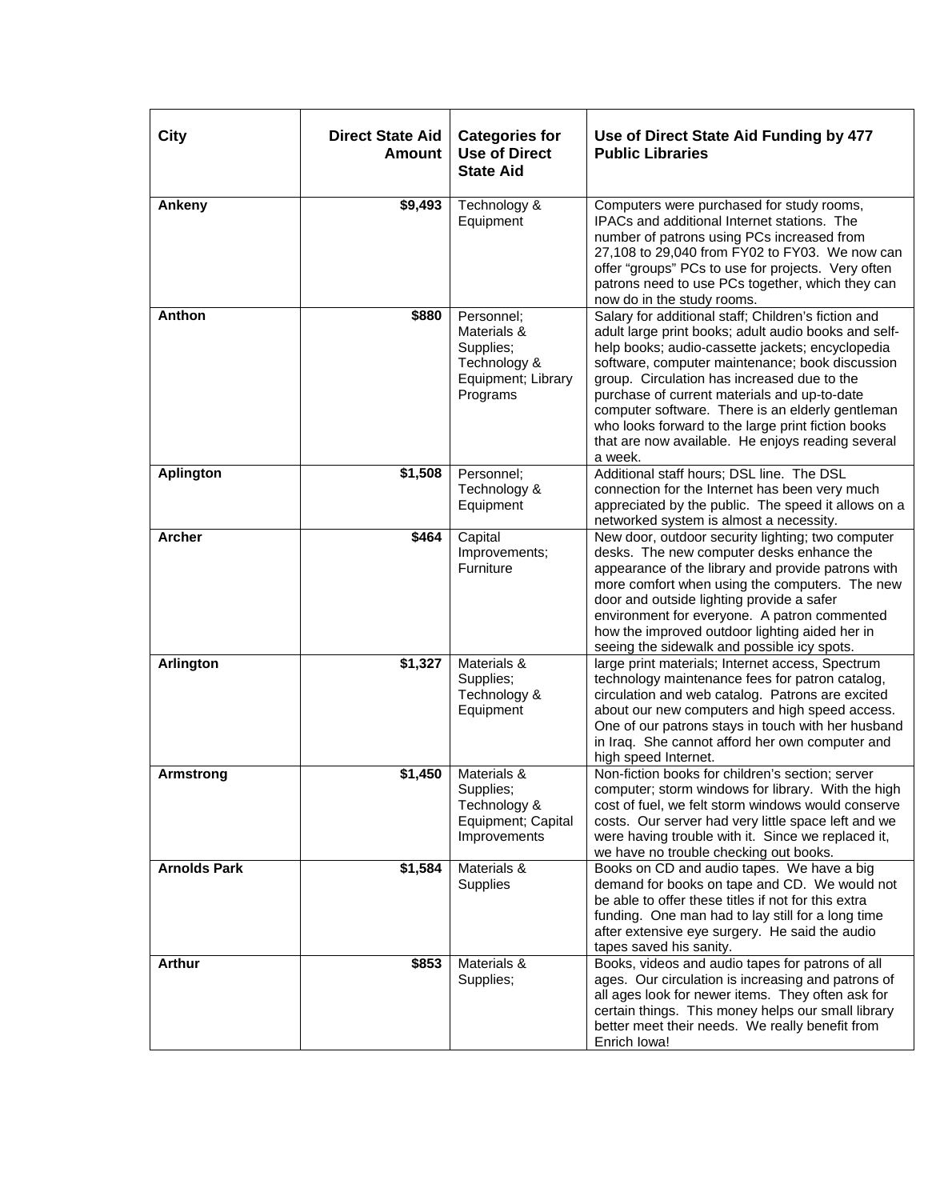| City | Direct State Aid Amount | Categories for Use of Direct State Aid | Use of Direct State Aid Funding by 477 Public Libraries |
|---|---|---|---|
| **Ankeny** | **$9,493** | Technology & Equipment | Computers were purchased for study rooms, IPACs and additional Internet stations. The number of patrons using PCs increased from 27,108 to 29,040 from FY02 to FY03. We now can offer "groups" PCs to use for projects. Very often patrons need to use PCs together, which they can now do in the study rooms. |
| **Anthon** | **$880** | Personnel; Materials & Supplies; Technology & Equipment; Library Programs | Salary for additional staff; Children's fiction and adult large print books; adult audio books and self-help books; audio-cassette jackets; encyclopedia software, computer maintenance; book discussion group. Circulation has increased due to the purchase of current materials and up-to-date computer software. There is an elderly gentleman who looks forward to the large print fiction books that are now available. He enjoys reading several a week. |
| **Aplington** | **$1,508** | Personnel; Technology & Equipment | Additional staff hours; DSL line. The DSL connection for the Internet has been very much appreciated by the public. The speed it allows on a networked system is almost a necessity. |
| **Archer** | **$464** | Capital Improvements; Furniture | New door, outdoor security lighting; two computer desks. The new computer desks enhance the appearance of the library and provide patrons with more comfort when using the computers. The new door and outside lighting provide a safer environment for everyone. A patron commented how the improved outdoor lighting aided her in seeing the sidewalk and possible icy spots. |
| **Arlington** | **$1,327** | Materials & Supplies; Technology & Equipment | large print materials; Internet access, Spectrum technology maintenance fees for patron catalog, circulation and web catalog. Patrons are excited about our new computers and high speed access. One of our patrons stays in touch with her husband in Iraq. She cannot afford her own computer and high speed Internet. |
| **Armstrong** | **$1,450** | Materials & Supplies; Technology & Equipment; Capital Improvements | Non-fiction books for children's section; server computer; storm windows for library. With the high cost of fuel, we felt storm windows would conserve costs. Our server had very little space left and we were having trouble with it. Since we replaced it, we have no trouble checking out books. |
| **Arnolds Park** | **$1,584** | Materials & Supplies | Books on CD and audio tapes. We have a big demand for books on tape and CD. We would not be able to offer these titles if not for this extra funding. One man had to lay still for a long time after extensive eye surgery. He said the audio tapes saved his sanity. |
| **Arthur** | **$853** | Materials & Supplies; | Books, videos and audio tapes for patrons of all ages. Our circulation is increasing and patrons of all ages look for newer items. They often ask for certain things. This money helps our small library better meet their needs. We really benefit from Enrich Iowa! |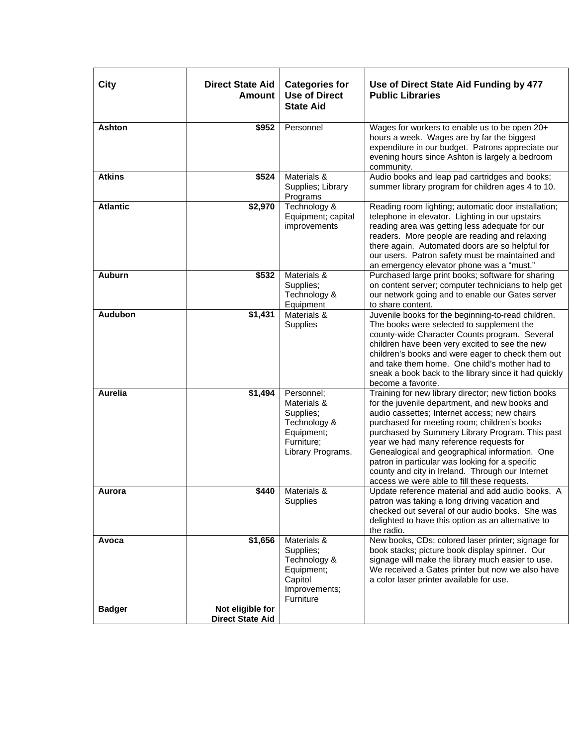| City | Direct State Aid Amount | Categories for Use of Direct State Aid | Use of Direct State Aid Funding by 477 Public Libraries |
|---|---|---|---|
| **Ashton** | **$952** | Personnel | Wages for workers to enable us to be open 20+ hours a week. Wages are by far the biggest expenditure in our budget. Patrons appreciate our evening hours since Ashton is largely a bedroom community. |
| **Atkins** | **$524** | Materials & Supplies; Library Programs | Audio books and leap pad cartridges and books; summer library program for children ages 4 to 10. |
| **Atlantic** | **$2,970** | Technology & Equipment; capital improvements | Reading room lighting; automatic door installation; telephone in elevator. Lighting in our upstairs reading area was getting less adequate for our readers. More people are reading and relaxing there again. Automated doors are so helpful for our users. Patron safety must be maintained and an emergency elevator phone was a "must." |
| **Auburn** | **$532** | Materials & Supplies; Technology & Equipment | Purchased large print books; software for sharing on content server; computer technicians to help get our network going and to enable our Gates server to share content. |
| **Audubon** | **$1,431** | Materials & Supplies | Juvenile books for the beginning-to-read children. The books were selected to supplement the county-wide Character Counts program. Several children have been very excited to see the new children's books and were eager to check them out and take them home. One child's mother had to sneak a book back to the library since it had quickly become a favorite. |
| **Aurelia** | **$1,494** | Personnel; Materials & Supplies; Technology & Equipment; Furniture; Library Programs. | Training for new library director; new fiction books for the juvenile department, and new books and audio cassettes; Internet access; new chairs purchased for meeting room; children's books purchased by Summery Library Program. This past year we had many reference requests for Genealogical and geographical information. One patron in particular was looking for a specific county and city in Ireland. Through our Internet access we were able to fill these requests. |
| **Aurora** | **$440** | Materials & Supplies | Update reference material and add audio books. A patron was taking a long driving vacation and checked out several of our audio books. She was delighted to have this option as an alternative to the radio. |
| **Avoca** | **$1,656** | Materials & Supplies; Technology & Equipment; Capitol Improvements; Furniture | New books, CDs; colored laser printer; signage for book stacks; picture book display spinner. Our signage will make the library much easier to use. We received a Gates printer but now we also have a color laser printer available for use. |
| **Badger** | **Not eligible for Direct State Aid** | | |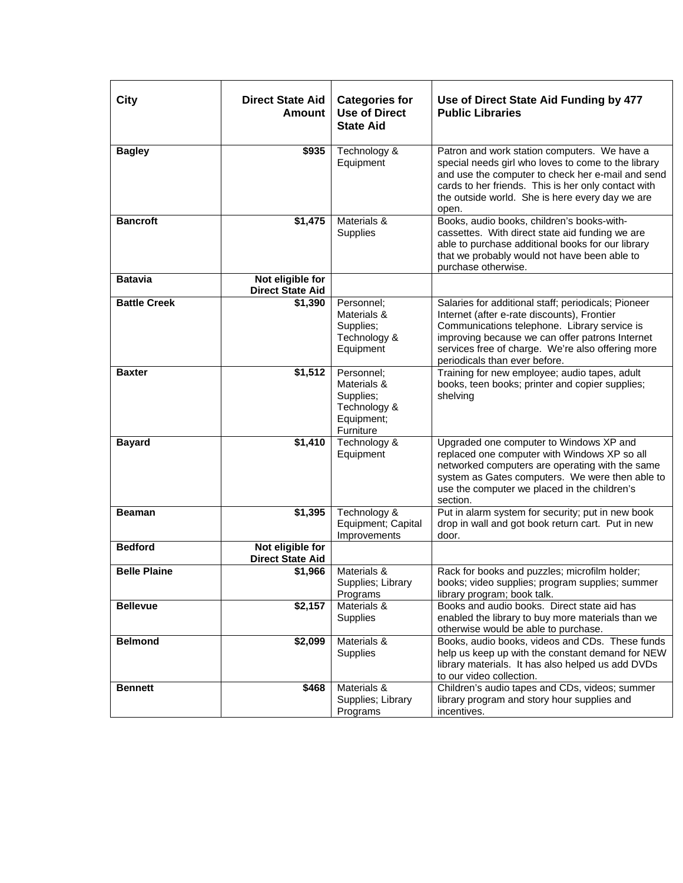| City | Direct State Aid Amount | Categories for Use of Direct State Aid | Use of Direct State Aid Funding by 477 Public Libraries |
|---|---|---|---|
| **Bagley** | **$935** | Technology & Equipment | Patron and work station computers. We have a special needs girl who loves to come to the library and use the computer to check her e-mail and send cards to her friends. This is her only contact with the outside world. She is here every day we are open. |
| **Bancroft** | **$1,475** | Materials & Supplies | Books, audio books, children's books-with-cassettes. With direct state aid funding we are able to purchase additional books for our library that we probably would not have been able to purchase otherwise. |
| **Batavia** | **Not eligible for Direct State Aid** | | |
| **Battle Creek** | **$1,390** | Personnel; Materials & Supplies; Technology & Equipment | Salaries for additional staff; periodicals; Pioneer Internet (after e-rate discounts), Frontier Communications telephone. Library service is improving because we can offer patrons Internet services free of charge. We're also offering more periodicals than ever before. |
| **Baxter** | **$1,512** | Personnel; Materials & Supplies; Technology & Equipment; Furniture | Training for new employee; audio tapes, adult books, teen books; printer and copier supplies; shelving |
| **Bayard** | **$1,410** | Technology & Equipment | Upgraded one computer to Windows XP and replaced one computer with Windows XP so all networked computers are operating with the same system as Gates computers. We were then able to use the computer we placed in the children's section. |
| **Beaman** | **$1,395** | Technology & Equipment; Capital Improvements | Put in alarm system for security; put in new book drop in wall and got book return cart. Put in new door. |
| **Bedford** | **Not eligible for Direct State Aid** | | |
| **Belle Plaine** | **$1,966** | Materials & Supplies; Library Programs | Rack for books and puzzles; microfilm holder; books; video supplies; program supplies; summer library program; book talk. |
| **Bellevue** | **$2,157** | Materials & Supplies | Books and audio books. Direct state aid has enabled the library to buy more materials than we otherwise would be able to purchase. |
| **Belmond** | **$2,099** | Materials & Supplies | Books, audio books, videos and CDs. These funds help us keep up with the constant demand for NEW library materials. It has also helped us add DVDs to our video collection. |
| **Bennett** | **$468** | Materials & Supplies; Library Programs | Children's audio tapes and CDs, videos; summer library program and story hour supplies and incentives. |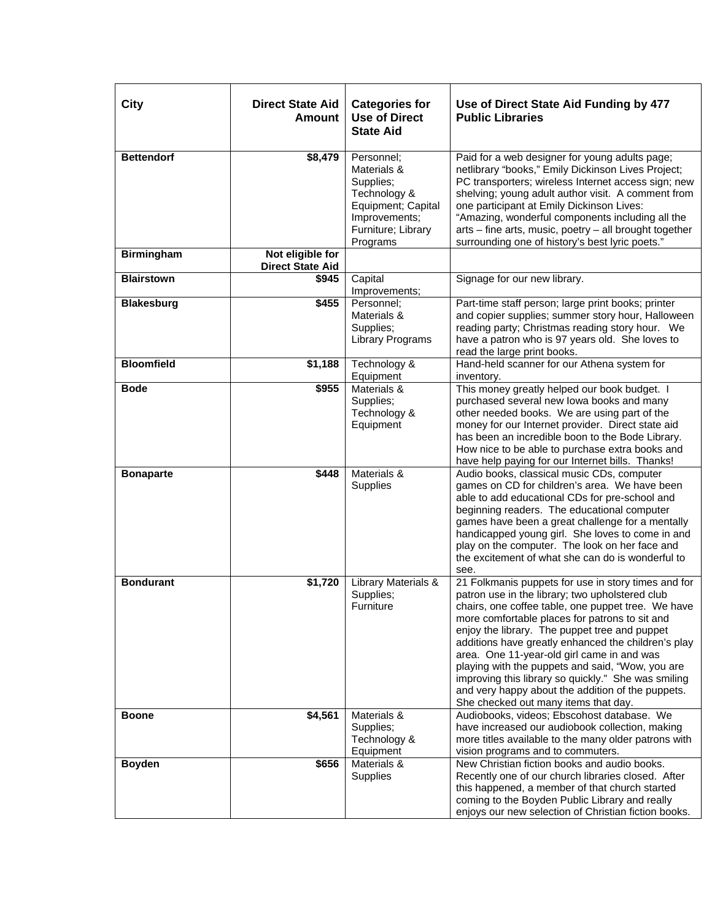| City | Direct State Aid Amount | Categories for Use of Direct State Aid | Use of Direct State Aid Funding by 477 Public Libraries |
|---|---|---|---|
| **Bettendorf** | **$8,479** | Personnel; Materials & Supplies; Technology & Equipment; Capital Improvements; Furniture; Library Programs | Paid for a web designer for young adults page; netlibrary "books," Emily Dickinson Lives Project; PC transporters; wireless Internet access sign; new shelving; young adult author visit. A comment from one participant at Emily Dickinson Lives: "Amazing, wonderful components including all the arts – fine arts, music, poetry – all brought together surrounding one of history's best lyric poets." |
| **Birmingham** | **Not eligible for Direct State Aid** | | |
| **Blairstown** | **$945** | Capital Improvements; | Signage for our new library. |
| **Blakesburg** | **$455** | Personnel; Materials & Supplies; Library Programs | Part-time staff person; large print books; printer and copier supplies; summer story hour, Halloween reading party; Christmas reading story hour. We have a patron who is 97 years old. She loves to read the large print books. |
| **Bloomfield** | **$1,188** | Technology & Equipment | Hand-held scanner for our Athena system for inventory. |
| **Bode** | **$955** | Materials & Supplies; Technology & Equipment | This money greatly helped our book budget. I purchased several new Iowa books and many other needed books. We are using part of the money for our Internet provider. Direct state aid has been an incredible boon to the Bode Library. How nice to be able to purchase extra books and have help paying for our Internet bills. Thanks! |
| **Bonaparte** | **$448** | Materials & Supplies | Audio books, classical music CDs, computer games on CD for children's area. We have been able to add educational CDs for pre-school and beginning readers. The educational computer games have been a great challenge for a mentally handicapped young girl. She loves to come in and play on the computer. The look on her face and the excitement of what she can do is wonderful to see. |
| **Bondurant** | **$1,720** | Library Materials & Supplies; Furniture | 21 Folkmanis puppets for use in story times and for patron use in the library; two upholstered club chairs, one coffee table, one puppet tree. We have more comfortable places for patrons to sit and enjoy the library. The puppet tree and puppet additions have greatly enhanced the children's play area. One 11-year-old girl came in and was playing with the puppets and said, "Wow, you are improving this library so quickly." She was smiling and very happy about the addition of the puppets. She checked out many items that day. |
| **Boone** | **$4,561** | Materials & Supplies; Technology & Equipment | Audiobooks, videos; Ebscohost database. We have increased our audiobook collection, making more titles available to the many older patrons with vision programs and to commuters. |
| **Boyden** | **$656** | Materials & Supplies | New Christian fiction books and audio books. Recently one of our church libraries closed. After this happened, a member of that church started coming to the Boyden Public Library and really enjoys our new selection of Christian fiction books. |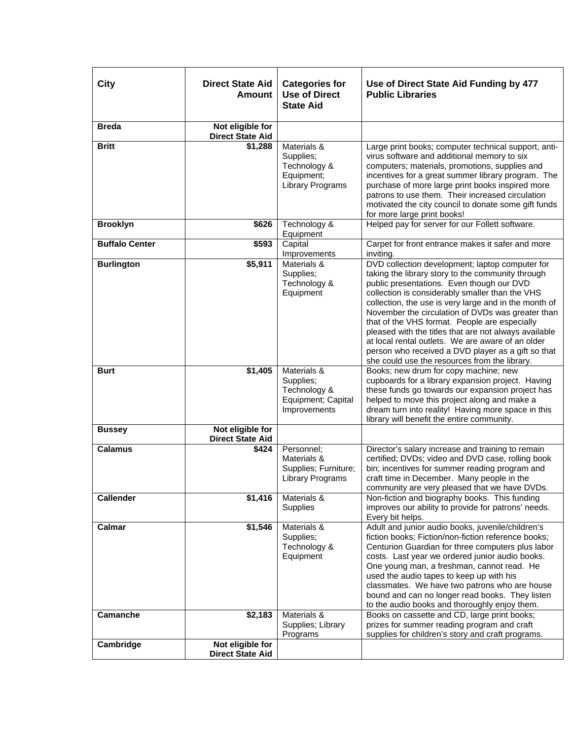| City | Direct State Aid Amount | Categories for Use of Direct State Aid | Use of Direct State Aid Funding by 477 Public Libraries |
|---|---|---|---|
| **Breda** | **Not eligible for Direct State Aid** | | |
| **Britt** | **$1,288** | Materials & Supplies; Technology & Equipment; Library Programs | Large print books; computer technical support, anti-virus software and additional memory to six computers; materials, promotions, supplies and incentives for a great summer library program. The purchase of more large print books inspired more patrons to use them. Their increased circulation motivated the city council to donate some gift funds for more large print books! |
| **Brooklyn** | **$626** | Technology & Equipment | Helped pay for server for our Follett software. |
| **Buffalo Center** | **$593** | Capital Improvements | Carpet for front entrance makes it safer and more inviting. |
| **Burlington** | **$5,911** | Materials & Supplies; Technology & Equipment | DVD collection development; laptop computer for taking the library story to the community through public presentations. Even though our DVD collection is considerably smaller than the VHS collection, the use is very large and in the month of November the circulation of DVDs was greater than that of the VHS format. People are especially pleased with the titles that are not always available at local rental outlets. We are aware of an older person who received a DVD player as a gift so that she could use the resources from the library. |
| **Burt** | **$1,405** | Materials & Supplies; Technology & Equipment; Capital Improvements | Books; new drum for copy machine; new cupboards for a library expansion project. Having these funds go towards our expansion project has helped to move this project along and make a dream turn into reality! Having more space in this library will benefit the entire community. |
| **Bussey** | **Not eligible for Direct State Aid** | | |
| **Calamus** | **$424** | Personnel; Materials & Supplies; Furniture; Library Programs | Director's salary increase and training to remain certified; DVDs; video and DVD case, rolling book bin; incentives for summer reading program and craft time in December. Many people in the community are very pleased that we have DVDs. |
| **Callender** | **$1,416** | Materials & Supplies | Non-fiction and biography books. This funding improves our ability to provide for patrons' needs. Every bit helps. |
| **Calmar** | **$1,546** | Materials & Supplies; Technology & Equipment | Adult and junior audio books, juvenile/children's fiction books; Fiction/non-fiction reference books; Centurion Guardian for three computers plus labor costs. Last year we ordered junior audio books. One young man, a freshman, cannot read. He used the audio tapes to keep up with his classmates. We have two patrons who are house bound and can no longer read books. They listen to the audio books and thoroughly enjoy them. |
| **Camanche** | **$2,183** | Materials & Supplies; Library Programs | Books on cassette and CD, large print books; prizes for summer reading program and craft supplies for children's story and craft programs. |
| **Cambridge** | **Not eligible for Direct State Aid** | | |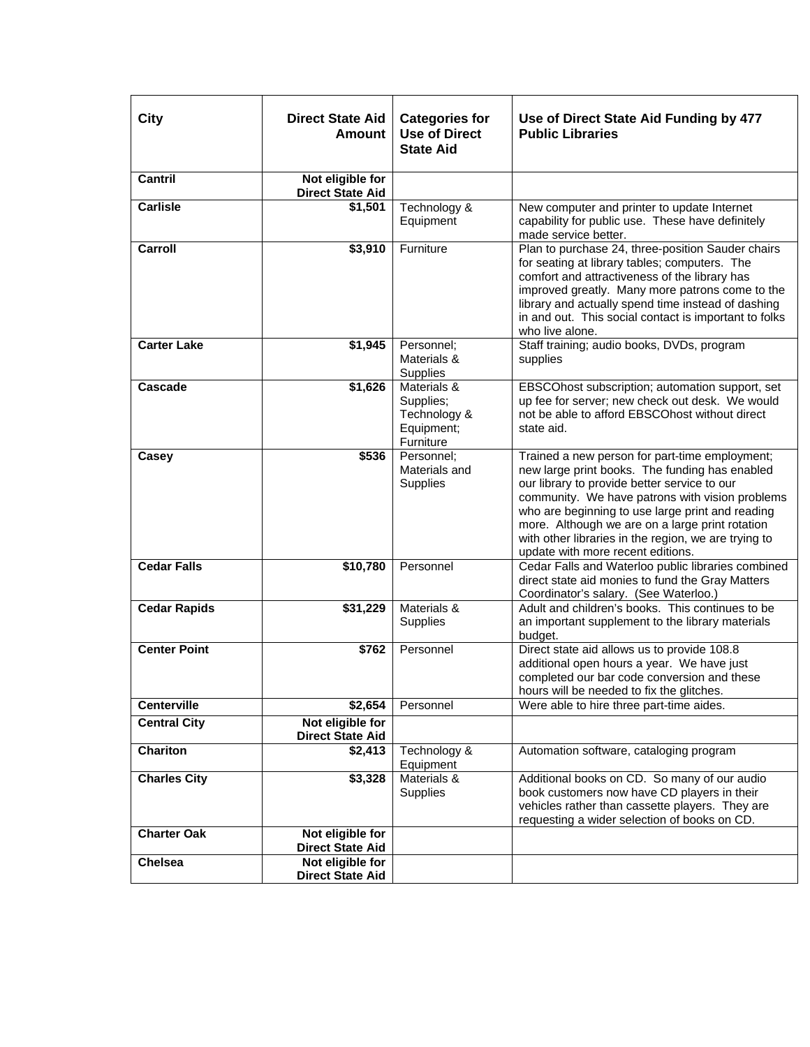| City | Direct State Aid Amount | Categories for Use of Direct State Aid | Use of Direct State Aid Funding by 477 Public Libraries |
|---|---|---|---|
| **Cantril** | **Not eligible for Direct State Aid** | | |
| **Carlisle** | **$1,501** | Technology & Equipment | New computer and printer to update Internet capability for public use. These have definitely made service better. |
| **Carroll** | **$3,910** | Furniture | Plan to purchase 24, three-position Sauder chairs for seating at library tables; computers. The comfort and attractiveness of the library has improved greatly. Many more patrons come to the library and actually spend time instead of dashing in and out. This social contact is important to folks who live alone. |
| **Carter Lake** | **$1,945** | Personnel; Materials & Supplies | Staff training; audio books, DVDs, program supplies |
| **Cascade** | **$1,626** | Materials & Supplies; Technology & Equipment; Furniture | EBSCOhost subscription; automation support, set up fee for server; new check out desk. We would not be able to afford EBSCOhost without direct state aid. |
| **Casey** | **$536** | Personnel; Materials and Supplies | Trained a new person for part-time employment; new large print books. The funding has enabled our library to provide better service to our community. We have patrons with vision problems who are beginning to use large print and reading more. Although we are on a large print rotation with other libraries in the region, we are trying to update with more recent editions. |
| **Cedar Falls** | **$10,780** | Personnel | Cedar Falls and Waterloo public libraries combined direct state aid monies to fund the Gray Matters Coordinator's salary. (See Waterloo.) |
| **Cedar Rapids** | **$31,229** | Materials & Supplies | Adult and children's books. This continues to be an important supplement to the library materials budget. |
| **Center Point** | **$762** | Personnel | Direct state aid allows us to provide 108.8 additional open hours a year. We have just completed our bar code conversion and these hours will be needed to fix the glitches. |
| **Centerville** | **$2,654** | Personnel | Were able to hire three part-time aides. |
| **Central City** | **Not eligible for Direct State Aid** | | |
| **Chariton** | **$2,413** | Technology & Equipment | Automation software, cataloging program |
| **Charles City** | **$3,328** | Materials & Supplies | Additional books on CD. So many of our audio book customers now have CD players in their vehicles rather than cassette players. They are requesting a wider selection of books on CD. |
| **Charter Oak** | **Not eligible for Direct State Aid** | | |
| **Chelsea** | **Not eligible for Direct State Aid** | | |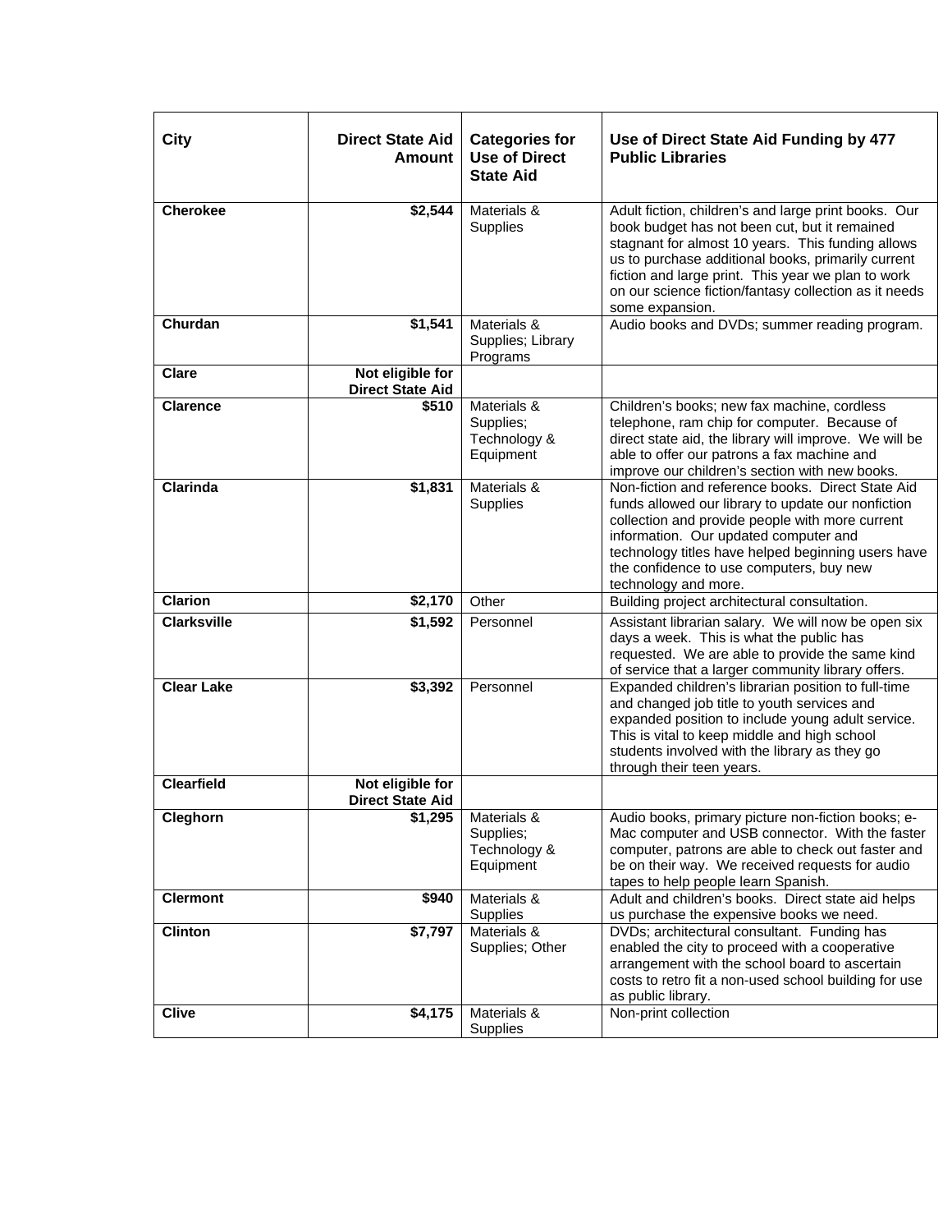| City | Direct State Aid Amount | Categories for Use of Direct State Aid | Use of Direct State Aid Funding by 477 Public Libraries |
|---|---|---|---|
| **Cherokee** | **$2,544** | Materials & Supplies | Adult fiction, children's and large print books. Our book budget has not been cut, but it remained stagnant for almost 10 years. This funding allows us to purchase additional books, primarily current fiction and large print. This year we plan to work on our science fiction/fantasy collection as it needs some expansion. |
| **Churdan** | **$1,541** | Materials & Supplies; Library Programs | Audio books and DVDs; summer reading program. |
| **Clare** | **Not eligible for Direct State Aid** | | |
| **Clarence** | **$510** | Materials & Supplies; Technology & Equipment | Children's books; new fax machine, cordless telephone, ram chip for computer. Because of direct state aid, the library will improve. We will be able to offer our patrons a fax machine and improve our children's section with new books. |
| **Clarinda** | **$1,831** | Materials & Supplies | Non-fiction and reference books. Direct State Aid funds allowed our library to update our nonfiction collection and provide people with more current information. Our updated computer and technology titles have helped beginning users have the confidence to use computers, buy new technology and more. |
| **Clarion** | **$2,170** | Other | Building project architectural consultation. |
| **Clarksville** | **$1,592** | Personnel | Assistant librarian salary. We will now be open six days a week. This is what the public has requested. We are able to provide the same kind of service that a larger community library offers. |
| **Clear Lake** | **$3,392** | Personnel | Expanded children's librarian position to full-time and changed job title to youth services and expanded position to include young adult service. This is vital to keep middle and high school students involved with the library as they go through their teen years. |
| **Clearfield** | **Not eligible for Direct State Aid** | | |
| **Cleghorn** | **$1,295** | Materials & Supplies; Technology & Equipment | Audio books, primary picture non-fiction books; e-Mac computer and USB connector. With the faster computer, patrons are able to check out faster and be on their way. We received requests for audio tapes to help people learn Spanish. |
| **Clermont** | **$940** | Materials & Supplies | Adult and children's books. Direct state aid helps us purchase the expensive books we need. |
| **Clinton** | **$7,797** | Materials & Supplies; Other | DVDs; architectural consultant. Funding has enabled the city to proceed with a cooperative arrangement with the school board to ascertain costs to retro fit a non-used school building for use as public library. |
| **Clive** | **$4,175** | Materials & Supplies | Non-print collection |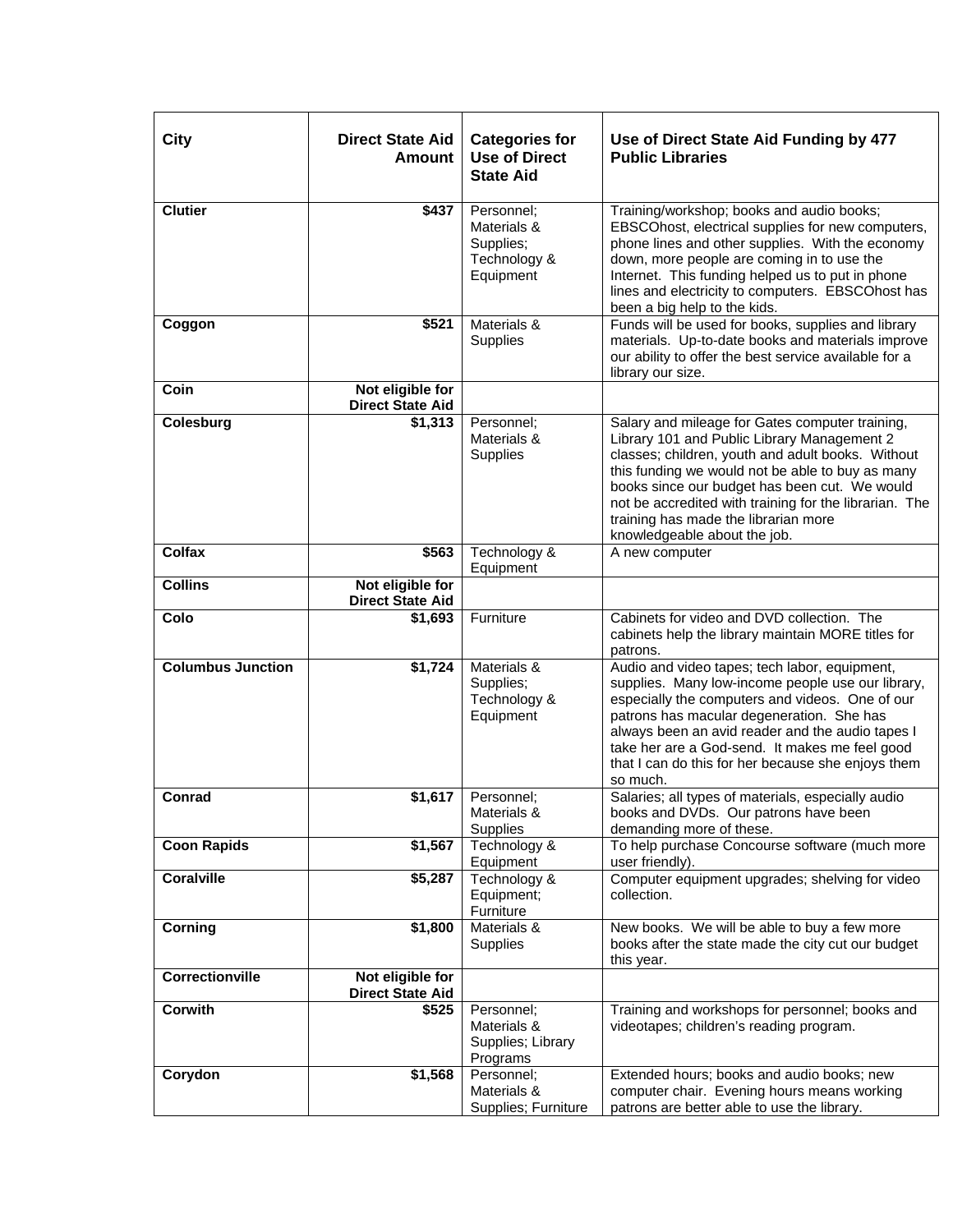| City | Direct State Aid Amount | Categories for Use of Direct State Aid | Use of Direct State Aid Funding by 477 Public Libraries |
|---|---|---|---|
| **Clutier** | **$437** | Personnel; Materials & Supplies; Technology & Equipment | Training/workshop; books and audio books; EBSCOhost, electrical supplies for new computers, phone lines and other supplies. With the economy down, more people are coming in to use the Internet. This funding helped us to put in phone lines and electricity to computers. EBSCOhost has been a big help to the kids. |
| **Coggon** | **$521** | Materials & Supplies | Funds will be used for books, supplies and library materials. Up-to-date books and materials improve our ability to offer the best service available for a library our size. |
| **Coin** | **Not eligible for Direct State Aid** | | |
| **Colesburg** | **$1,313** | Personnel; Materials & Supplies | Salary and mileage for Gates computer training, Library 101 and Public Library Management 2 classes; children, youth and adult books. Without this funding we would not be able to buy as many books since our budget has been cut. We would not be accredited with training for the librarian. The training has made the librarian more knowledgeable about the job. |
| **Colfax** | **$563** | Technology & Equipment | A new computer |
| **Collins** | **Not eligible for Direct State Aid** | | |
| **Colo** | **$1,693** | Furniture | Cabinets for video and DVD collection. The cabinets help the library maintain MORE titles for patrons. |
| **Columbus Junction** | **$1,724** | Materials & Supplies; Technology & Equipment | Audio and video tapes; tech labor, equipment, supplies. Many low-income people use our library, especially the computers and videos. One of our patrons has macular degeneration. She has always been an avid reader and the audio tapes I take her are a God-send. It makes me feel good that I can do this for her because she enjoys them so much. |
| **Conrad** | **$1,617** | Personnel; Materials & Supplies | Salaries; all types of materials, especially audio books and DVDs. Our patrons have been demanding more of these. |
| **Coon Rapids** | **$1,567** | Technology & Equipment | To help purchase Concourse software (much more user friendly). |
| **Coralville** | **$5,287** | Technology & Equipment; Furniture | Computer equipment upgrades; shelving for video collection. |
| **Corning** | **$1,800** | Materials & Supplies | New books. We will be able to buy a few more books after the state made the city cut our budget this year. |
| **Correctionville** | **Not eligible for Direct State Aid** | | |
| **Corwith** | **$525** | Personnel; Materials & Supplies; Library Programs | Training and workshops for personnel; books and videotapes; children's reading program. |
| **Corydon** | **$1,568** | Personnel; Materials & Supplies; Furniture | Extended hours; books and audio books; new computer chair. Evening hours means working patrons are better able to use the library. |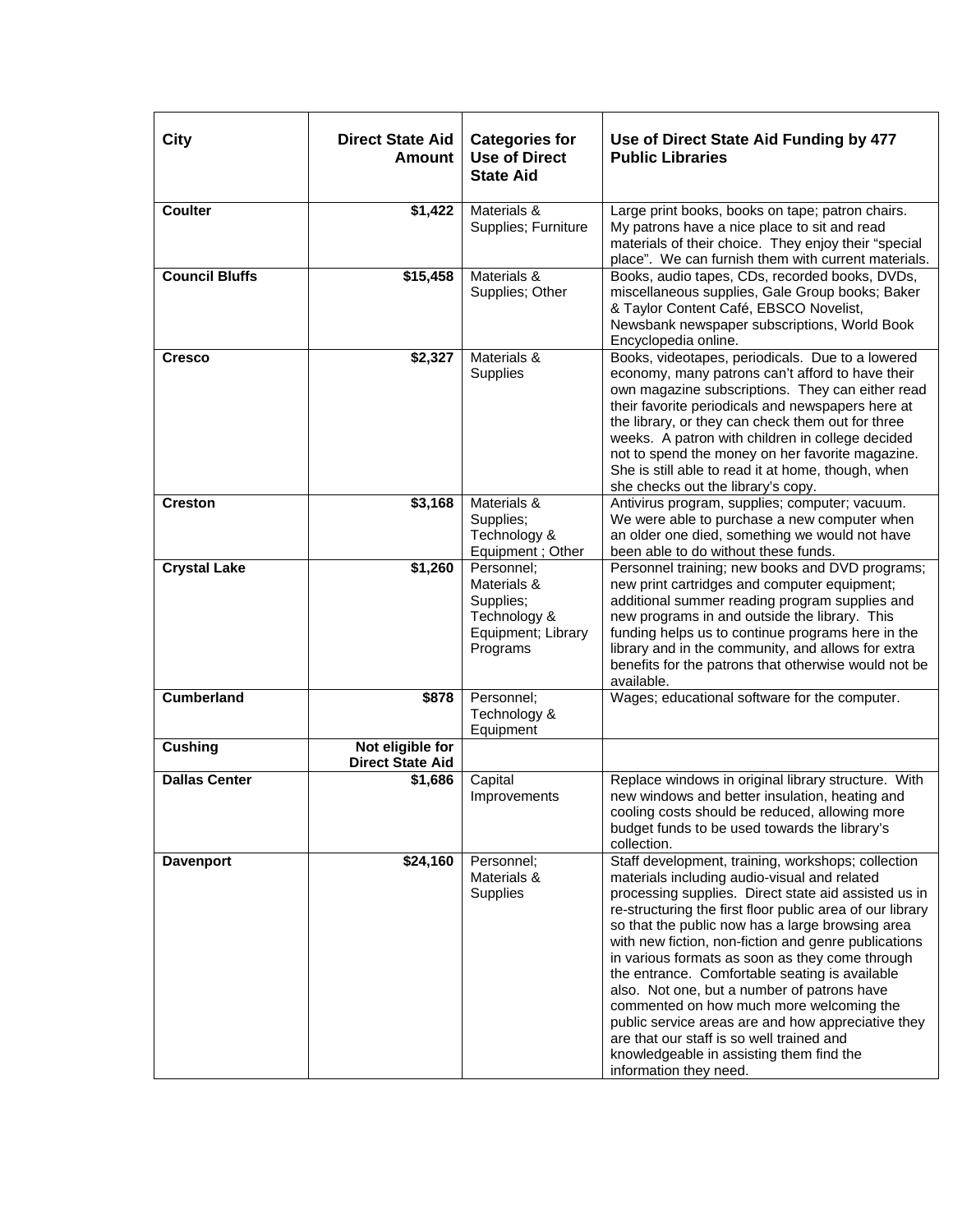| City | Direct State Aid Amount | Categories for Use of Direct State Aid | Use of Direct State Aid Funding by 477 Public Libraries |
|---|---|---|---|
| **Coulter** | **$1,422** | Materials & Supplies; Furniture | Large print books, books on tape; patron chairs. My patrons have a nice place to sit and read materials of their choice. They enjoy their "special place". We can furnish them with current materials. |
| **Council Bluffs** | **$15,458** | Materials & Supplies; Other | Books, audio tapes, CDs, recorded books, DVDs, miscellaneous supplies, Gale Group books; Baker & Taylor Content Café, EBSCO Novelist, Newsbank newspaper subscriptions, World Book Encyclopedia online. |
| **Cresco** | **$2,327** | Materials & Supplies | Books, videotapes, periodicals. Due to a lowered economy, many patrons can't afford to have their own magazine subscriptions. They can either read their favorite periodicals and newspapers here at the library, or they can check them out for three weeks. A patron with children in college decided not to spend the money on her favorite magazine. She is still able to read it at home, though, when she checks out the library's copy. |
| **Creston** | **$3,168** | Materials & Supplies; Technology & Equipment ; Other | Antivirus program, supplies; computer; vacuum. We were able to purchase a new computer when an older one died, something we would not have been able to do without these funds. |
| **Crystal Lake** | **$1,260** | Personnel; Materials & Supplies; Technology & Equipment; Library Programs | Personnel training; new books and DVD programs; new print cartridges and computer equipment; additional summer reading program supplies and new programs in and outside the library. This funding helps us to continue programs here in the library and in the community, and allows for extra benefits for the patrons that otherwise would not be available. |
| **Cumberland** | **$878** | Personnel; Technology & Equipment | Wages; educational software for the computer. |
| **Cushing** | **Not eligible for Direct State Aid** | | |
| **Dallas Center** | **$1,686** | Capital Improvements | Replace windows in original library structure. With new windows and better insulation, heating and cooling costs should be reduced, allowing more budget funds to be used towards the library's collection. |
| **Davenport** | **$24,160** | Personnel; Materials & Supplies | Staff development, training, workshops; collection materials including audio-visual and related processing supplies. Direct state aid assisted us in re-structuring the first floor public area of our library so that the public now has a large browsing area with new fiction, non-fiction and genre publications in various formats as soon as they come through the entrance. Comfortable seating is available also. Not one, but a number of patrons have commented on how much more welcoming the public service areas are and how appreciative they are that our staff is so well trained and knowledgeable in assisting them find the information they need. |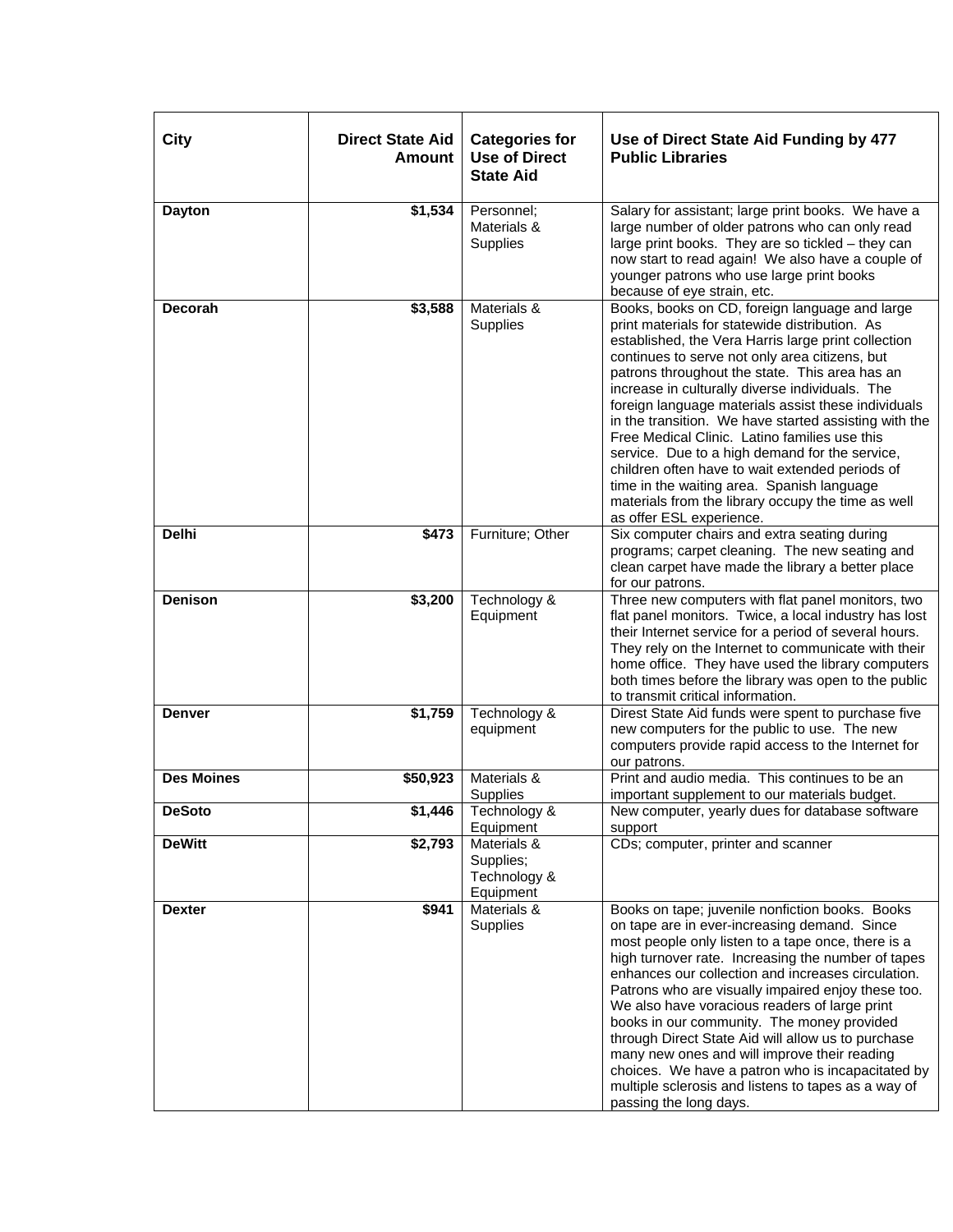| City | Direct State Aid Amount | Categories for Use of Direct State Aid | Use of Direct State Aid Funding by 477 Public Libraries |
|---|---|---|---|
| **Dayton** | **$1,534** | Personnel; Materials & Supplies | Salary for assistant; large print books. We have a large number of older patrons who can only read large print books. They are so tickled – they can now start to read again! We also have a couple of younger patrons who use large print books because of eye strain, etc. |
| **Decorah** | **$3,588** | Materials & Supplies | Books, books on CD, foreign language and large print materials for statewide distribution. As established, the Vera Harris large print collection continues to serve not only area citizens, but patrons throughout the state. This area has an increase in culturally diverse individuals. The foreign language materials assist these individuals in the transition. We have started assisting with the Free Medical Clinic. Latino families use this service. Due to a high demand for the service, children often have to wait extended periods of time in the waiting area. Spanish language materials from the library occupy the time as well as offer ESL experience. |
| **Delhi** | **$473** | Furniture; Other | Six computer chairs and extra seating during programs; carpet cleaning. The new seating and clean carpet have made the library a better place for our patrons. |
| **Denison** | **$3,200** | Technology & Equipment | Three new computers with flat panel monitors, two flat panel monitors. Twice, a local industry has lost their Internet service for a period of several hours. They rely on the Internet to communicate with their home office. They have used the library computers both times before the library was open to the public to transmit critical information. |
| **Denver** | **$1,759** | Technology & equipment | Direst State Aid funds were spent to purchase five new computers for the public to use. The new computers provide rapid access to the Internet for our patrons. |
| **Des Moines** | **$50,923** | Materials & Supplies | Print and audio media. This continues to be an important supplement to our materials budget. |
| **DeSoto** | **$1,446** | Technology & Equipment | New computer, yearly dues for database software support |
| **DeWitt** | **$2,793** | Materials & Supplies; Technology & Equipment | CDs; computer, printer and scanner |
| **Dexter** | **$941** | Materials & Supplies | Books on tape; juvenile nonfiction books. Books on tape are in ever-increasing demand. Since most people only listen to a tape once, there is a high turnover rate. Increasing the number of tapes enhances our collection and increases circulation. Patrons who are visually impaired enjoy these too. We also have voracious readers of large print books in our community. The money provided through Direct State Aid will allow us to purchase many new ones and will improve their reading choices. We have a patron who is incapacitated by multiple sclerosis and listens to tapes as a way of passing the long days. |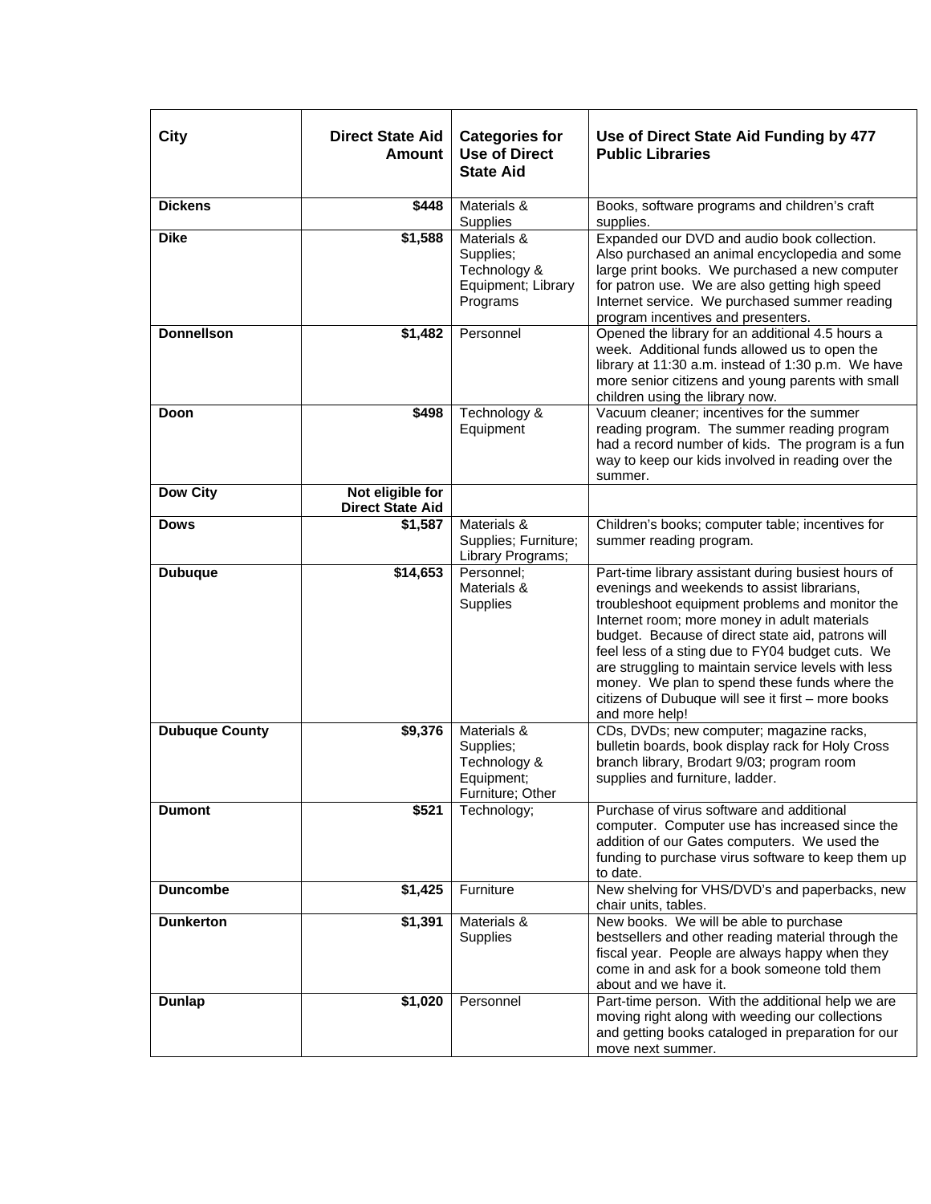| City | Direct State Aid Amount | Categories for Use of Direct State Aid | Use of Direct State Aid Funding by 477 Public Libraries |
|---|---|---|---|
| **Dickens** | **$448** | Materials & Supplies | Books, software programs and children's craft supplies. |
| **Dike** | **$1,588** | Materials & Supplies; Technology & Equipment; Library Programs | Expanded our DVD and audio book collection. Also purchased an animal encyclopedia and some large print books. We purchased a new computer for patron use. We are also getting high speed Internet service. We purchased summer reading program incentives and presenters. |
| **Donnellson** | **$1,482** | Personnel | Opened the library for an additional 4.5 hours a week. Additional funds allowed us to open the library at 11:30 a.m. instead of 1:30 p.m. We have more senior citizens and young parents with small children using the library now. |
| **Doon** | **$498** | Technology & Equipment | Vacuum cleaner; incentives for the summer reading program. The summer reading program had a record number of kids. The program is a fun way to keep our kids involved in reading over the summer. |
| **Dow City** | **Not eligible for Direct State Aid** | | |
| **Dows** | **$1,587** | Materials & Supplies; Furniture; Library Programs; | Children's books; computer table; incentives for summer reading program. |
| **Dubuque** | **$14,653** | Personnel; Materials & Supplies | Part-time library assistant during busiest hours of evenings and weekends to assist librarians, troubleshoot equipment problems and monitor the Internet room; more money in adult materials budget. Because of direct state aid, patrons will feel less of a sting due to FY04 budget cuts. We are struggling to maintain service levels with less money. We plan to spend these funds where the citizens of Dubuque will see it first – more books and more help! |
| **Dubuque County** | **$9,376** | Materials & Supplies; Technology & Equipment; Furniture; Other | CDs, DVDs; new computer; magazine racks, bulletin boards, book display rack for Holy Cross branch library, Brodart 9/03; program room supplies and furniture, ladder. |
| **Dumont** | **$521** | Technology; | Purchase of virus software and additional computer. Computer use has increased since the addition of our Gates computers. We used the funding to purchase virus software to keep them up to date. |
| **Duncombe** | **$1,425** | Furniture | New shelving for VHS/DVD's and paperbacks, new chair units, tables. |
| **Dunkerton** | **$1,391** | Materials & Supplies | New books. We will be able to purchase bestsellers and other reading material through the fiscal year. People are always happy when they come in and ask for a book someone told them about and we have it. |
| **Dunlap** | **$1,020** | Personnel | Part-time person. With the additional help we are moving right along with weeding our collections and getting books cataloged in preparation for our move next summer. |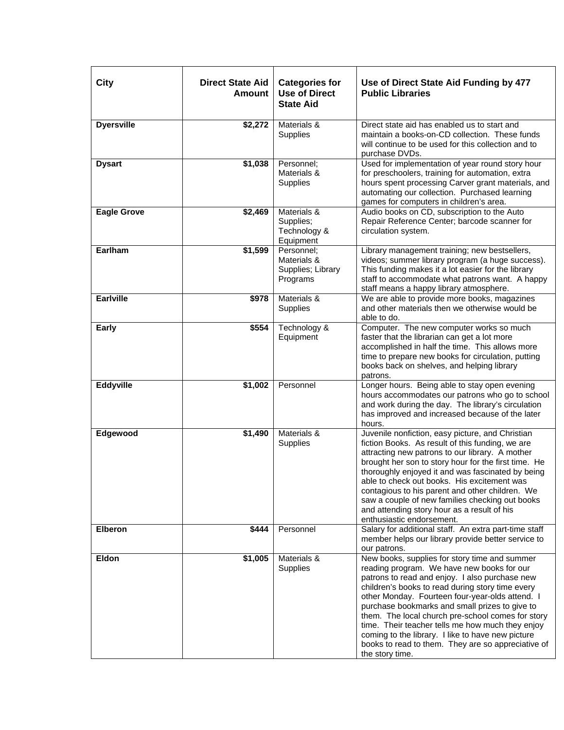| City | Direct State Aid Amount | Categories for Use of Direct State Aid | Use of Direct State Aid Funding by 477 Public Libraries |
|---|---:|---|---|
| **Dyersville** | **$2,272** | Materials & Supplies | Direct state aid has enabled us to start and maintain a books-on-CD collection. These funds will continue to be used for this collection and to purchase DVDs. |
| **Dysart** | **$1,038** | Personnel; Materials & Supplies | Used for implementation of year round story hour for preschoolers, training for automation, extra hours spent processing Carver grant materials, and automating our collection. Purchased learning games for computers in children's area. |
| **Eagle Grove** | **$2,469** | Materials & Supplies; Technology & Equipment | Audio books on CD, subscription to the Auto Repair Reference Center; barcode scanner for circulation system. |
| **Earlham** | **$1,599** | Personnel; Materials & Supplies; Library Programs | Library management training; new bestsellers, videos; summer library program (a huge success). This funding makes it a lot easier for the library staff to accommodate what patrons want. A happy staff means a happy library atmosphere. |
| **Earlville** | **$978** | Materials & Supplies | We are able to provide more books, magazines and other materials then we otherwise would be able to do. |
| **Early** | **$554** | Technology & Equipment | Computer. The new computer works so much faster that the librarian can get a lot more accomplished in half the time. This allows more time to prepare new books for circulation, putting books back on shelves, and helping library patrons. |
| **Eddyville** | **$1,002** | Personnel | Longer hours. Being able to stay open evening hours accommodates our patrons who go to school and work during the day. The library's circulation has improved and increased because of the later hours. |
| **Edgewood** | **$1,490** | Materials & Supplies | Juvenile nonfiction, easy picture, and Christian fiction Books. As result of this funding, we are attracting new patrons to our library. A mother brought her son to story hour for the first time. He thoroughly enjoyed it and was fascinated by being able to check out books. His excitement was contagious to his parent and other children. We saw a couple of new families checking out books and attending story hour as a result of his enthusiastic endorsement. |
| **Elberon** | **$444** | Personnel | Salary for additional staff. An extra part-time staff member helps our library provide better service to our patrons. |
| **Eldon** | **$1,005** | Materials & Supplies | New books, supplies for story time and summer reading program. We have new books for our patrons to read and enjoy. I also purchase new children's books to read during story time every other Monday. Fourteen four-year-olds attend. I purchase bookmarks and small prizes to give to them. The local church pre-school comes for story time. Their teacher tells me how much they enjoy coming to the library. I like to have new picture books to read to them. They are so appreciative of the story time. |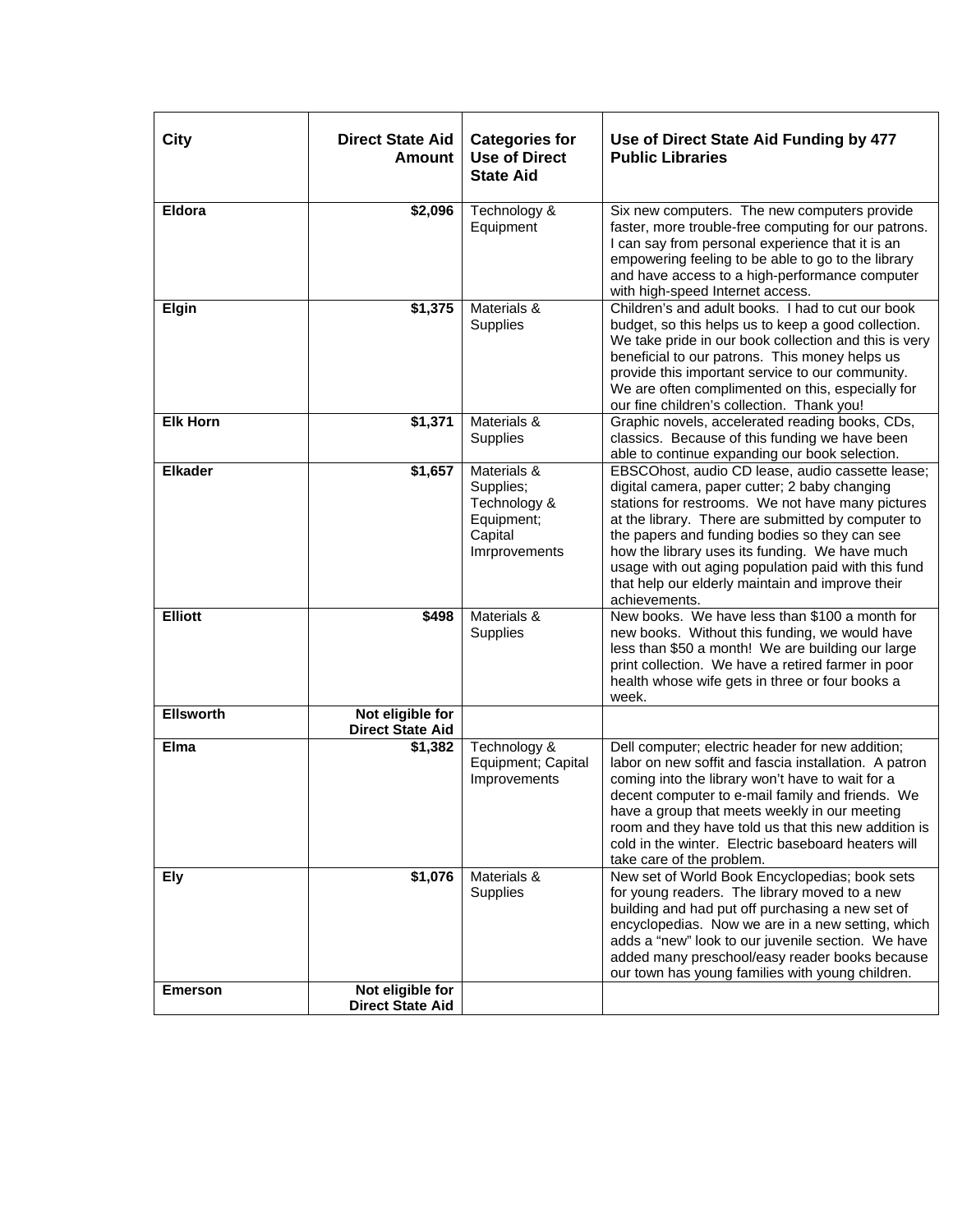| City | Direct State Aid Amount | Categories for Use of Direct State Aid | Use of Direct State Aid Funding by 477 Public Libraries |
|---|---|---|---|
| **Eldora** | **$2,096** | Technology & Equipment | Six new computers. The new computers provide faster, more trouble-free computing for our patrons. I can say from personal experience that it is an empowering feeling to be able to go to the library and have access to a high-performance computer with high-speed Internet access. |
| **Elgin** | **$1,375** | Materials & Supplies | Children's and adult books. I had to cut our book budget, so this helps us to keep a good collection. We take pride in our book collection and this is very beneficial to our patrons. This money helps us provide this important service to our community. We are often complimented on this, especially for our fine children's collection. Thank you! |
| **Elk Horn** | **$1,371** | Materials & Supplies | Graphic novels, accelerated reading books, CDs, classics. Because of this funding we have been able to continue expanding our book selection. |
| **Elkader** | **$1,657** | Materials & Supplies; Technology & Equipment; Capital Imrprovements | EBSCOhost, audio CD lease, audio cassette lease; digital camera, paper cutter; 2 baby changing stations for restrooms. We not have many pictures at the library. There are submitted by computer to the papers and funding bodies so they can see how the library uses its funding. We have much usage with out aging population paid with this fund that help our elderly maintain and improve their achievements. |
| **Elliott** | **$498** | Materials & Supplies | New books. We have less than $100 a month for new books. Without this funding, we would have less than $50 a month! We are building our large print collection. We have a retired farmer in poor health whose wife gets in three or four books a week. |
| **Ellsworth** | **Not eligible for Direct State Aid** | | |
| **Elma** | **$1,382** | Technology & Equipment; Capital Improvements | Dell computer; electric header for new addition; labor on new soffit and fascia installation. A patron coming into the library won't have to wait for a decent computer to e-mail family and friends. We have a group that meets weekly in our meeting room and they have told us that this new addition is cold in the winter. Electric baseboard heaters will take care of the problem. |
| **Ely** | **$1,076** | Materials & Supplies | New set of World Book Encyclopedias; book sets for young readers. The library moved to a new building and had put off purchasing a new set of encyclopedias. Now we are in a new setting, which adds a "new" look to our juvenile section. We have added many preschool/easy reader books because our town has young families with young children. |
| **Emerson** | **Not eligible for Direct State Aid** | | |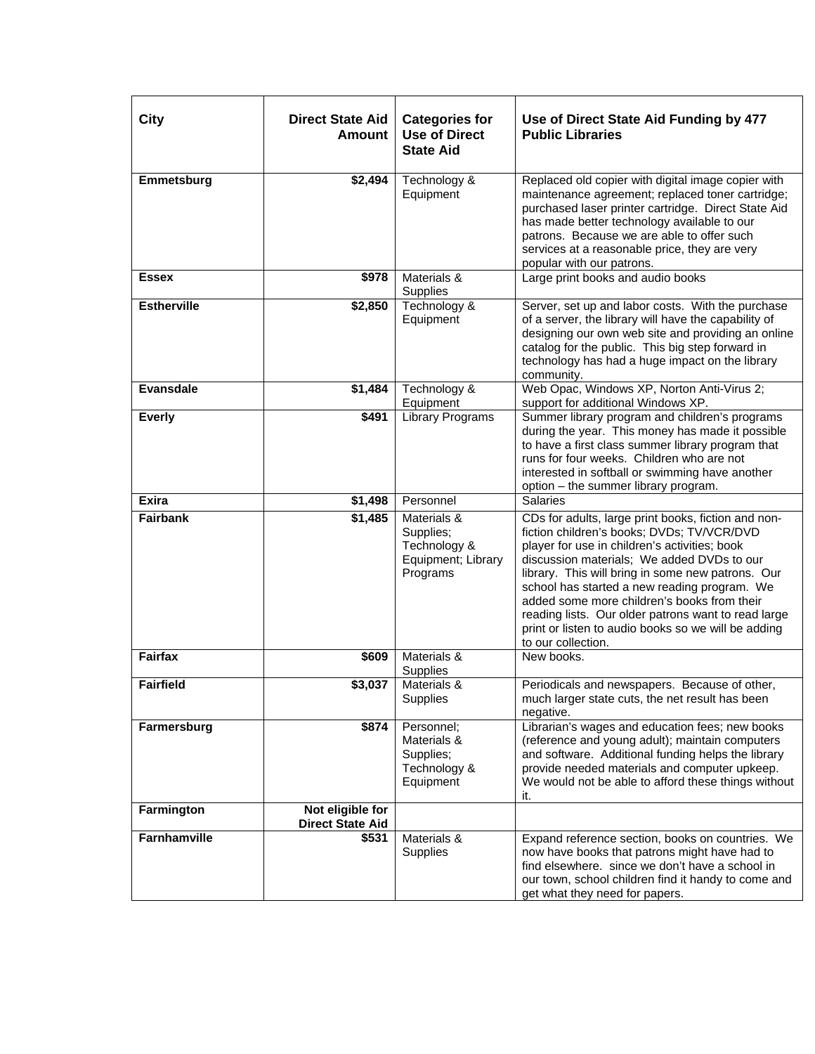| City | Direct State Aid Amount | Categories for Use of Direct State Aid | Use of Direct State Aid Funding by 477 Public Libraries |
|---|---|---|---|
| **Emmetsburg** | **$2,494** | Technology & Equipment | Replaced old copier with digital image copier with maintenance agreement; replaced toner cartridge; purchased laser printer cartridge. Direct State Aid has made better technology available to our patrons. Because we are able to offer such services at a reasonable price, they are very popular with our patrons. |
| **Essex** | **$978** | Materials & Supplies | Large print books and audio books |
| **Estherville** | **$2,850** | Technology & Equipment | Server, set up and labor costs. With the purchase of a server, the library will have the capability of designing our own web site and providing an online catalog for the public. This big step forward in technology has had a huge impact on the library community. |
| **Evansdale** | **$1,484** | Technology & Equipment | Web Opac, Windows XP, Norton Anti-Virus 2; support for additional Windows XP. |
| **Everly** | **$491** | Library Programs | Summer library program and children's programs during the year. This money has made it possible to have a first class summer library program that runs for four weeks. Children who are not interested in softball or swimming have another option – the summer library program. |
| **Exira** | **$1,498** | Personnel | Salaries |
| **Fairbank** | **$1,485** | Materials & Supplies; Technology & Equipment; Library Programs | CDs for adults, large print books, fiction and non-fiction children's books; DVDs; TV/VCR/DVD player for use in children's activities; book discussion materials; We added DVDs to our library. This will bring in some new patrons. Our school has started a new reading program. We added some more children's books from their reading lists. Our older patrons want to read large print or listen to audio books so we will be adding to our collection. |
| **Fairfax** | **$609** | Materials & Supplies | New books. |
| **Fairfield** | **$3,037** | Materials & Supplies | Periodicals and newspapers. Because of other, much larger state cuts, the net result has been negative. |
| **Farmersburg** | **$874** | Personnel; Materials & Supplies; Technology & Equipment | Librarian's wages and education fees; new books (reference and young adult); maintain computers and software. Additional funding helps the library provide needed materials and computer upkeep. We would not be able to afford these things without it. |
| **Farmington** | **Not eligible for Direct State Aid** | | |
| **Farnhamville** | **$531** | Materials & Supplies | Expand reference section, books on countries. We now have books that patrons might have had to find elsewhere. since we don't have a school in our town, school children find it handy to come and get what they need for papers. |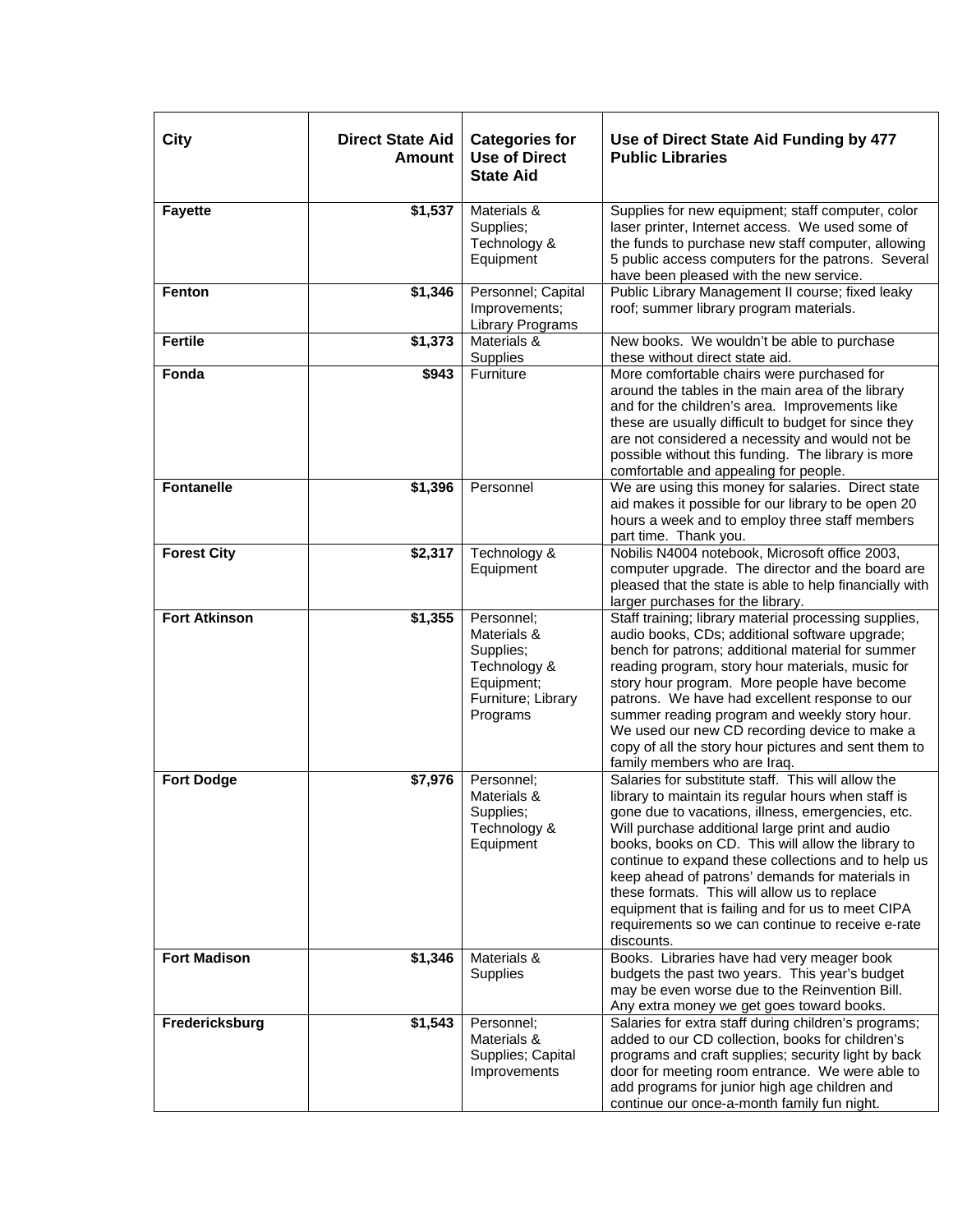| City | Direct State Aid Amount | Categories for Use of Direct State Aid | Use of Direct State Aid Funding by 477 Public Libraries |
|---|---:|---|---|
| **Fayette** | **$1,537** | Materials & Supplies; Technology & Equipment | Supplies for new equipment; staff computer, color laser printer, Internet access. We used some of the funds to purchase new staff computer, allowing 5 public access computers for the patrons. Several have been pleased with the new service. |
| **Fenton** | **$1,346** | Personnel; Capital Improvements; Library Programs | Public Library Management II course; fixed leaky roof; summer library program materials. |
| **Fertile** | **$1,373** | Materials & Supplies | New books. We wouldn't be able to purchase these without direct state aid. |
| **Fonda** | **$943** | Furniture | More comfortable chairs were purchased for around the tables in the main area of the library and for the children's area. Improvements like these are usually difficult to budget for since they are not considered a necessity and would not be possible without this funding. The library is more comfortable and appealing for people. |
| **Fontanelle** | **$1,396** | Personnel | We are using this money for salaries. Direct state aid makes it possible for our library to be open 20 hours a week and to employ three staff members part time. Thank you. |
| **Forest City** | **$2,317** | Technology & Equipment | Nobilis N4004 notebook, Microsoft office 2003, computer upgrade. The director and the board are pleased that the state is able to help financially with larger purchases for the library. |
| **Fort Atkinson** | **$1,355** | Personnel; Materials & Supplies; Technology & Equipment; Furniture; Library Programs | Staff training; library material processing supplies, audio books, CDs; additional software upgrade; bench for patrons; additional material for summer reading program, story hour materials, music for story hour program. More people have become patrons. We have had excellent response to our summer reading program and weekly story hour. We used our new CD recording device to make a copy of all the story hour pictures and sent them to family members who are Iraq. |
| **Fort Dodge** | **$7,976** | Personnel; Materials & Supplies; Technology & Equipment | Salaries for substitute staff. This will allow the library to maintain its regular hours when staff is gone due to vacations, illness, emergencies, etc. Will purchase additional large print and audio books, books on CD. This will allow the library to continue to expand these collections and to help us keep ahead of patrons' demands for materials in these formats. This will allow us to replace equipment that is failing and for us to meet CIPA requirements so we can continue to receive e-rate discounts. |
| **Fort Madison** | **$1,346** | Materials & Supplies | Books. Libraries have had very meager book budgets the past two years. This year's budget may be even worse due to the Reinvention Bill. Any extra money we get goes toward books. |
| **Fredericksburg** | **$1,543** | Personnel; Materials & Supplies; Capital Improvements | Salaries for extra staff during children's programs; added to our CD collection, books for children's programs and craft supplies; security light by back door for meeting room entrance. We were able to add programs for junior high age children and continue our once-a-month family fun night. |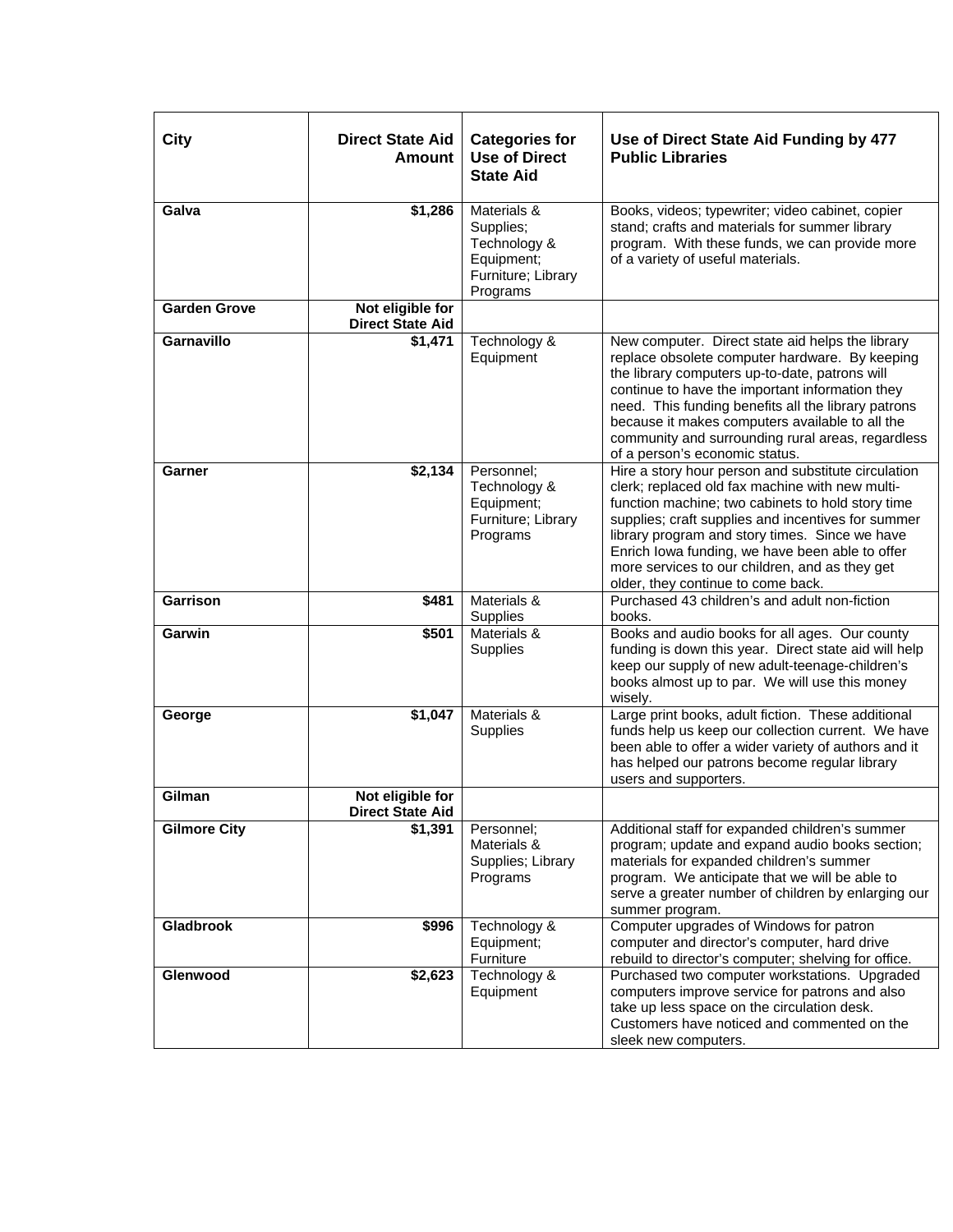| City | Direct State Aid Amount | Categories for Use of Direct State Aid | Use of Direct State Aid Funding by 477 Public Libraries |
|---|---|---|---|
| **Galva** | **$1,286** | Materials & Supplies; Technology & Equipment; Furniture; Library Programs | Books, videos; typewriter; video cabinet, copier stand; crafts and materials for summer library program. With these funds, we can provide more of a variety of useful materials. |
| **Garden Grove** | **Not eligible for Direct State Aid** | | |
| **Garnavillo** | **$1,471** | Technology & Equipment | New computer. Direct state aid helps the library replace obsolete computer hardware. By keeping the library computers up-to-date, patrons will continue to have the important information they need. This funding benefits all the library patrons because it makes computers available to all the community and surrounding rural areas, regardless of a person's economic status. |
| **Garner** | **$2,134** | Personnel; Technology & Equipment; Furniture; Library Programs | Hire a story hour person and substitute circulation clerk; replaced old fax machine with new multi-function machine; two cabinets to hold story time supplies; craft supplies and incentives for summer library program and story times. Since we have Enrich Iowa funding, we have been able to offer more services to our children, and as they get older, they continue to come back. |
| **Garrison** | **$481** | Materials & Supplies | Purchased 43 children's and adult non-fiction books. |
| **Garwin** | **$501** | Materials & Supplies | Books and audio books for all ages. Our county funding is down this year. Direct state aid will help keep our supply of new adult-teenage-children's books almost up to par. We will use this money wisely. |
| **George** | **$1,047** | Materials & Supplies | Large print books, adult fiction. These additional funds help us keep our collection current. We have been able to offer a wider variety of authors and it has helped our patrons become regular library users and supporters. |
| **Gilman** | **Not eligible for Direct State Aid** | | |
| **Gilmore City** | **$1,391** | Personnel; Materials & Supplies; Library Programs | Additional staff for expanded children's summer program; update and expand audio books section; materials for expanded children's summer program. We anticipate that we will be able to serve a greater number of children by enlarging our summer program. |
| **Gladbrook** | **$996** | Technology & Equipment; Furniture | Computer upgrades of Windows for patron computer and director's computer, hard drive rebuild to director's computer; shelving for office. |
| **Glenwood** | **$2,623** | Technology & Equipment | Purchased two computer workstations. Upgraded computers improve service for patrons and also take up less space on the circulation desk. Customers have noticed and commented on the sleek new computers. |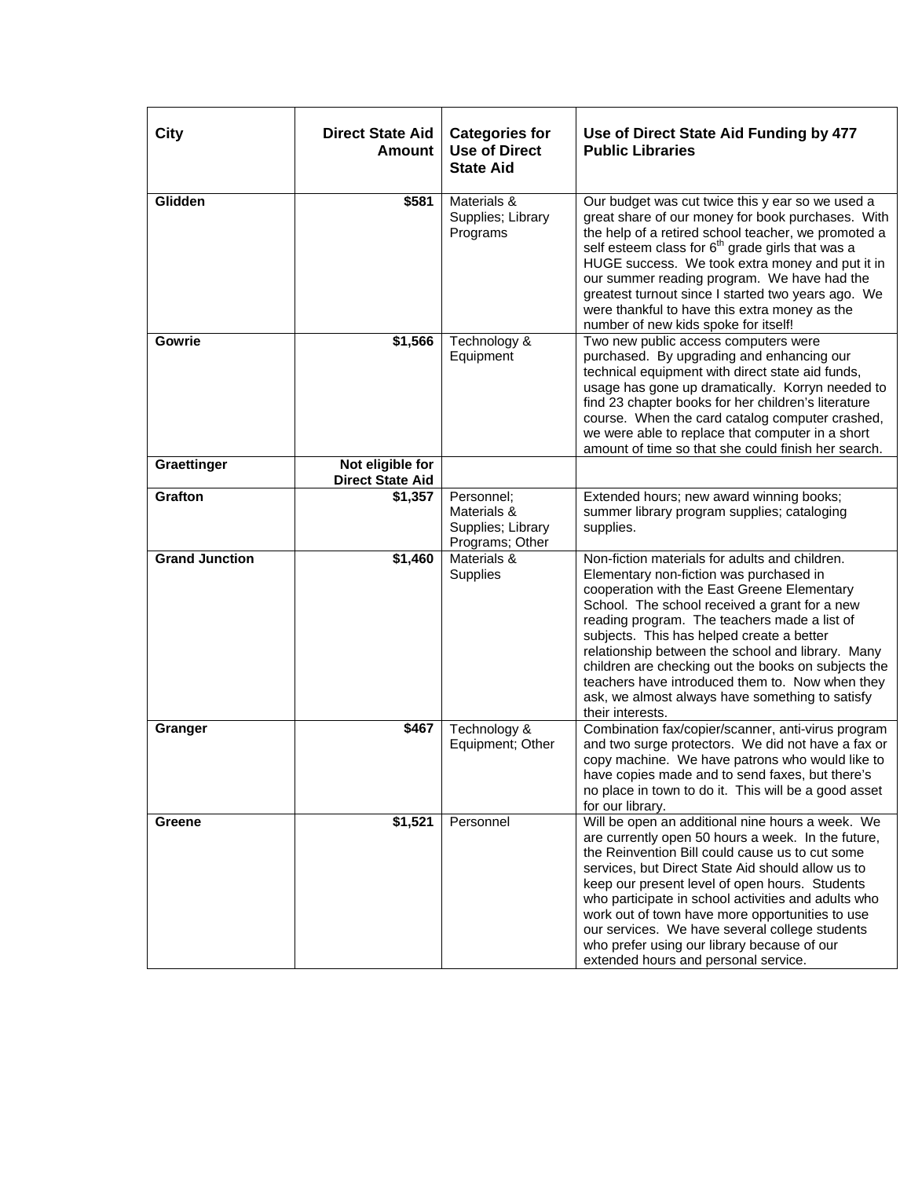| City | Direct State Aid Amount | Categories for Use of Direct State Aid | Use of Direct State Aid Funding by 477 Public Libraries |
|---|---|---|---|
| **Glidden** | **$581** | Materials & Supplies; Library Programs | Our budget was cut twice this y ear so we used a great share of our money for book purchases. With the help of a retired school teacher, we promoted a self esteem class for 6th grade girls that was a HUGE success. We took extra money and put it in our summer reading program. We have had the greatest turnout since I started two years ago. We were thankful to have this extra money as the number of new kids spoke for itself! |
| **Gowrie** | **$1,566** | Technology & Equipment | Two new public access computers were purchased. By upgrading and enhancing our technical equipment with direct state aid funds, usage has gone up dramatically. Korryn needed to find 23 chapter books for her children's literature course. When the card catalog computer crashed, we were able to replace that computer in a short amount of time so that she could finish her search. |
| **Graettinger** | **Not eligible for Direct State Aid** | | |
| **Grafton** | **$1,357** | Personnel; Materials & Supplies; Library Programs; Other | Extended hours; new award winning books; summer library program supplies; cataloging supplies. |
| **Grand Junction** | **$1,460** | Materials & Supplies | Non-fiction materials for adults and children. Elementary non-fiction was purchased in cooperation with the East Greene Elementary School. The school received a grant for a new reading program. The teachers made a list of subjects. This has helped create a better relationship between the school and library. Many children are checking out the books on subjects the teachers have introduced them to. Now when they ask, we almost always have something to satisfy their interests. |
| **Granger** | **$467** | Technology & Equipment; Other | Combination fax/copier/scanner, anti-virus program and two surge protectors. We did not have a fax or copy machine. We have patrons who would like to have copies made and to send faxes, but there's no place in town to do it. This will be a good asset for our library. |
| **Greene** | **$1,521** | Personnel | Will be open an additional nine hours a week. We are currently open 50 hours a week. In the future, the Reinvention Bill could cause us to cut some services, but Direct State Aid should allow us to keep our present level of open hours. Students who participate in school activities and adults who work out of town have more opportunities to use our services. We have several college students who prefer using our library because of our extended hours and personal service. |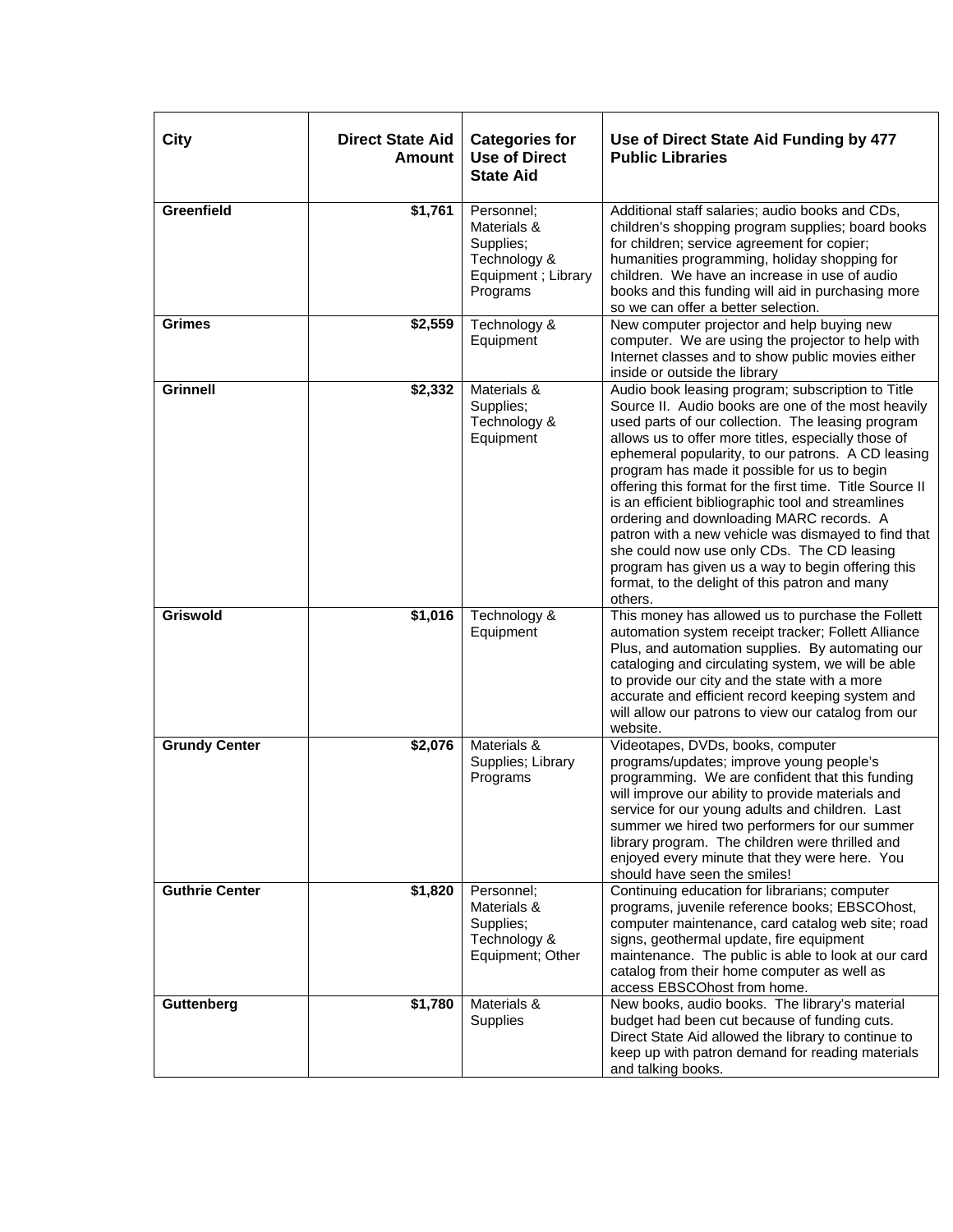| City | Direct State Aid Amount | Categories for Use of Direct State Aid | Use of Direct State Aid Funding by 477 Public Libraries |
|---|---|---|---|
| **Greenfield** | **$1,761** | Personnel; Materials & Supplies; Technology & Equipment ; Library Programs | Additional staff salaries; audio books and CDs, children's shopping program supplies; board books for children; service agreement for copier; humanities programming, holiday shopping for children. We have an increase in use of audio books and this funding will aid in purchasing more so we can offer a better selection. |
| **Grimes** | **$2,559** | Technology & Equipment | New computer projector and help buying new computer. We are using the projector to help with Internet classes and to show public movies either inside or outside the library |
| **Grinnell** | **$2,332** | Materials & Supplies; Technology & Equipment | Audio book leasing program; subscription to Title Source II. Audio books are one of the most heavily used parts of our collection. The leasing program allows us to offer more titles, especially those of ephemeral popularity, to our patrons. A CD leasing program has made it possible for us to begin offering this format for the first time. Title Source II is an efficient bibliographic tool and streamlines ordering and downloading MARC records. A patron with a new vehicle was dismayed to find that she could now use only CDs. The CD leasing program has given us a way to begin offering this format, to the delight of this patron and many others. |
| **Griswold** | **$1,016** | Technology & Equipment | This money has allowed us to purchase the Follett automation system receipt tracker; Follett Alliance Plus, and automation supplies. By automating our cataloging and circulating system, we will be able to provide our city and the state with a more accurate and efficient record keeping system and will allow our patrons to view our catalog from our website. |
| **Grundy Center** | **$2,076** | Materials & Supplies; Library Programs | Videotapes, DVDs, books, computer programs/updates; improve young people's programming. We are confident that this funding will improve our ability to provide materials and service for our young adults and children. Last summer we hired two performers for our summer library program. The children were thrilled and enjoyed every minute that they were here. You should have seen the smiles! |
| **Guthrie Center** | **$1,820** | Personnel; Materials & Supplies; Technology & Equipment; Other | Continuing education for librarians; computer programs, juvenile reference books; EBSCOhost, computer maintenance, card catalog web site; road signs, geothermal update, fire equipment maintenance. The public is able to look at our card catalog from their home computer as well as access EBSCOhost from home. |
| **Guttenberg** | **$1,780** | Materials & Supplies | New books, audio books. The library's material budget had been cut because of funding cuts. Direct State Aid allowed the library to continue to keep up with patron demand for reading materials and talking books. |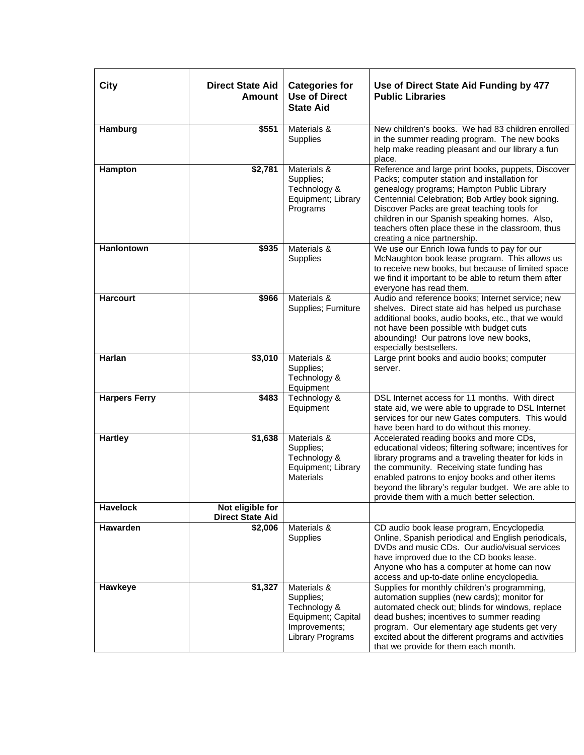| City | Direct State Aid Amount | Categories for Use of Direct State Aid | Use of Direct State Aid Funding by 477 Public Libraries |
|---|---|---|---|
| **Hamburg** | **$551** | Materials & Supplies | New children's books. We had 83 children enrolled in the summer reading program. The new books help make reading pleasant and our library a fun place. |
| **Hampton** | **$2,781** | Materials & Supplies; Technology & Equipment; Library Programs | Reference and large print books, puppets, Discover Packs; computer station and installation for genealogy programs; Hampton Public Library Centennial Celebration; Bob Artley book signing. Discover Packs are great teaching tools for children in our Spanish speaking homes. Also, teachers often place these in the classroom, thus creating a nice partnership. |
| **Hanlontown** | **$935** | Materials & Supplies | We use our Enrich Iowa funds to pay for our McNaughton book lease program. This allows us to receive new books, but because of limited space we find it important to be able to return them after everyone has read them. |
| **Harcourt** | **$966** | Materials & Supplies; Furniture | Audio and reference books; Internet service; new shelves. Direct state aid has helped us purchase additional books, audio books, etc., that we would not have been possible with budget cuts abounding! Our patrons love new books, especially bestsellers. |
| **Harlan** | **$3,010** | Materials & Supplies; Technology & Equipment | Large print books and audio books; computer server. |
| **Harpers Ferry** | **$483** | Technology & Equipment | DSL Internet access for 11 months. With direct state aid, we were able to upgrade to DSL Internet services for our new Gates computers. This would have been hard to do without this money. |
| **Hartley** | **$1,638** | Materials & Supplies; Technology & Equipment; Library Materials | Accelerated reading books and more CDs, educational videos; filtering software; incentives for library programs and a traveling theater for kids in the community. Receiving state funding has enabled patrons to enjoy books and other items beyond the library's regular budget. We are able to provide them with a much better selection. |
| **Havelock** | **Not eligible for Direct State Aid** | | |
| **Hawarden** | **$2,006** | Materials & Supplies | CD audio book lease program, Encyclopedia Online, Spanish periodical and English periodicals, DVDs and music CDs. Our audio/visual services have improved due to the CD books lease. Anyone who has a computer at home can now access and up-to-date online encyclopedia. |
| **Hawkeye** | **$1,327** | Materials & Supplies; Technology & Equipment; Capital Improvements; Library Programs | Supplies for monthly children's programming, automation supplies (new cards); monitor for automated check out; blinds for windows, replace dead bushes; incentives to summer reading program. Our elementary age students get very excited about the different programs and activities that we provide for them each month. |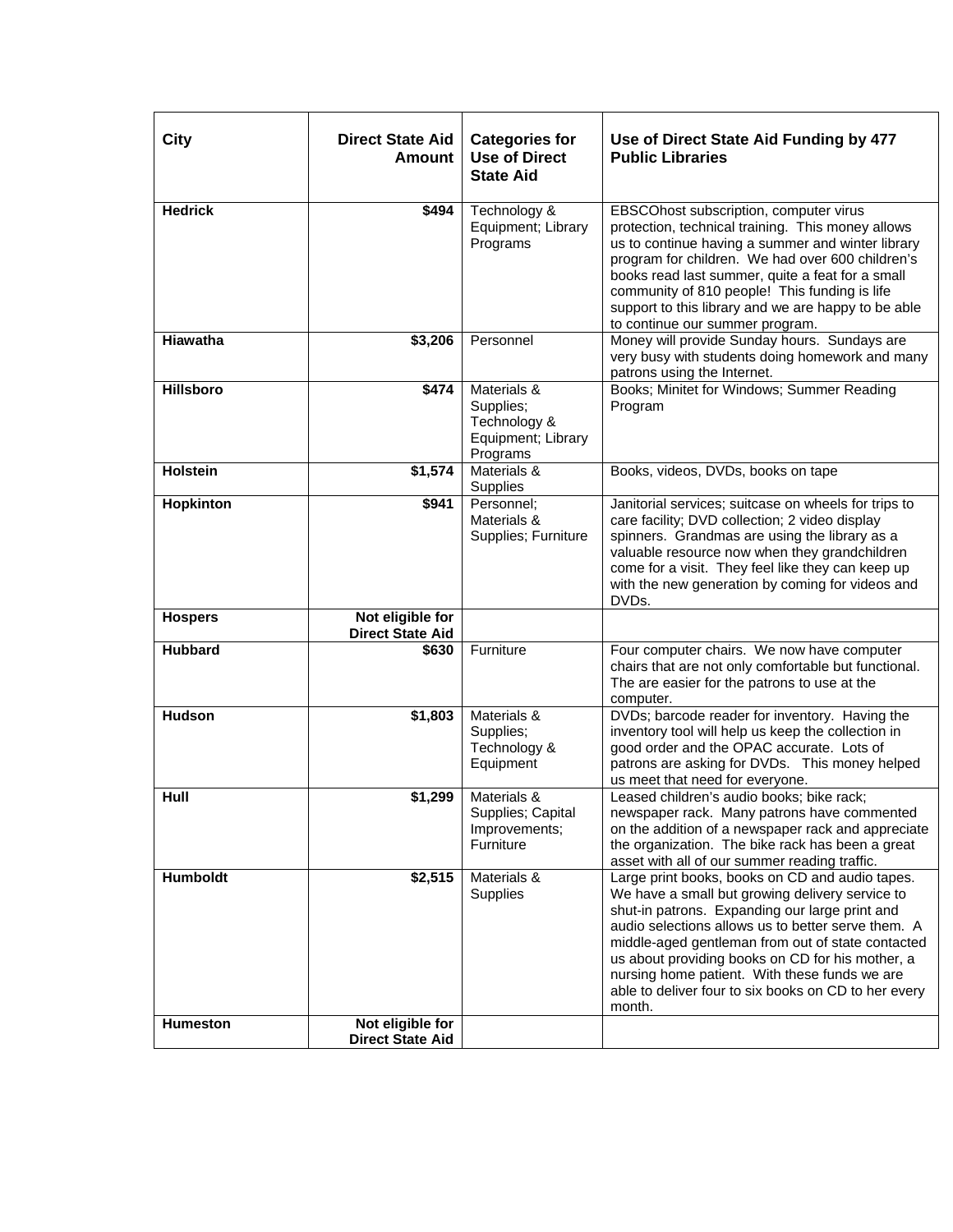| City | Direct State Aid Amount | Categories for Use of Direct State Aid | Use of Direct State Aid Funding by 477 Public Libraries |
|---|---|---|---|
| **Hedrick** | **$494** | Technology & Equipment; Library Programs | EBSCOhost subscription, computer virus protection, technical training. This money allows us to continue having a summer and winter library program for children. We had over 600 children's books read last summer, quite a feat for a small community of 810 people! This funding is life support to this library and we are happy to be able to continue our summer program. |
| **Hiawatha** | **$3,206** | Personnel | Money will provide Sunday hours. Sundays are very busy with students doing homework and many patrons using the Internet. |
| **Hillsboro** | **$474** | Materials & Supplies; Technology & Equipment; Library Programs | Books; Minitet for Windows; Summer Reading Program |
| **Holstein** | **$1,574** | Materials & Supplies | Books, videos, DVDs, books on tape |
| **Hopkinton** | **$941** | Personnel; Materials & Supplies; Furniture | Janitorial services; suitcase on wheels for trips to care facility; DVD collection; 2 video display spinners. Grandmas are using the library as a valuable resource now when they grandchildren come for a visit. They feel like they can keep up with the new generation by coming for videos and DVDs. |
| **Hospers** | **Not eligible for Direct State Aid** | | |
| **Hubbard** | **$630** | Furniture | Four computer chairs. We now have computer chairs that are not only comfortable but functional. The are easier for the patrons to use at the computer. |
| **Hudson** | **$1,803** | Materials & Supplies; Technology & Equipment | DVDs; barcode reader for inventory. Having the inventory tool will help us keep the collection in good order and the OPAC accurate. Lots of patrons are asking for DVDs. This money helped us meet that need for everyone. |
| **Hull** | **$1,299** | Materials & Supplies; Capital Improvements; Furniture | Leased children's audio books; bike rack; newspaper rack. Many patrons have commented on the addition of a newspaper rack and appreciate the organization. The bike rack has been a great asset with all of our summer reading traffic. |
| **Humboldt** | **$2,515** | Materials & Supplies | Large print books, books on CD and audio tapes. We have a small but growing delivery service to shut-in patrons. Expanding our large print and audio selections allows us to better serve them. A middle-aged gentleman from out of state contacted us about providing books on CD for his mother, a nursing home patient. With these funds we are able to deliver four to six books on CD to her every month. |
| **Humeston** | **Not eligible for Direct State Aid** | | |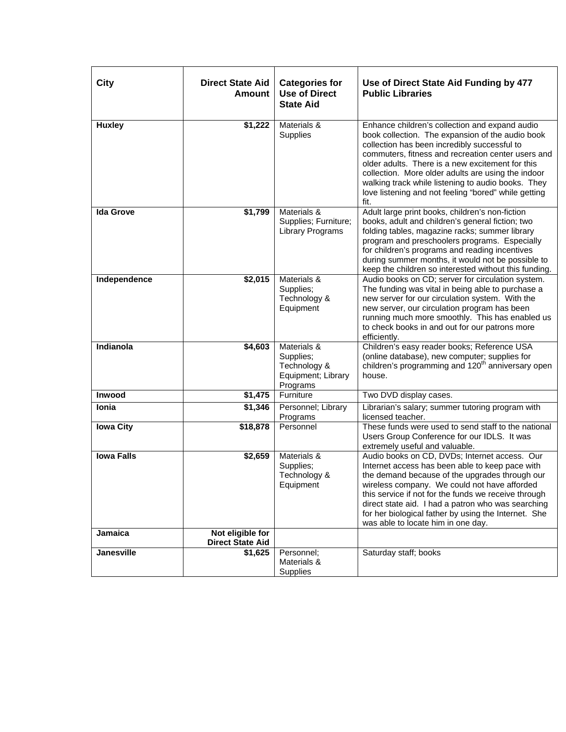| City | Direct State Aid Amount | Categories for Use of Direct State Aid | Use of Direct State Aid Funding by 477 Public Libraries |
|---|---|---|---|
| **Huxley** | **$1,222** | Materials & Supplies | Enhance children's collection and expand audio book collection. The expansion of the audio book collection has been incredibly successful to commuters, fitness and recreation center users and older adults. There is a new excitement for this collection. More older adults are using the indoor walking track while listening to audio books. They love listening and not feeling "bored" while getting fit. |
| **Ida Grove** | **$1,799** | Materials & Supplies; Furniture; Library Programs | Adult large print books, children's non-fiction books, adult and children's general fiction; two folding tables, magazine racks; summer library program and preschoolers programs. Especially for children's programs and reading incentives during summer months, it would not be possible to keep the children so interested without this funding. |
| **Independence** | **$2,015** | Materials & Supplies; Technology & Equipment | Audio books on CD; server for circulation system. The funding was vital in being able to purchase a new server for our circulation system. With the new server, our circulation program has been running much more smoothly. This has enabled us to check books in and out for our patrons more efficiently. |
| **Indianola** | **$4,603** | Materials & Supplies; Technology & Equipment; Library Programs | Children's easy reader books; Reference USA (online database), new computer; supplies for children's programming and 120th anniversary open house. |
| **Inwood** | **$1,475** | Furniture | Two DVD display cases. |
| **Ionia** | **$1,346** | Personnel; Library Programs | Librarian's salary; summer tutoring program with licensed teacher. |
| **Iowa City** | **$18,878** | Personnel | These funds were used to send staff to the national Users Group Conference for our IDLS. It was extremely useful and valuable. |
| **Iowa Falls** | **$2,659** | Materials & Supplies; Technology & Equipment | Audio books on CD, DVDs; Internet access. Our Internet access has been able to keep pace with the demand because of the upgrades through our wireless company. We could not have afforded this service if not for the funds we receive through direct state aid. I had a patron who was searching for her biological father by using the Internet. She was able to locate him in one day. |
| **Jamaica** | **Not eligible for Direct State Aid** | | |
| **Janesville** | **$1,625** | Personnel; Materials & Supplies | Saturday staff; books |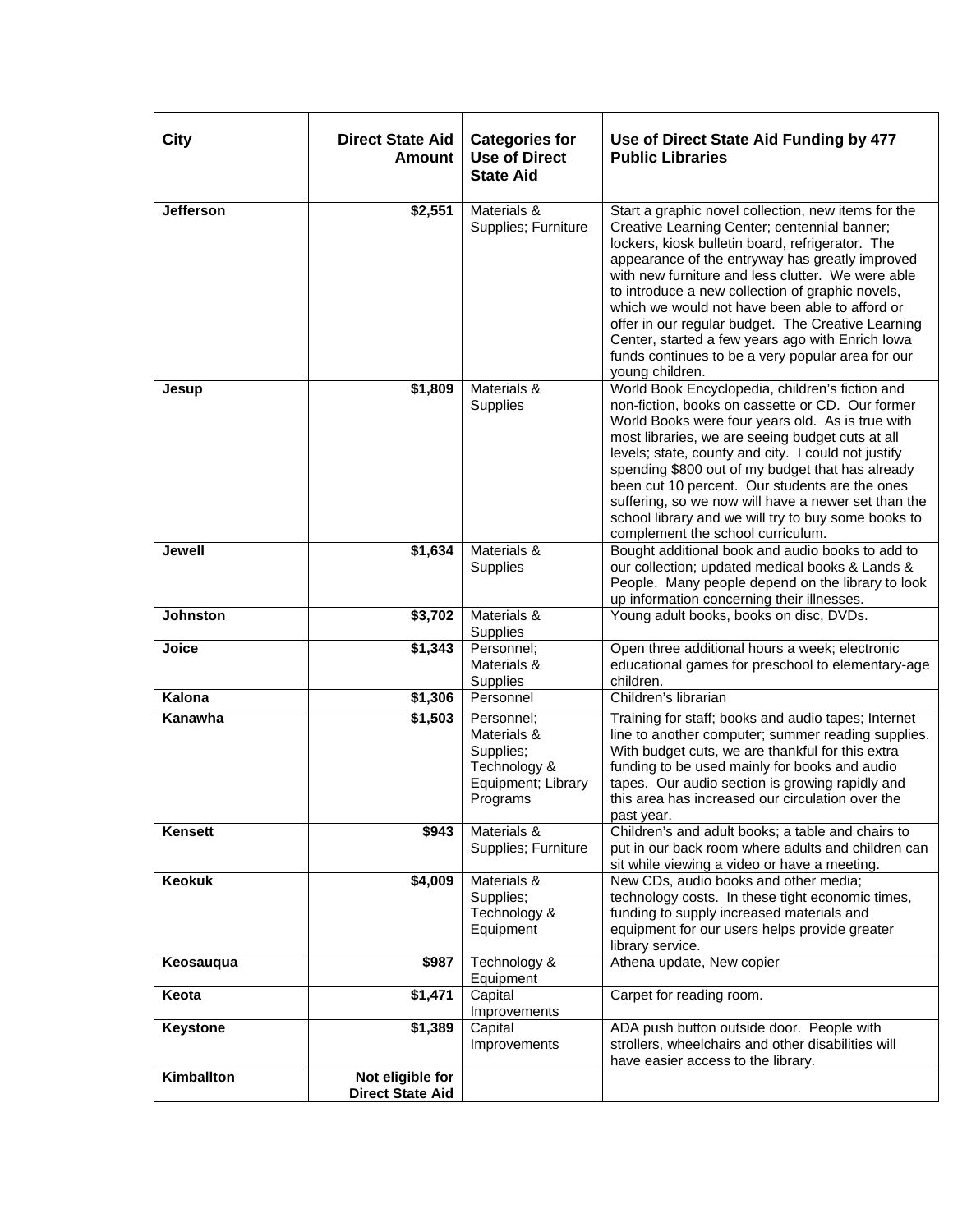| City | Direct State Aid Amount | Categories for Use of Direct State Aid | Use of Direct State Aid Funding by 477 Public Libraries |
|---|---|---|---|
| **Jefferson** | **$2,551** | Materials & Supplies; Furniture | Start a graphic novel collection, new items for the Creative Learning Center; centennial banner; lockers, kiosk bulletin board, refrigerator. The appearance of the entryway has greatly improved with new furniture and less clutter. We were able to introduce a new collection of graphic novels, which we would not have been able to afford or offer in our regular budget. The Creative Learning Center, started a few years ago with Enrich Iowa funds continues to be a very popular area for our young children. |
| **Jesup** | **$1,809** | Materials & Supplies | World Book Encyclopedia, children's fiction and non-fiction, books on cassette or CD. Our former World Books were four years old. As is true with most libraries, we are seeing budget cuts at all levels; state, county and city. I could not justify spending $800 out of my budget that has already been cut 10 percent. Our students are the ones suffering, so we now will have a newer set than the school library and we will try to buy some books to complement the school curriculum. |
| **Jewell** | **$1,634** | Materials & Supplies | Bought additional book and audio books to add to our collection; updated medical books & Lands & People. Many people depend on the library to look up information concerning their illnesses. |
| **Johnston** | **$3,702** | Materials & Supplies | Young adult books, books on disc, DVDs. |
| **Joice** | **$1,343** | Personnel; Materials & Supplies | Open three additional hours a week; electronic educational games for preschool to elementary-age children. |
| **Kalona** | **$1,306** | Personnel | Children's librarian |
| **Kanawha** | **$1,503** | Personnel; Materials & Supplies; Technology & Equipment; Library Programs | Training for staff; books and audio tapes; Internet line to another computer; summer reading supplies. With budget cuts, we are thankful for this extra funding to be used mainly for books and audio tapes. Our audio section is growing rapidly and this area has increased our circulation over the past year. |
| **Kensett** | **$943** | Materials & Supplies; Furniture | Children's and adult books; a table and chairs to put in our back room where adults and children can sit while viewing a video or have a meeting. |
| **Keokuk** | **$4,009** | Materials & Supplies; Technology & Equipment | New CDs, audio books and other media; technology costs. In these tight economic times, funding to supply increased materials and equipment for our users helps provide greater library service. |
| **Keosauqua** | **$987** | Technology & Equipment | Athena update, New copier |
| **Keota** | **$1,471** | Capital Improvements | Carpet for reading room. |
| **Keystone** | **$1,389** | Capital Improvements | ADA push button outside door. People with strollers, wheelchairs and other disabilities will have easier access to the library. |
| **Kimballton** | **Not eligible for Direct State Aid** | | |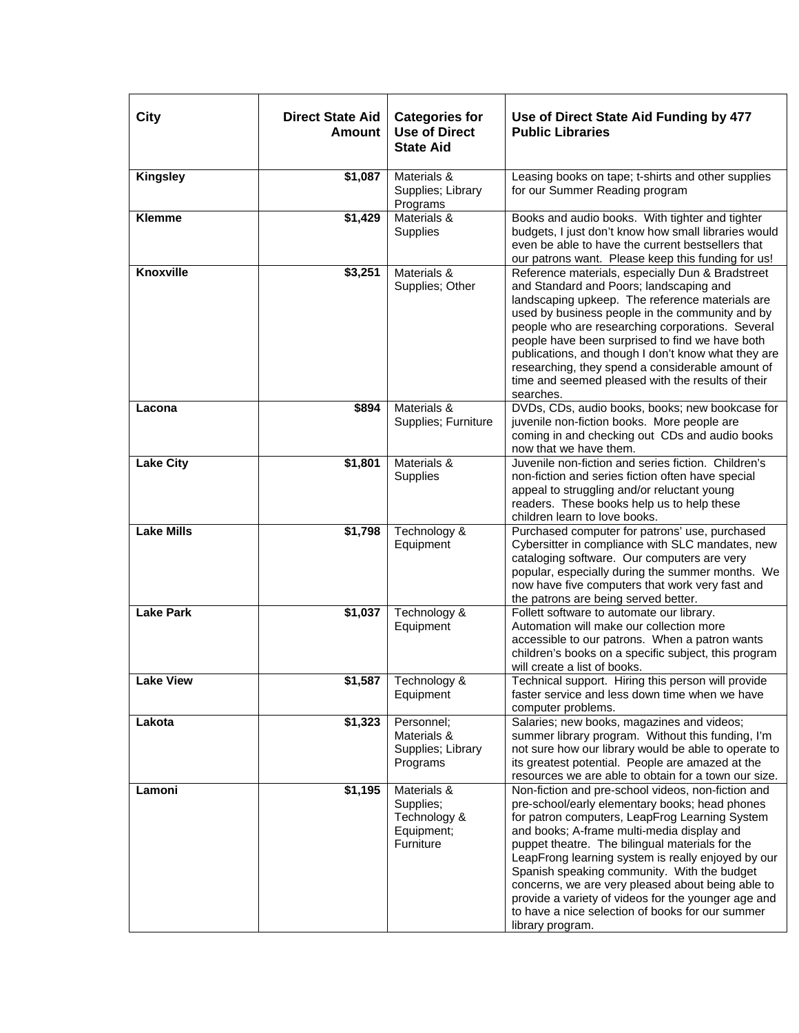| City | Direct State Aid Amount | Categories for Use of Direct State Aid | Use of Direct State Aid Funding by 477 Public Libraries |
|---|---|---|---|
| **Kingsley** | **$1,087** | Materials & Supplies; Library Programs | Leasing books on tape; t-shirts and other supplies for our Summer Reading program |
| **Klemme** | **$1,429** | Materials & Supplies | Books and audio books. With tighter and tighter budgets, I just don't know how small libraries would even be able to have the current bestsellers that our patrons want. Please keep this funding for us! |
| **Knoxville** | **$3,251** | Materials & Supplies; Other | Reference materials, especially Dun & Bradstreet and Standard and Poors; landscaping and landscaping upkeep. The reference materials are used by business people in the community and by people who are researching corporations. Several people have been surprised to find we have both publications, and though I don't know what they are researching, they spend a considerable amount of time and seemed pleased with the results of their searches. |
| **Lacona** | **$894** | Materials & Supplies; Furniture | DVDs, CDs, audio books, books; new bookcase for juvenile non-fiction books. More people are coming in and checking out CDs and audio books now that we have them. |
| **Lake City** | **$1,801** | Materials & Supplies | Juvenile non-fiction and series fiction. Children's non-fiction and series fiction often have special appeal to struggling and/or reluctant young readers. These books help us to help these children learn to love books. |
| **Lake Mills** | **$1,798** | Technology & Equipment | Purchased computer for patrons' use, purchased Cybersitter in compliance with SLC mandates, new cataloging software. Our computers are very popular, especially during the summer months. We now have five computers that work very fast and the patrons are being served better. |
| **Lake Park** | **$1,037** | Technology & Equipment | Follett software to automate our library. Automation will make our collection more accessible to our patrons. When a patron wants children's books on a specific subject, this program will create a list of books. |
| **Lake View** | **$1,587** | Technology & Equipment | Technical support. Hiring this person will provide faster service and less down time when we have computer problems. |
| **Lakota** | **$1,323** | Personnel; Materials & Supplies; Library Programs | Salaries; new books, magazines and videos; summer library program. Without this funding, I'm not sure how our library would be able to operate to its greatest potential. People are amazed at the resources we are able to obtain for a town our size. |
| **Lamoni** | **$1,195** | Materials & Supplies; Technology & Equipment; Furniture | Non-fiction and pre-school videos, non-fiction and pre-school/early elementary books; head phones for patron computers, LeapFrog Learning System and books; A-frame multi-media display and puppet theatre. The bilingual materials for the LeapFrong learning system is really enjoyed by our Spanish speaking community. With the budget concerns, we are very pleased about being able to provide a variety of videos for the younger age and to have a nice selection of books for our summer library program. |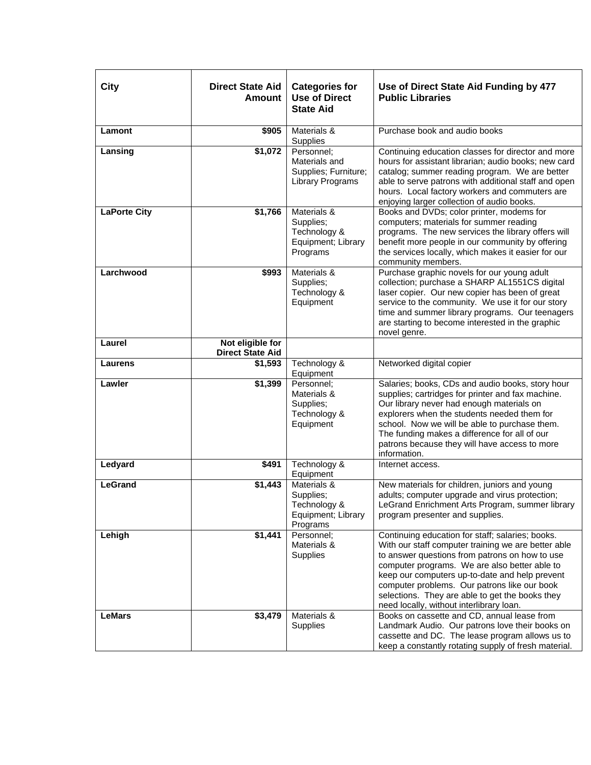| City | Direct State Aid Amount | Categories for Use of Direct State Aid | Use of Direct State Aid Funding by 477 Public Libraries |
|---|---|---|---|
| **Lamont** | **$905** | Materials & Supplies | Purchase book and audio books |
| **Lansing** | **$1,072** | Personnel; Materials and Supplies; Furniture; Library Programs | Continuing education classes for director and more hours for assistant librarian; audio books; new card catalog; summer reading program. We are better able to serve patrons with additional staff and open hours. Local factory workers and commuters are enjoying larger collection of audio books. |
| **LaPorte City** | **$1,766** | Materials & Supplies; Technology & Equipment; Library Programs | Books and DVDs; color printer, modems for computers; materials for summer reading programs. The new services the library offers will benefit more people in our community by offering the services locally, which makes it easier for our community members. |
| **Larchwood** | **$993** | Materials & Supplies; Technology & Equipment | Purchase graphic novels for our young adult collection; purchase a SHARP AL1551CS digital laser copier. Our new copier has been of great service to the community. We use it for our story time and summer library programs. Our teenagers are starting to become interested in the graphic novel genre. |
| **Laurel** | **Not eligible for Direct State Aid** | | |
| **Laurens** | **$1,593** | Technology & Equipment | Networked digital copier |
| **Lawler** | **$1,399** | Personnel; Materials & Supplies; Technology & Equipment | Salaries; books, CDs and audio books, story hour supplies; cartridges for printer and fax machine. Our library never had enough materials on explorers when the students needed them for school. Now we will be able to purchase them. The funding makes a difference for all of our patrons because they will have access to more information. |
| **Ledyard** | **$491** | Technology & Equipment | Internet access. |
| **LeGrand** | **$1,443** | Materials & Supplies; Technology & Equipment; Library Programs | New materials for children, juniors and young adults; computer upgrade and virus protection; LeGrand Enrichment Arts Program, summer library program presenter and supplies. |
| **Lehigh** | **$1,441** | Personnel; Materials & Supplies | Continuing education for staff; salaries; books. With our staff computer training we are better able to answer questions from patrons on how to use computer programs. We are also better able to keep our computers up-to-date and help prevent computer problems. Our patrons like our book selections. They are able to get the books they need locally, without interlibrary loan. |
| **LeMars** | **$3,479** | Materials & Supplies | Books on cassette and CD, annual lease from Landmark Audio. Our patrons love their books on cassette and DC. The lease program allows us to keep a constantly rotating supply of fresh material. |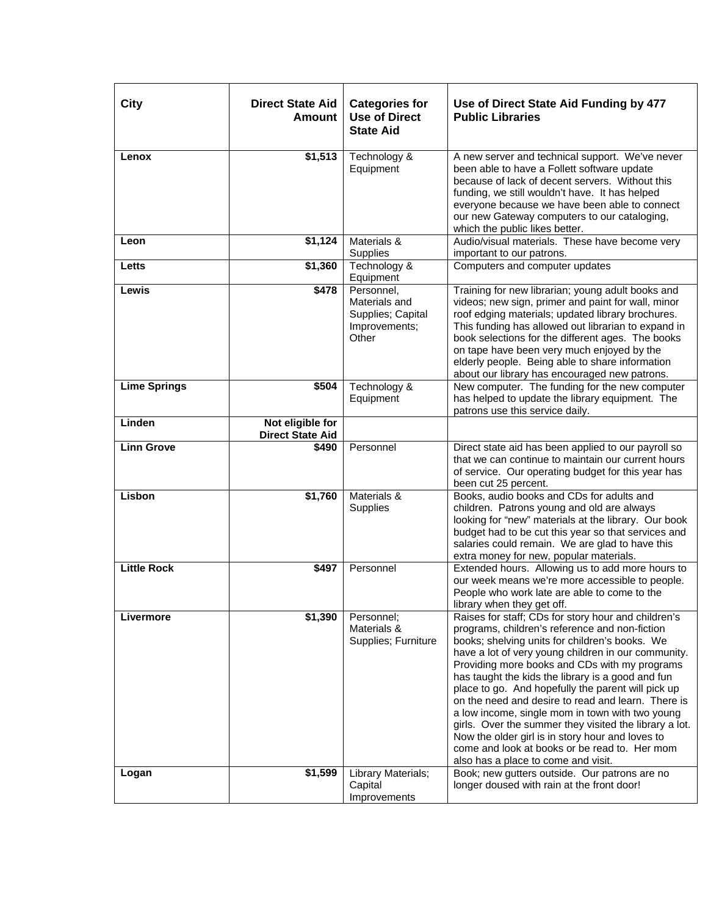| City | Direct State Aid Amount | Categories for Use of Direct State Aid | Use of Direct State Aid Funding by 477 Public Libraries |
|---|---|---|---|
| **Lenox** | **$1,513** | Technology & Equipment | A new server and technical support. We've never been able to have a Follett software update because of lack of decent servers. Without this funding, we still wouldn't have. It has helped everyone because we have been able to connect our new Gateway computers to our cataloging, which the public likes better. |
| **Leon** | **$1,124** | Materials & Supplies | Audio/visual materials. These have become very important to our patrons. |
| **Letts** | **$1,360** | Technology & Equipment | Computers and computer updates |
| **Lewis** | **$478** | Personnel, Materials and Supplies; Capital Improvements; Other | Training for new librarian; young adult books and videos; new sign, primer and paint for wall, minor roof edging materials; updated library brochures. This funding has allowed out librarian to expand in book selections for the different ages. The books on tape have been very much enjoyed by the elderly people. Being able to share information about our library has encouraged new patrons. |
| **Lime Springs** | **$504** | Technology & Equipment | New computer. The funding for the new computer has helped to update the library equipment. The patrons use this service daily. |
| **Linden** | **Not eligible for Direct State Aid** | | |
| **Linn Grove** | **$490** | Personnel | Direct state aid has been applied to our payroll so that we can continue to maintain our current hours of service. Our operating budget for this year has been cut 25 percent. |
| **Lisbon** | **$1,760** | Materials & Supplies | Books, audio books and CDs for adults and children. Patrons young and old are always looking for "new" materials at the library. Our book budget had to be cut this year so that services and salaries could remain. We are glad to have this extra money for new, popular materials. |
| **Little Rock** | **$497** | Personnel | Extended hours. Allowing us to add more hours to our week means we're more accessible to people. People who work late are able to come to the library when they get off. |
| **Livermore** | **$1,390** | Personnel; Materials & Supplies; Furniture | Raises for staff; CDs for story hour and children's programs, children's reference and non-fiction books; shelving units for children's books. We have a lot of very young children in our community. Providing more books and CDs with my programs has taught the kids the library is a good and fun place to go. And hopefully the parent will pick up on the need and desire to read and learn. There is a low income, single mom in town with two young girls. Over the summer they visited the library a lot. Now the older girl is in story hour and loves to come and look at books or be read to. Her mom also has a place to come and visit. |
| **Logan** | **$1,599** | Library Materials; Capital Improvements | Book; new gutters outside. Our patrons are no longer doused with rain at the front door! |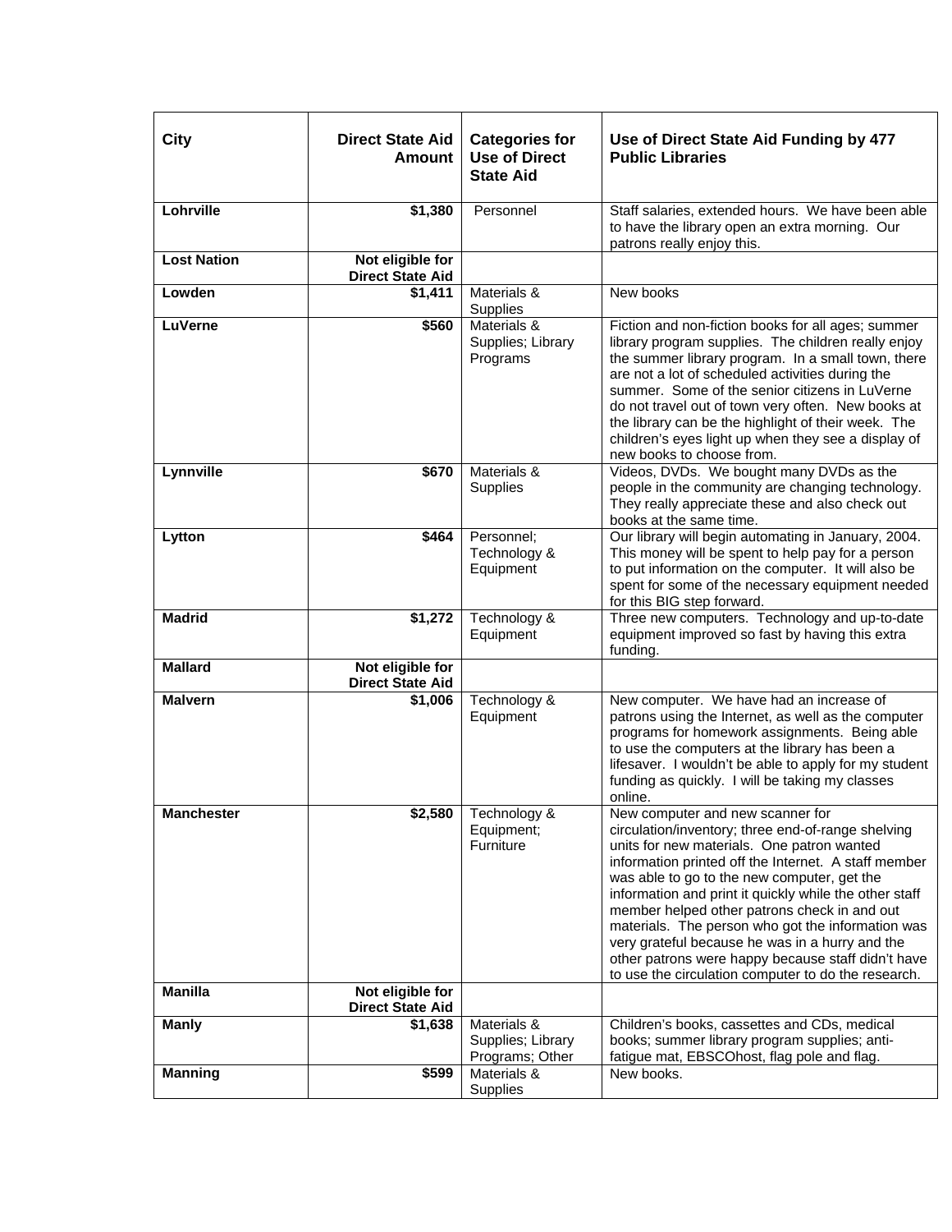| City | Direct State Aid Amount | Categories for Use of Direct State Aid | Use of Direct State Aid Funding by 477 Public Libraries |
|---|---|---|---|
| **Lohrville** | **$1,380** | Personnel | Staff salaries, extended hours. We have been able to have the library open an extra morning. Our patrons really enjoy this. |
| **Lost Nation** | **Not eligible for Direct State Aid** | | |
| **Lowden** | **$1,411** | Materials & Supplies | New books |
| **LuVerne** | **$560** | Materials & Supplies; Library Programs | Fiction and non-fiction books for all ages; summer library program supplies. The children really enjoy the summer library program. In a small town, there are not a lot of scheduled activities during the summer. Some of the senior citizens in LuVerne do not travel out of town very often. New books at the library can be the highlight of their week. The children's eyes light up when they see a display of new books to choose from. |
| **Lynnville** | **$670** | Materials & Supplies | Videos, DVDs. We bought many DVDs as the people in the community are changing technology. They really appreciate these and also check out books at the same time. |
| **Lytton** | **$464** | Personnel; Technology & Equipment | Our library will begin automating in January, 2004. This money will be spent to help pay for a person to put information on the computer. It will also be spent for some of the necessary equipment needed for this BIG step forward. |
| **Madrid** | **$1,272** | Technology & Equipment | Three new computers. Technology and up-to-date equipment improved so fast by having this extra funding. |
| **Mallard** | **Not eligible for Direct State Aid** | | |
| **Malvern** | **$1,006** | Technology & Equipment | New computer. We have had an increase of patrons using the Internet, as well as the computer programs for homework assignments. Being able to use the computers at the library has been a lifesaver. I wouldn't be able to apply for my student funding as quickly. I will be taking my classes online. |
| **Manchester** | **$2,580** | Technology & Equipment; Furniture | New computer and new scanner for circulation/inventory; three end-of-range shelving units for new materials. One patron wanted information printed off the Internet. A staff member was able to go to the new computer, get the information and print it quickly while the other staff member helped other patrons check in and out materials. The person who got the information was very grateful because he was in a hurry and the other patrons were happy because staff didn't have to use the circulation computer to do the research. |
| **Manilla** | **Not eligible for Direct State Aid** | | |
| **Manly** | **$1,638** | Materials & Supplies; Library Programs; Other | Children's books, cassettes and CDs, medical books; summer library program supplies; anti-fatigue mat, EBSCOhost, flag pole and flag. |
| **Manning** | **$599** | Materials & Supplies | New books. |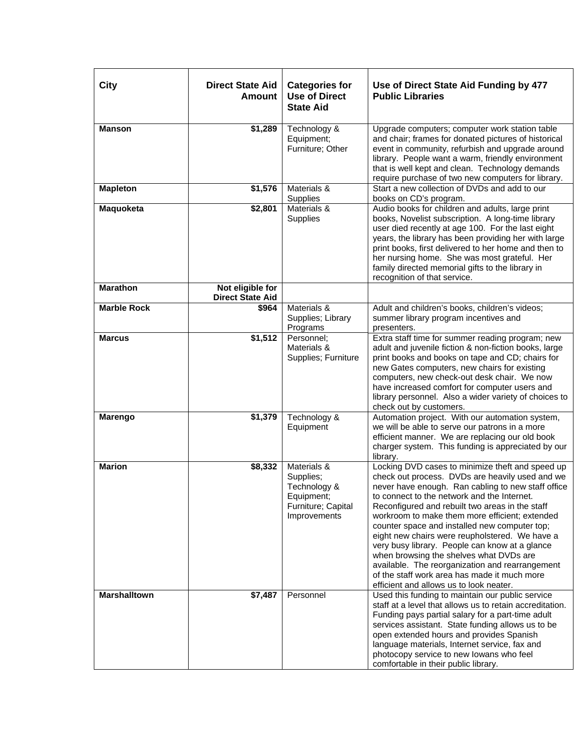| City | Direct State Aid Amount | Categories for Use of Direct State Aid | Use of Direct State Aid Funding by 477 Public Libraries |
|---|---|---|---|
| **Manson** | **$1,289** | Technology & Equipment; Furniture; Other | Upgrade computers; computer work station table and chair; frames for donated pictures of historical event in community, refurbish and upgrade around library. People want a warm, friendly environment that is well kept and clean. Technology demands require purchase of two new computers for library. |
| **Mapleton** | **$1,576** | Materials & Supplies | Start a new collection of DVDs and add to our books on CD's program. |
| **Maquoketa** | **$2,801** | Materials & Supplies | Audio books for children and adults, large print books, Novelist subscription. A long-time library user died recently at age 100. For the last eight years, the library has been providing her with large print books, first delivered to her home and then to her nursing home. She was most grateful. Her family directed memorial gifts to the library in recognition of that service. |
| **Marathon** | **Not eligible for Direct State Aid** | | |
| **Marble Rock** | **$964** | Materials & Supplies; Library Programs | Adult and children's books, children's videos; summer library program incentives and presenters. |
| **Marcus** | **$1,512** | Personnel; Materials & Supplies; Furniture | Extra staff time for summer reading program; new adult and juvenile fiction & non-fiction books, large print books and books on tape and CD; chairs for new Gates computers, new chairs for existing computers, new check-out desk chair. We now have increased comfort for computer users and library personnel. Also a wider variety of choices to check out by customers. |
| **Marengo** | **$1,379** | Technology & Equipment | Automation project. With our automation system, we will be able to serve our patrons in a more efficient manner. We are replacing our old book charger system. This funding is appreciated by our library. |
| **Marion** | **$8,332** | Materials & Supplies; Technology & Equipment; Furniture; Capital Improvements | Locking DVD cases to minimize theft and speed up check out process. DVDs are heavily used and we never have enough. Ran cabling to new staff office to connect to the network and the Internet. Reconfigured and rebuilt two areas in the staff workroom to make them more efficient; extended counter space and installed new computer top; eight new chairs were reupholstered. We have a very busy library. People can know at a glance when browsing the shelves what DVDs are available. The reorganization and rearrangement of the staff work area has made it much more efficient and allows us to look neater. |
| **Marshalltown** | **$7,487** | Personnel | Used this funding to maintain our public service staff at a level that allows us to retain accreditation. Funding pays partial salary for a part-time adult services assistant. State funding allows us to be open extended hours and provides Spanish language materials, Internet service, fax and photocopy service to new Iowans who feel comfortable in their public library. |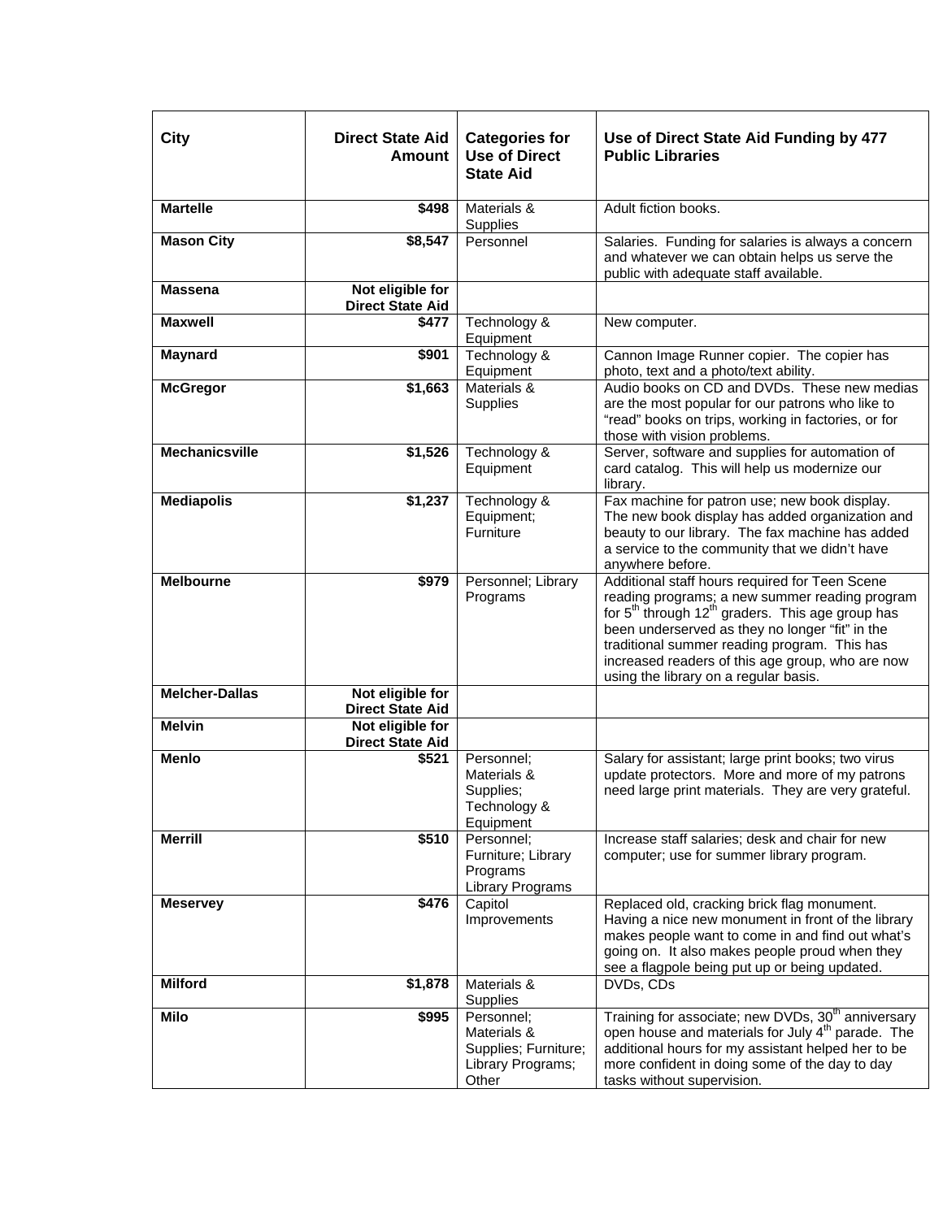| City | Direct State Aid Amount | Categories for Use of Direct State Aid | Use of Direct State Aid Funding by 477 Public Libraries |
|---|---|---|---|
| **Martelle** | **$498** | Materials & Supplies | Adult fiction books. |
| **Mason City** | **$8,547** | Personnel | Salaries. Funding for salaries is always a concern and whatever we can obtain helps us serve the public with adequate staff available. |
| **Massena** | **Not eligible for Direct State Aid** | | |
| **Maxwell** | **$477** | Technology & Equipment | New computer. |
| **Maynard** | **$901** | Technology & Equipment | Cannon Image Runner copier. The copier has photo, text and a photo/text ability. |
| **McGregor** | **$1,663** | Materials & Supplies | Audio books on CD and DVDs. These new medias are the most popular for our patrons who like to "read" books on trips, working in factories, or for those with vision problems. |
| **Mechanicsville** | **$1,526** | Technology & Equipment | Server, software and supplies for automation of card catalog. This will help us modernize our library. |
| **Mediapolis** | **$1,237** | Technology & Equipment; Furniture | Fax machine for patron use; new book display. The new book display has added organization and beauty to our library. The fax machine has added a service to the community that we didn't have anywhere before. |
| **Melbourne** | **$979** | Personnel; Library Programs | Additional staff hours required for Teen Scene reading programs; a new summer reading program for 5th through 12th graders. This age group has been underserved as they no longer "fit" in the traditional summer reading program. This has increased readers of this age group, who are now using the library on a regular basis. |
| **Melcher-Dallas** | **Not eligible for Direct State Aid** | | |
| **Melvin** | **Not eligible for Direct State Aid** | | |
| **Menlo** | **$521** | Personnel; Materials & Supplies; Technology & Equipment | Salary for assistant; large print books; two virus update protectors. More and more of my patrons need large print materials. They are very grateful. |
| **Merrill** | **$510** | Personnel; Furniture; Library Programs Library Programs | Increase staff salaries; desk and chair for new computer; use for summer library program. |
| **Meservey** | **$476** | Capitol Improvements | Replaced old, cracking brick flag monument. Having a nice new monument in front of the library makes people want to come in and find out what's going on. It also makes people proud when they see a flagpole being put up or being updated. |
| **Milford** | **$1,878** | Materials & Supplies | DVDs, CDs |
| **Milo** | **$995** | Personnel; Materials & Supplies; Furniture; Library Programs; Other | Training for associate; new DVDs, 30th anniversary open house and materials for July 4th parade. The additional hours for my assistant helped her to be more confident in doing some of the day to day tasks without supervision. |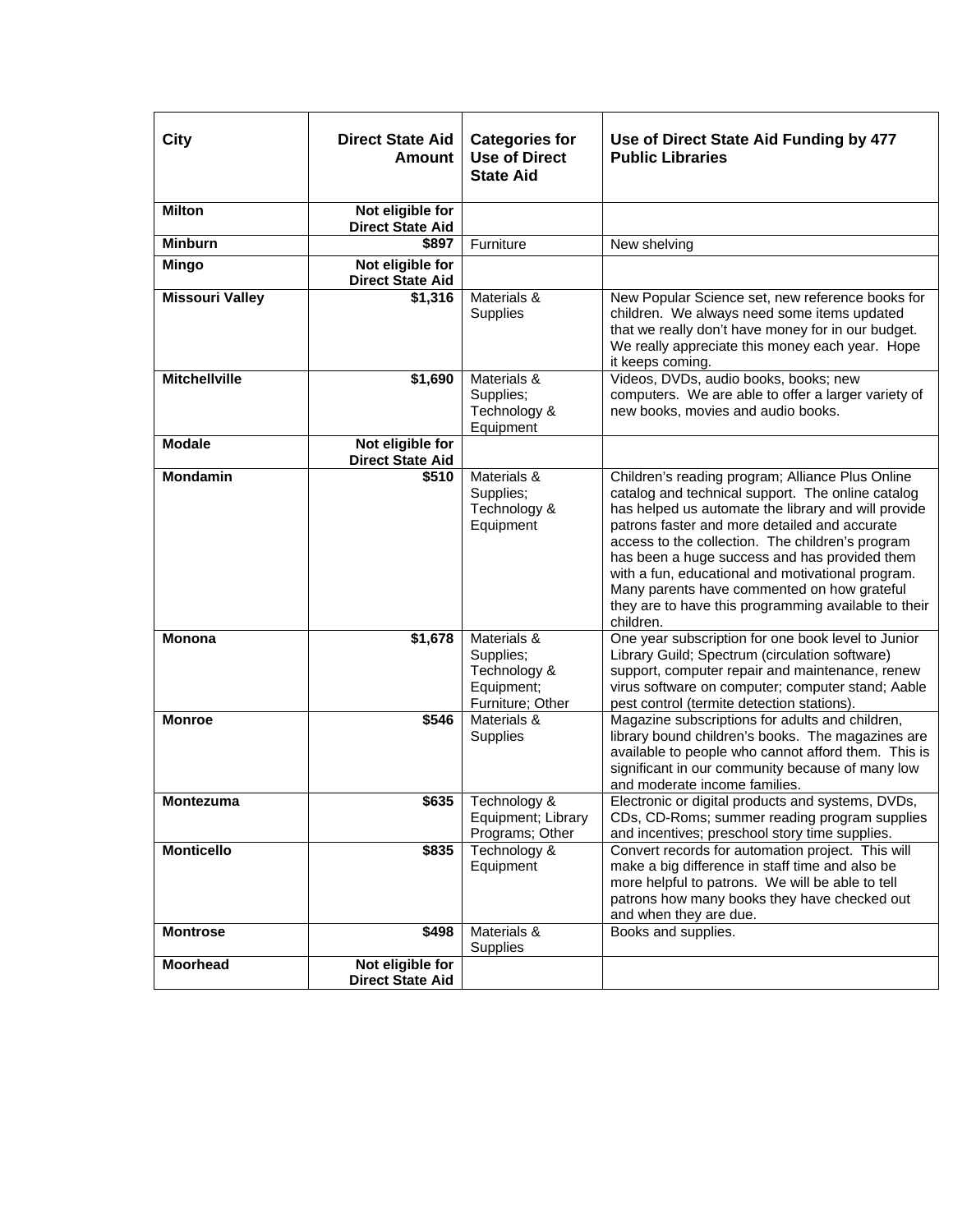| City | Direct State Aid Amount | Categories for Use of Direct State Aid | Use of Direct State Aid Funding by 477 Public Libraries |
| --- | --- | --- | --- |
| **Milton** | **Not eligible for Direct State Aid** | | |
| **Minburn** | **$897** | Furniture | New shelving |
| **Mingo** | **Not eligible for Direct State Aid** | | |
| **Missouri Valley** | **$1,316** | Materials & Supplies | New Popular Science set, new reference books for children. We always need some items updated that we really don't have money for in our budget. We really appreciate this money each year. Hope it keeps coming. |
| **Mitchellville** | **$1,690** | Materials & Supplies; Technology & Equipment | Videos, DVDs, audio books, books; new computers. We are able to offer a larger variety of new books, movies and audio books. |
| **Modale** | **Not eligible for Direct State Aid** | | |
| **Mondamin** | **$510** | Materials & Supplies; Technology & Equipment | Children's reading program; Alliance Plus Online catalog and technical support. The online catalog has helped us automate the library and will provide patrons faster and more detailed and accurate access to the collection. The children's program has been a huge success and has provided them with a fun, educational and motivational program. Many parents have commented on how grateful they are to have this programming available to their children. |
| **Monona** | **$1,678** | Materials & Supplies; Technology & Equipment; Furniture; Other | One year subscription for one book level to Junior Library Guild; Spectrum (circulation software) support, computer repair and maintenance, renew virus software on computer; computer stand; Aable pest control (termite detection stations). |
| **Monroe** | **$546** | Materials & Supplies | Magazine subscriptions for adults and children, library bound children's books. The magazines are available to people who cannot afford them. This is significant in our community because of many low and moderate income families. |
| **Montezuma** | **$635** | Technology & Equipment; Library Programs; Other | Electronic or digital products and systems, DVDs, CDs, CD-Roms; summer reading program supplies and incentives; preschool story time supplies. |
| **Monticello** | **$835** | Technology & Equipment | Convert records for automation project. This will make a big difference in staff time and also be more helpful to patrons. We will be able to tell patrons how many books they have checked out and when they are due. |
| **Montrose** | **$498** | Materials & Supplies | Books and supplies. |
| **Moorhead** | **Not eligible for Direct State Aid** | | |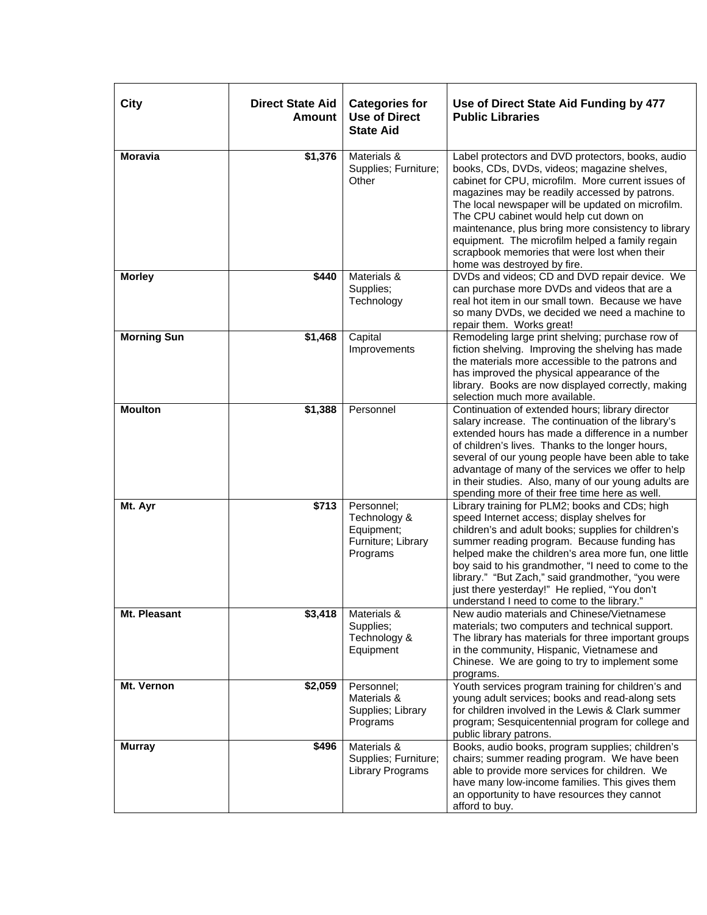| City | Direct State Aid Amount | Categories for Use of Direct State Aid | Use of Direct State Aid Funding by 477 Public Libraries |
|---|---|---|---|
| **Moravia** | **$1,376** | Materials & Supplies; Furniture; Other | Label protectors and DVD protectors, books, audio books, CDs, DVDs, videos; magazine shelves, cabinet for CPU, microfilm. More current issues of magazines may be readily accessed by patrons. The local newspaper will be updated on microfilm. The CPU cabinet would help cut down on maintenance, plus bring more consistency to library equipment. The microfilm helped a family regain scrapbook memories that were lost when their home was destroyed by fire. |
| **Morley** | **$440** | Materials & Supplies; Technology | DVDs and videos; CD and DVD repair device. We can purchase more DVDs and videos that are a real hot item in our small town. Because we have so many DVDs, we decided we need a machine to repair them. Works great! |
| **Morning Sun** | **$1,468** | Capital Improvements | Remodeling large print shelving; purchase row of fiction shelving. Improving the shelving has made the materials more accessible to the patrons and has improved the physical appearance of the library. Books are now displayed correctly, making selection much more available. |
| **Moulton** | **$1,388** | Personnel | Continuation of extended hours; library director salary increase. The continuation of the library's extended hours has made a difference in a number of children's lives. Thanks to the longer hours, several of our young people have been able to take advantage of many of the services we offer to help in their studies. Also, many of our young adults are spending more of their free time here as well. |
| **Mt. Ayr** | **$713** | Personnel; Technology & Equipment; Furniture; Library Programs | Library training for PLM2; books and CDs; high speed Internet access; display shelves for children's and adult books; supplies for children's summer reading program. Because funding has helped make the children's area more fun, one little boy said to his grandmother, "I need to come to the library." "But Zach," said grandmother, "you were just there yesterday!" He replied, "You don't understand I need to come to the library." |
| **Mt. Pleasant** | **$3,418** | Materials & Supplies; Technology & Equipment | New audio materials and Chinese/Vietnamese materials; two computers and technical support. The library has materials for three important groups in the community, Hispanic, Vietnamese and Chinese. We are going to try to implement some programs. |
| **Mt. Vernon** | **$2,059** | Personnel; Materials & Supplies; Library Programs | Youth services program training for children's and young adult services; books and read-along sets for children involved in the Lewis & Clark summer program; Sesquicentennial program for college and public library patrons. |
| **Murray** | **$496** | Materials & Supplies; Furniture; Library Programs | Books, audio books, program supplies; children's chairs; summer reading program. We have been able to provide more services for children. We have many low-income families. This gives them an opportunity to have resources they cannot afford to buy. |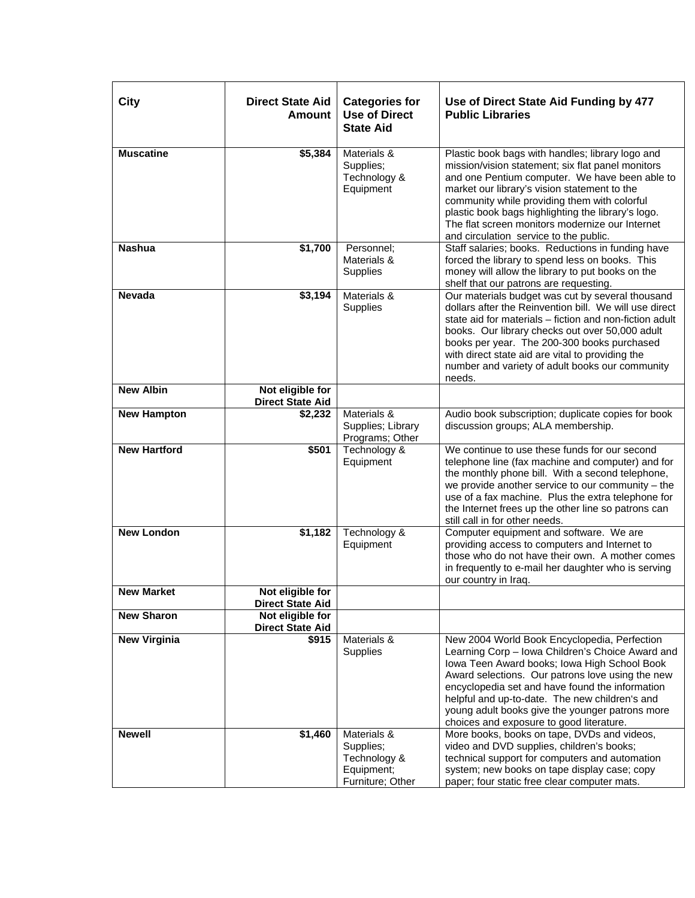| City | Direct State Aid Amount | Categories for Use of Direct State Aid | Use of Direct State Aid Funding by 477 Public Libraries |
|---|---|---|---|
| **Muscatine** | **$5,384** | Materials & Supplies; Technology & Equipment | Plastic book bags with handles; library logo and mission/vision statement; six flat panel monitors and one Pentium computer. We have been able to market our library's vision statement to the community while providing them with colorful plastic book bags highlighting the library's logo. The flat screen monitors modernize our Internet and circulation service to the public. |
| **Nashua** | **$1,700** | Personnel; Materials & Supplies | Staff salaries; books. Reductions in funding have forced the library to spend less on books. This money will allow the library to put books on the shelf that our patrons are requesting. |
| **Nevada** | **$3,194** | Materials & Supplies | Our materials budget was cut by several thousand dollars after the Reinvention bill. We will use direct state aid for materials – fiction and non-fiction adult books. Our library checks out over 50,000 adult books per year. The 200-300 books purchased with direct state aid are vital to providing the number and variety of adult books our community needs. |
| **New Albin** | **Not eligible for Direct State Aid** | | |
| **New Hampton** | **$2,232** | Materials & Supplies; Library Programs; Other | Audio book subscription; duplicate copies for book discussion groups; ALA membership. |
| **New Hartford** | **$501** | Technology & Equipment | We continue to use these funds for our second telephone line (fax machine and computer) and for the monthly phone bill. With a second telephone, we provide another service to our community – the use of a fax machine. Plus the extra telephone for the Internet frees up the other line so patrons can still call in for other needs. |
| **New London** | **$1,182** | Technology & Equipment | Computer equipment and software. We are providing access to computers and Internet to those who do not have their own. A mother comes in frequently to e-mail her daughter who is serving our country in Iraq. |
| **New Market** | **Not eligible for Direct State Aid** | | |
| **New Sharon** | **Not eligible for Direct State Aid** | | |
| **New Virginia** | **$915** | Materials & Supplies | New 2004 World Book Encyclopedia, Perfection Learning Corp – Iowa Children's Choice Award and Iowa Teen Award books; Iowa High School Book Award selections. Our patrons love using the new encyclopedia set and have found the information helpful and up-to-date. The new children's and young adult books give the younger patrons more choices and exposure to good literature. |
| **Newell** | **$1,460** | Materials & Supplies; Technology & Equipment; Furniture; Other | More books, books on tape, DVDs and videos, video and DVD supplies, children's books; technical support for computers and automation system; new books on tape display case; copy paper; four static free clear computer mats. |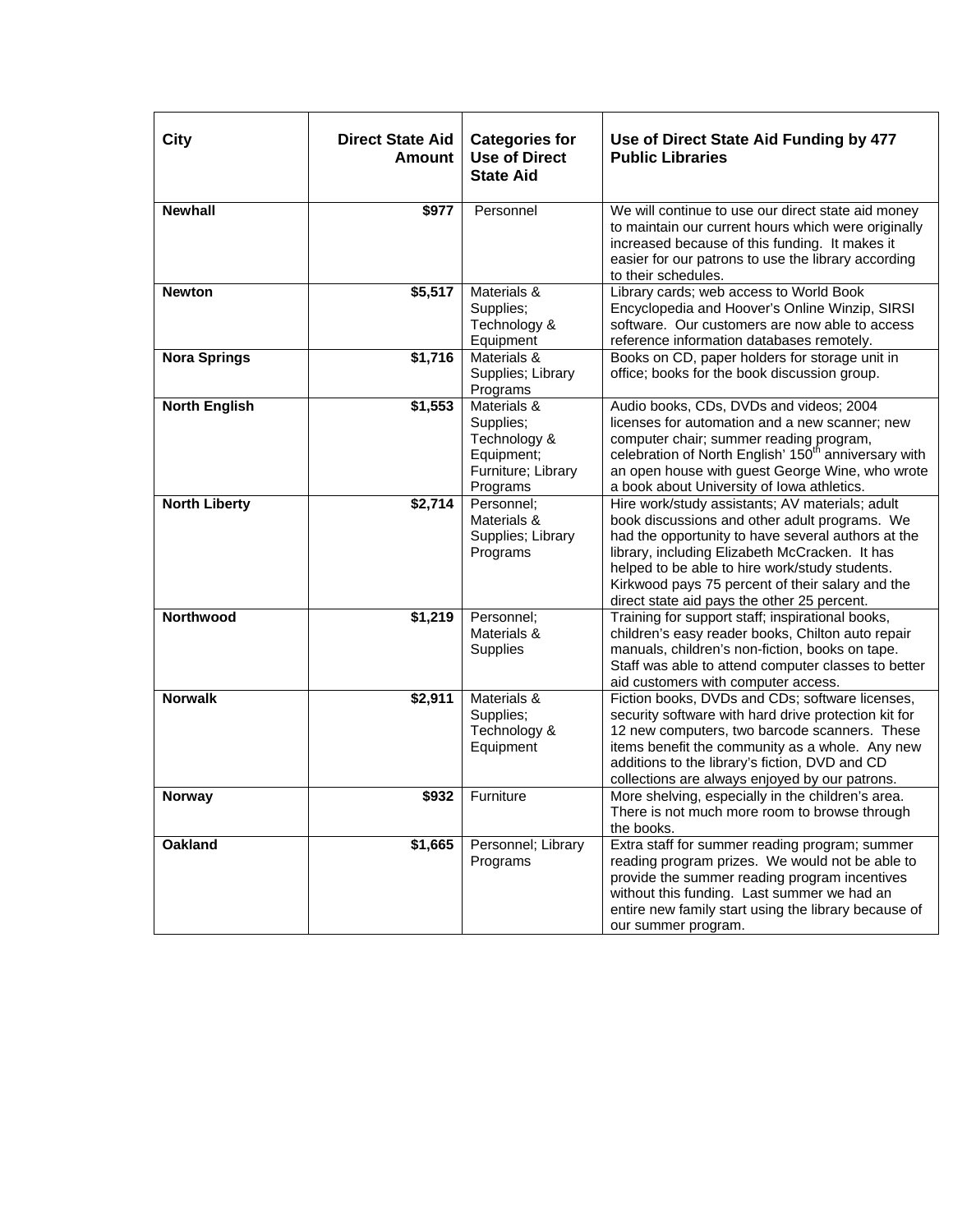| City | Direct State Aid Amount | Categories for Use of Direct State Aid | Use of Direct State Aid Funding by 477 Public Libraries |
|---|---|---|---|
| **Newhall** | **$977** | Personnel | We will continue to use our direct state aid money to maintain our current hours which were originally increased because of this funding. It makes it easier for our patrons to use the library according to their schedules. |
| **Newton** | **$5,517** | Materials & Supplies; Technology & Equipment | Library cards; web access to World Book Encyclopedia and Hoover's Online Winzip, SIRSI software. Our customers are now able to access reference information databases remotely. |
| **Nora Springs** | **$1,716** | Materials & Supplies; Library Programs | Books on CD, paper holders for storage unit in office; books for the book discussion group. |
| **North English** | **$1,553** | Materials & Supplies; Technology & Equipment; Furniture; Library Programs | Audio books, CDs, DVDs and videos; 2004 licenses for automation and a new scanner; new computer chair; summer reading program, celebration of North English' 150th anniversary with an open house with guest George Wine, who wrote a book about University of Iowa athletics. |
| **North Liberty** | **$2,714** | Personnel; Materials & Supplies; Library Programs | Hire work/study assistants; AV materials; adult book discussions and other adult programs. We had the opportunity to have several authors at the library, including Elizabeth McCracken. It has helped to be able to hire work/study students. Kirkwood pays 75 percent of their salary and the direct state aid pays the other 25 percent. |
| **Northwood** | **$1,219** | Personnel; Materials & Supplies | Training for support staff; inspirational books, children's easy reader books, Chilton auto repair manuals, children's non-fiction, books on tape. Staff was able to attend computer classes to better aid customers with computer access. |
| **Norwalk** | **$2,911** | Materials & Supplies; Technology & Equipment | Fiction books, DVDs and CDs; software licenses, security software with hard drive protection kit for 12 new computers, two barcode scanners. These items benefit the community as a whole. Any new additions to the library's fiction, DVD and CD collections are always enjoyed by our patrons. |
| **Norway** | **$932** | Furniture | More shelving, especially in the children's area. There is not much more room to browse through the books. |
| **Oakland** | **$1,665** | Personnel; Library Programs | Extra staff for summer reading program; summer reading program prizes. We would not be able to provide the summer reading program incentives without this funding. Last summer we had an entire new family start using the library because of our summer program. |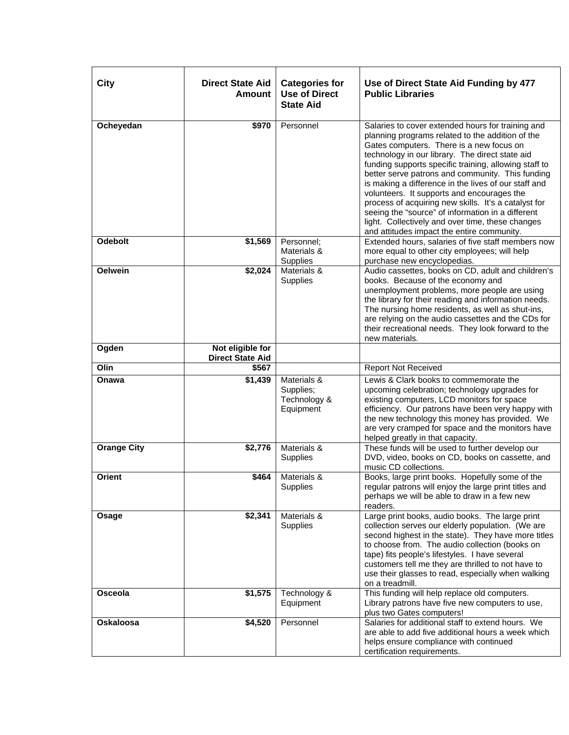| City | Direct State Aid Amount | Categories for Use of Direct State Aid | Use of Direct State Aid Funding by 477 Public Libraries |
|---|---|---|---|
| **Ocheyedan** | **$970** | Personnel | Salaries to cover extended hours for training and planning programs related to the addition of the Gates computers. There is a new focus on technology in our library. The direct state aid funding supports specific training, allowing staff to better serve patrons and community. This funding is making a difference in the lives of our staff and volunteers. It supports and encourages the process of acquiring new skills. It's a catalyst for seeing the "source" of information in a different light. Collectively and over time, these changes and attitudes impact the entire community. |
| **Odebolt** | **$1,569** | Personnel; Materials & Supplies | Extended hours, salaries of five staff members now more equal to other city employees; will help purchase new encyclopedias. |
| **Oelwein** | **$2,024** | Materials & Supplies | Audio cassettes, books on CD, adult and children's books. Because of the economy and unemployment problems, more people are using the library for their reading and information needs. The nursing home residents, as well as shut-ins, are relying on the audio cassettes and the CDs for their recreational needs. They look forward to the new materials. |
| **Ogden** | **Not eligible for Direct State Aid** | | |
| **Olin** | **$567** | | Report Not Received |
| **Onawa** | **$1,439** | Materials & Supplies; Technology & Equipment | Lewis & Clark books to commemorate the upcoming celebration; technology upgrades for existing computers, LCD monitors for space efficiency. Our patrons have been very happy with the new technology this money has provided. We are very cramped for space and the monitors have helped greatly in that capacity. |
| **Orange City** | **$2,776** | Materials & Supplies | These funds will be used to further develop our DVD, video, books on CD, books on cassette, and music CD collections. |
| **Orient** | **$464** | Materials & Supplies | Books, large print books. Hopefully some of the regular patrons will enjoy the large print titles and perhaps we will be able to draw in a few new readers. |
| **Osage** | **$2,341** | Materials & Supplies | Large print books, audio books. The large print collection serves our elderly population. (We are second highest in the state). They have more titles to choose from. The audio collection (books on tape) fits people's lifestyles. I have several customers tell me they are thrilled to not have to use their glasses to read, especially when walking on a treadmill. |
| **Osceola** | **$1,575** | Technology & Equipment | This funding will help replace old computers. Library patrons have five new computers to use, plus two Gates computers! |
| **Oskaloosa** | **$4,520** | Personnel | Salaries for additional staff to extend hours. We are able to add five additional hours a week which helps ensure compliance with continued certification requirements. |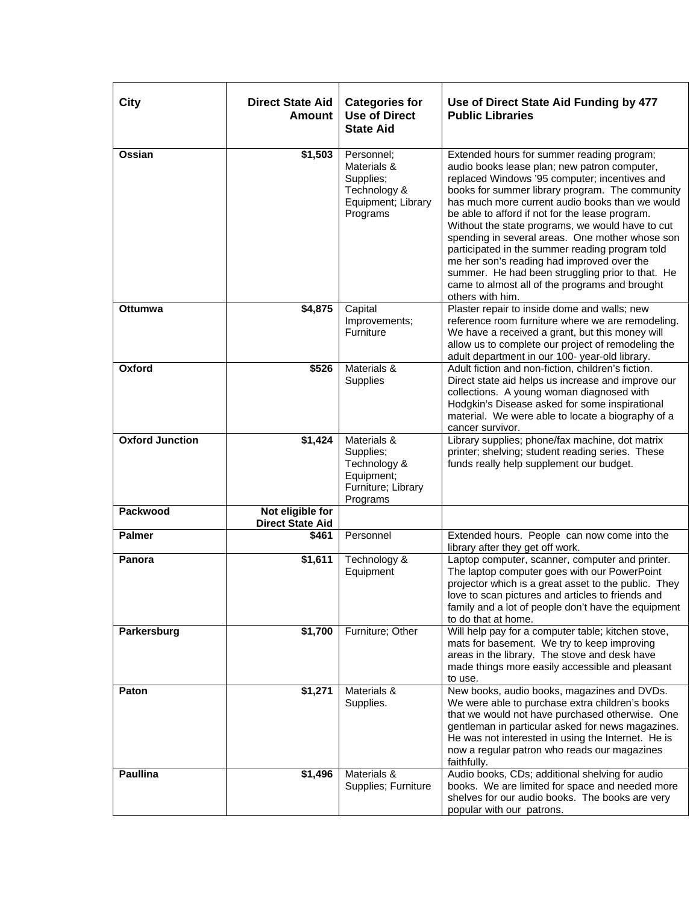| City | Direct State Aid Amount | Categories for Use of Direct State Aid | Use of Direct State Aid Funding by 477 Public Libraries |
|---|---|---|---|
| **Ossian** | **$1,503** | Personnel; Materials & Supplies; Technology & Equipment; Library Programs | Extended hours for summer reading program; audio books lease plan; new patron computer, replaced Windows '95 computer; incentives and books for summer library program. The community has much more current audio books than we would be able to afford if not for the lease program. Without the state programs, we would have to cut spending in several areas. One mother whose son participated in the summer reading program told me her son's reading had improved over the summer. He had been struggling prior to that. He came to almost all of the programs and brought others with him. |
| **Ottumwa** | **$4,875** | Capital Improvements; Furniture | Plaster repair to inside dome and walls; new reference room furniture where we are remodeling. We have a received a grant, but this money will allow us to complete our project of remodeling the adult department in our 100- year-old library. |
| **Oxford** | **$526** | Materials & Supplies | Adult fiction and non-fiction, children's fiction. Direct state aid helps us increase and improve our collections. A young woman diagnosed with Hodgkin's Disease asked for some inspirational material. We were able to locate a biography of a cancer survivor. |
| **Oxford Junction** | **$1,424** | Materials & Supplies; Technology & Equipment; Furniture; Library Programs | Library supplies; phone/fax machine, dot matrix printer; shelving; student reading series. These funds really help supplement our budget. |
| **Packwood** | **Not eligible for Direct State Aid** | | |
| **Palmer** | **$461** | Personnel | Extended hours. People can now come into the library after they get off work. |
| **Panora** | **$1,611** | Technology & Equipment | Laptop computer, scanner, computer and printer. The laptop computer goes with our PowerPoint projector which is a great asset to the public. They love to scan pictures and articles to friends and family and a lot of people don't have the equipment to do that at home. |
| **Parkersburg** | **$1,700** | Furniture; Other | Will help pay for a computer table; kitchen stove, mats for basement. We try to keep improving areas in the library. The stove and desk have made things more easily accessible and pleasant to use. |
| **Paton** | **$1,271** | Materials & Supplies. | New books, audio books, magazines and DVDs. We were able to purchase extra children's books that we would not have purchased otherwise. One gentleman in particular asked for news magazines. He was not interested in using the Internet. He is now a regular patron who reads our magazines faithfully. |
| **Paullina** | **$1,496** | Materials & Supplies; Furniture | Audio books, CDs; additional shelving for audio books. We are limited for space and needed more shelves for our audio books. The books are very popular with our patrons. |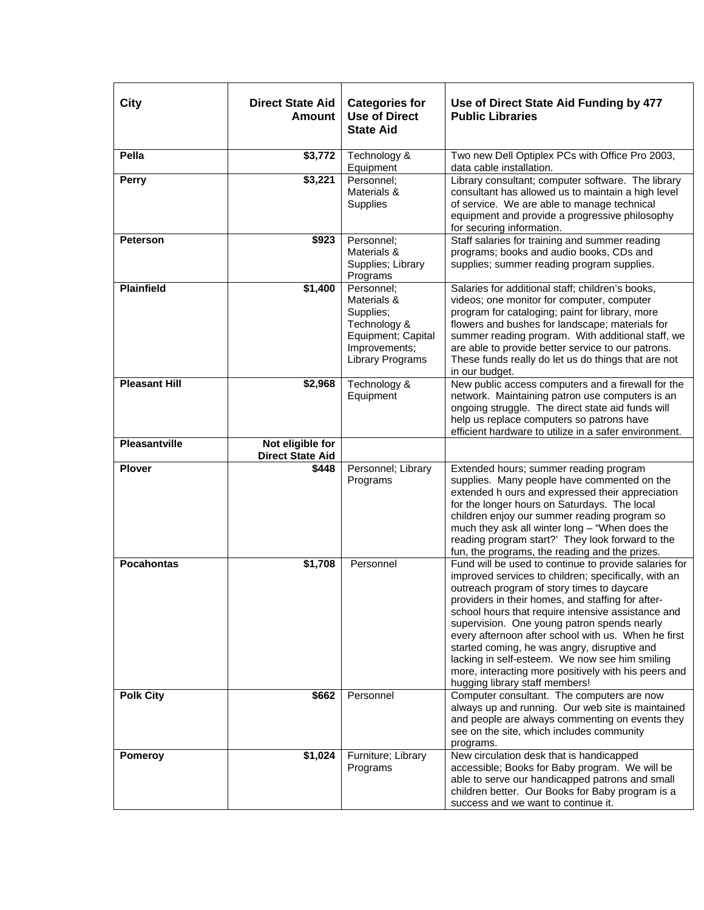| City | Direct State Aid Amount | Categories for Use of Direct State Aid | Use of Direct State Aid Funding by 477 Public Libraries |
|---|---|---|---|
| **Pella** | **$3,772** | Technology & Equipment | Two new Dell Optiplex PCs with Office Pro 2003, data cable installation. |
| **Perry** | **$3,221** | Personnel; Materials & Supplies | Library consultant; computer software. The library consultant has allowed us to maintain a high level of service. We are able to manage technical equipment and provide a progressive philosophy for securing information. |
| **Peterson** | **$923** | Personnel; Materials & Supplies; Library Programs | Staff salaries for training and summer reading programs; books and audio books, CDs and supplies; summer reading program supplies. |
| **Plainfield** | **$1,400** | Personnel; Materials & Supplies; Technology & Equipment; Capital Improvements; Library Programs | Salaries for additional staff; children's books, videos; one monitor for computer, computer program for cataloging; paint for library, more flowers and bushes for landscape; materials for summer reading program. With additional staff, we are able to provide better service to our patrons. These funds really do let us do things that are not in our budget. |
| **Pleasant Hill** | **$2,968** | Technology & Equipment | New public access computers and a firewall for the network. Maintaining patron use computers is an ongoing struggle. The direct state aid funds will help us replace computers so patrons have efficient hardware to utilize in a safer environment. |
| **Pleasantville** | **Not eligible for Direct State Aid** | | |
| **Plover** | **$448** | Personnel; Library Programs | Extended hours; summer reading program supplies. Many people have commented on the extended h ours and expressed their appreciation for the longer hours on Saturdays. The local children enjoy our summer reading program so much they ask all winter long – "When does the reading program start?' They look forward to the fun, the programs, the reading and the prizes. |
| **Pocahontas** | **$1,708** | Personnel | Fund will be used to continue to provide salaries for improved services to children; specifically, with an outreach program of story times to daycare providers in their homes, and staffing for after-school hours that require intensive assistance and supervision. One young patron spends nearly every afternoon after school with us. When he first started coming, he was angry, disruptive and lacking in self-esteem. We now see him smiling more, interacting more positively with his peers and hugging library staff members! |
| **Polk City** | **$662** | Personnel | Computer consultant. The computers are now always up and running. Our web site is maintained and people are always commenting on events they see on the site, which includes community programs. |
| **Pomeroy** | **$1,024** | Furniture; Library Programs | New circulation desk that is handicapped accessible; Books for Baby program. We will be able to serve our handicapped patrons and small children better. Our Books for Baby program is a success and we want to continue it. |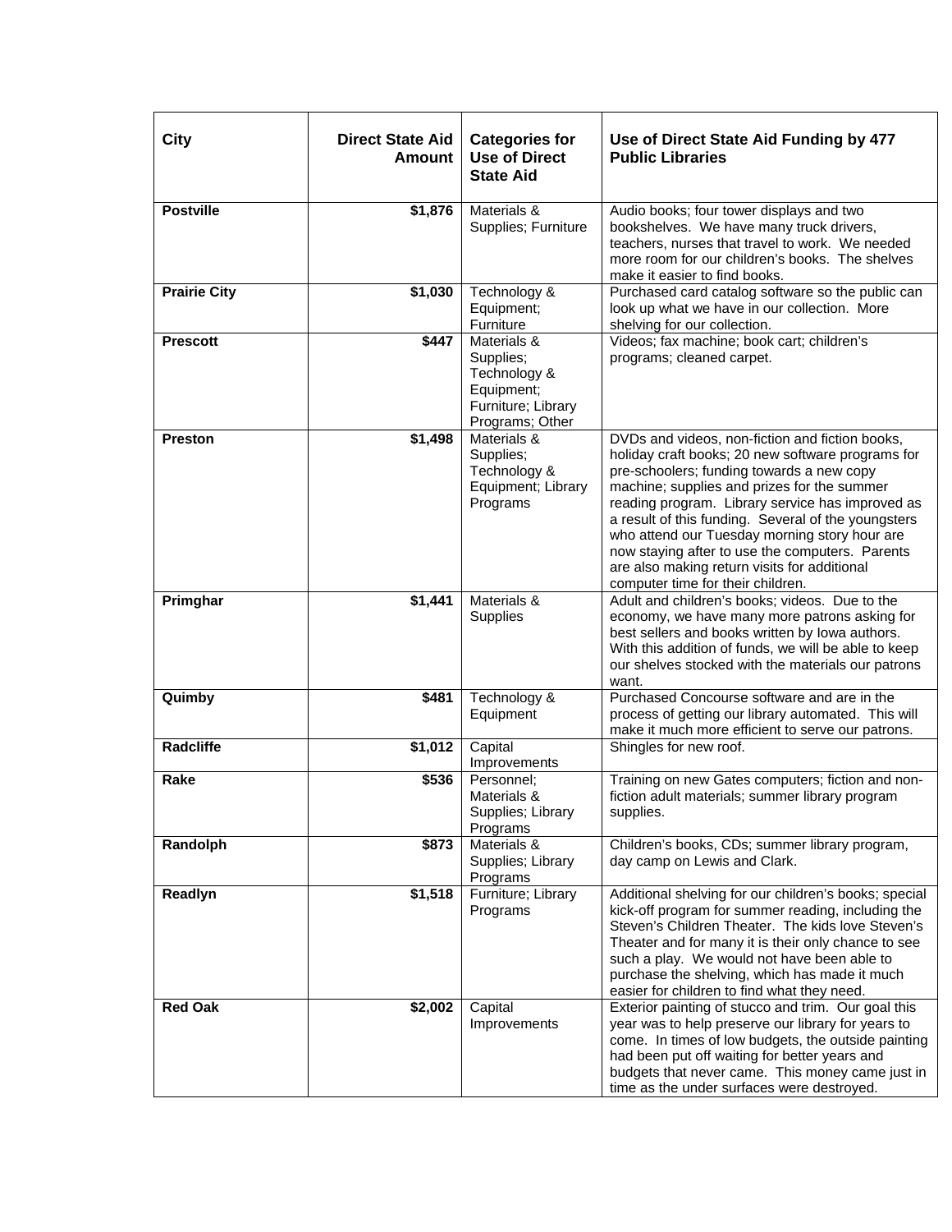| City | Direct State Aid Amount | Categories for Use of Direct State Aid | Use of Direct State Aid Funding by 477 Public Libraries |
|---|---|---|---|
| **Postville** | **$1,876** | Materials & Supplies; Furniture | Audio books; four tower displays and two bookshelves. We have many truck drivers, teachers, nurses that travel to work. We needed more room for our children's books. The shelves make it easier to find books. |
| **Prairie City** | **$1,030** | Technology & Equipment; Furniture | Purchased card catalog software so the public can look up what we have in our collection. More shelving for our collection. |
| **Prescott** | **$447** | Materials & Supplies; Technology & Equipment; Furniture; Library Programs; Other | Videos; fax machine; book cart; children's programs; cleaned carpet. |
| **Preston** | **$1,498** | Materials & Supplies; Technology & Equipment; Library Programs | DVDs and videos, non-fiction and fiction books, holiday craft books; 20 new software programs for pre-schoolers; funding towards a new copy machine; supplies and prizes for the summer reading program. Library service has improved as a result of this funding. Several of the youngsters who attend our Tuesday morning story hour are now staying after to use the computers. Parents are also making return visits for additional computer time for their children. |
| **Primghar** | **$1,441** | Materials & Supplies | Adult and children's books; videos. Due to the economy, we have many more patrons asking for best sellers and books written by Iowa authors. With this addition of funds, we will be able to keep our shelves stocked with the materials our patrons want. |
| **Quimby** | **$481** | Technology & Equipment | Purchased Concourse software and are in the process of getting our library automated. This will make it much more efficient to serve our patrons. |
| **Radcliffe** | **$1,012** | Capital Improvements | Shingles for new roof. |
| **Rake** | **$536** | Personnel; Materials & Supplies; Library Programs | Training on new Gates computers; fiction and non-fiction adult materials; summer library program supplies. |
| **Randolph** | **$873** | Materials & Supplies; Library Programs | Children's books, CDs; summer library program, day camp on Lewis and Clark. |
| **Readlyn** | **$1,518** | Furniture; Library Programs | Additional shelving for our children's books; special kick-off program for summer reading, including the Steven's Children Theater. The kids love Steven's Theater and for many it is their only chance to see such a play. We would not have been able to purchase the shelving, which has made it much easier for children to find what they need. |
| **Red Oak** | **$2,002** | Capital Improvements | Exterior painting of stucco and trim. Our goal this year was to help preserve our library for years to come. In times of low budgets, the outside painting had been put off waiting for better years and budgets that never came. This money came just in time as the under surfaces were destroyed. |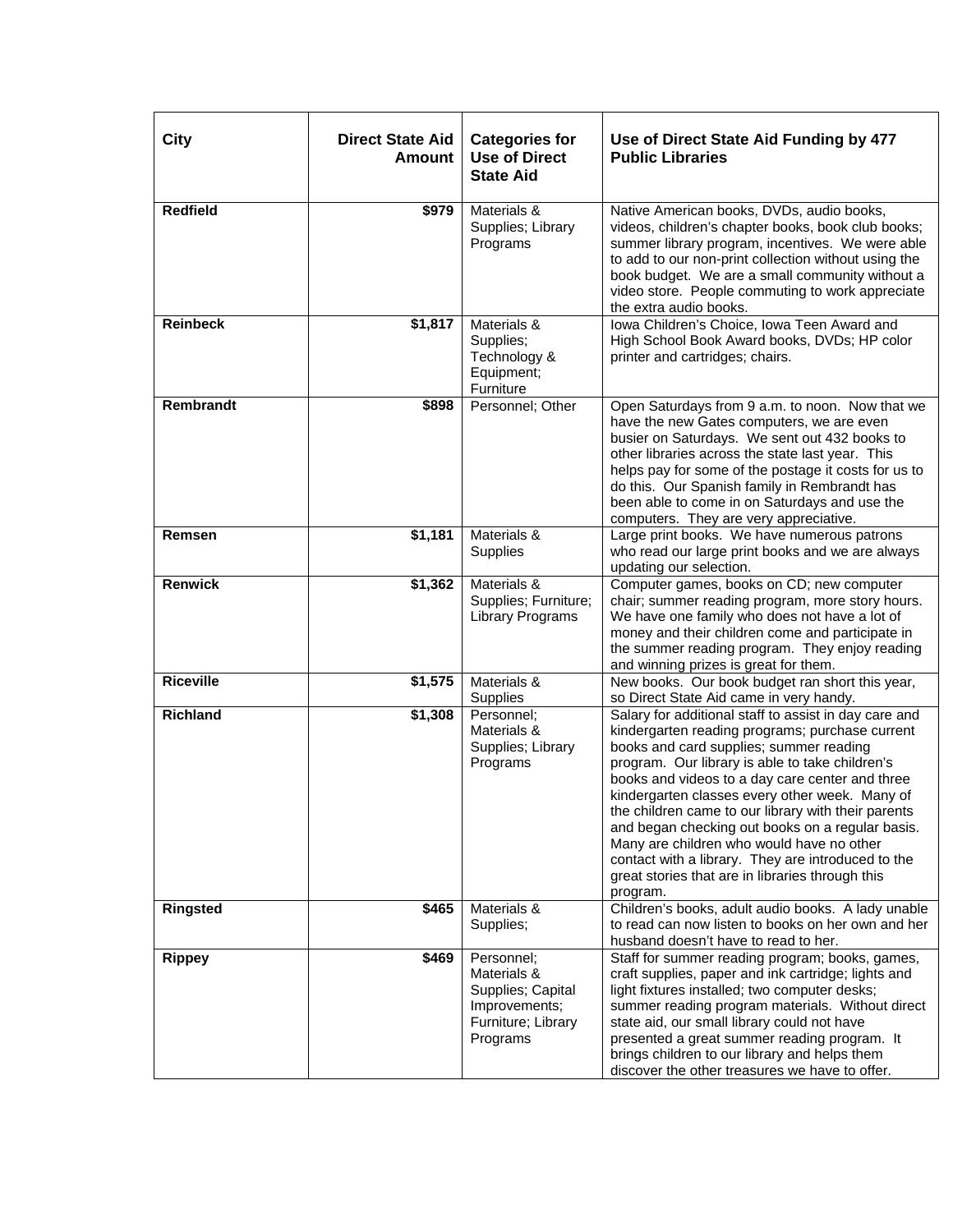| City | Direct State Aid Amount | Categories for Use of Direct State Aid | Use of Direct State Aid Funding by 477 Public Libraries |
|---|---|---|---|
| **Redfield** | **$979** | Materials & Supplies; Library Programs | Native American books, DVDs, audio books, videos, children's chapter books, book club books; summer library program, incentives. We were able to add to our non-print collection without using the book budget. We are a small community without a video store. People commuting to work appreciate the extra audio books. |
| **Reinbeck** | **$1,817** | Materials & Supplies; Technology & Equipment; Furniture | Iowa Children's Choice, Iowa Teen Award and High School Book Award books, DVDs; HP color printer and cartridges; chairs. |
| **Rembrandt** | **$898** | Personnel; Other | Open Saturdays from 9 a.m. to noon. Now that we have the new Gates computers, we are even busier on Saturdays. We sent out 432 books to other libraries across the state last year. This helps pay for some of the postage it costs for us to do this. Our Spanish family in Rembrandt has been able to come in on Saturdays and use the computers. They are very appreciative. |
| **Remsen** | **$1,181** | Materials & Supplies | Large print books. We have numerous patrons who read our large print books and we are always updating our selection. |
| **Renwick** | **$1,362** | Materials & Supplies; Furniture; Library Programs | Computer games, books on CD; new computer chair; summer reading program, more story hours. We have one family who does not have a lot of money and their children come and participate in the summer reading program. They enjoy reading and winning prizes is great for them. |
| **Riceville** | **$1,575** | Materials & Supplies | New books. Our book budget ran short this year, so Direct State Aid came in very handy. |
| **Richland** | **$1,308** | Personnel; Materials & Supplies; Library Programs | Salary for additional staff to assist in day care and kindergarten reading programs; purchase current books and card supplies; summer reading program. Our library is able to take children's books and videos to a day care center and three kindergarten classes every other week. Many of the children came to our library with their parents and began checking out books on a regular basis. Many are children who would have no other contact with a library. They are introduced to the great stories that are in libraries through this program. |
| **Ringsted** | **$465** | Materials & Supplies; | Children's books, adult audio books. A lady unable to read can now listen to books on her own and her husband doesn't have to read to her. |
| **Rippey** | **$469** | Personnel; Materials & Supplies; Capital Improvements; Furniture; Library Programs | Staff for summer reading program; books, games, craft supplies, paper and ink cartridge; lights and light fixtures installed; two computer desks; summer reading program materials. Without direct state aid, our small library could not have presented a great summer reading program. It brings children to our library and helps them discover the other treasures we have to offer. |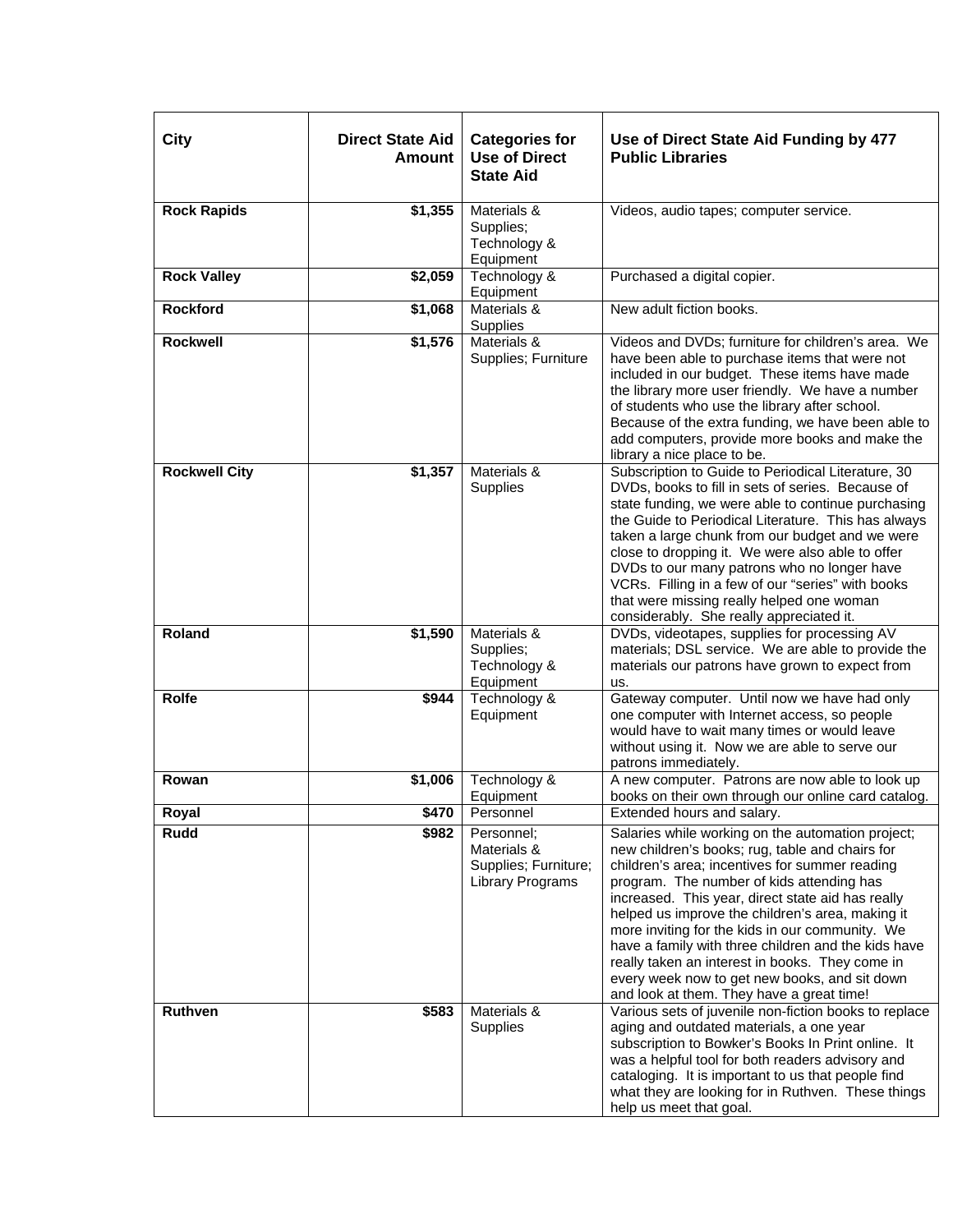| City | Direct State Aid Amount | Categories for Use of Direct State Aid | Use of Direct State Aid Funding by 477 Public Libraries |
|---|---|---|---|
| **Rock Rapids** | **$1,355** | Materials & Supplies; Technology & Equipment | Videos, audio tapes; computer service. |
| **Rock Valley** | **$2,059** | Technology & Equipment | Purchased a digital copier. |
| **Rockford** | **$1,068** | Materials & Supplies | New adult fiction books. |
| **Rockwell** | **$1,576** | Materials & Supplies; Furniture | Videos and DVDs; furniture for children's area. We have been able to purchase items that were not included in our budget. These items have made the library more user friendly. We have a number of students who use the library after school. Because of the extra funding, we have been able to add computers, provide more books and make the library a nice place to be. |
| **Rockwell City** | **$1,357** | Materials & Supplies | Subscription to Guide to Periodical Literature, 30 DVDs, books to fill in sets of series. Because of state funding, we were able to continue purchasing the Guide to Periodical Literature. This has always taken a large chunk from our budget and we were close to dropping it. We were also able to offer DVDs to our many patrons who no longer have VCRs. Filling in a few of our "series" with books that were missing really helped one woman considerably. She really appreciated it. |
| **Roland** | **$1,590** | Materials & Supplies; Technology & Equipment | DVDs, videotapes, supplies for processing AV materials; DSL service. We are able to provide the materials our patrons have grown to expect from us. |
| **Rolfe** | **$944** | Technology & Equipment | Gateway computer. Until now we have had only one computer with Internet access, so people would have to wait many times or would leave without using it. Now we are able to serve our patrons immediately. |
| **Rowan** | **$1,006** | Technology & Equipment | A new computer. Patrons are now able to look up books on their own through our online card catalog. |
| **Royal** | **$470** | Personnel | Extended hours and salary. |
| **Rudd** | **$982** | Personnel; Materials & Supplies; Furniture; Library Programs | Salaries while working on the automation project; new children's books; rug, table and chairs for children's area; incentives for summer reading program. The number of kids attending has increased. This year, direct state aid has really helped us improve the children's area, making it more inviting for the kids in our community. We have a family with three children and the kids have really taken an interest in books. They come in every week now to get new books, and sit down and look at them. They have a great time! |
| **Ruthven** | **$583** | Materials & Supplies | Various sets of juvenile non-fiction books to replace aging and outdated materials, a one year subscription to Bowker's Books In Print online. It was a helpful tool for both readers advisory and cataloging. It is important to us that people find what they are looking for in Ruthven. These things help us meet that goal. |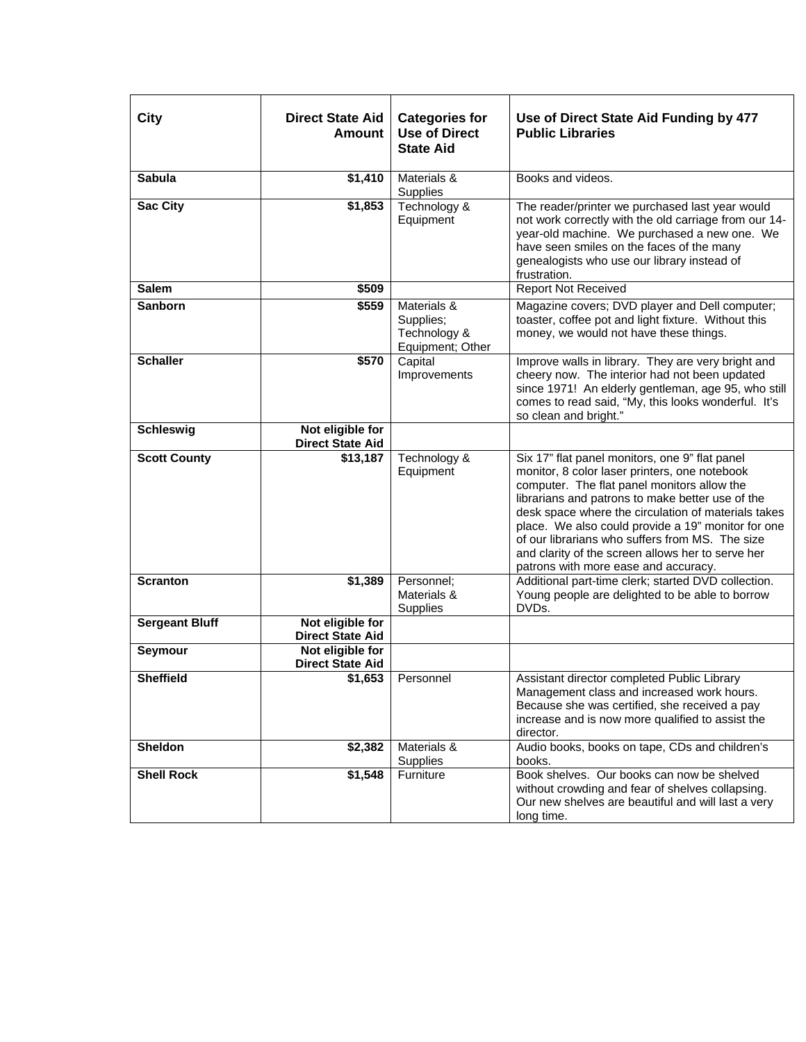| City | Direct State Aid Amount | Categories for Use of Direct State Aid | Use of Direct State Aid Funding by 477 Public Libraries |
|---|---|---|---|
| **Sabula** | **$1,410** | Materials & Supplies | Books and videos. |
| **Sac City** | **$1,853** | Technology & Equipment | The reader/printer we purchased last year would not work correctly with the old carriage from our 14-year-old machine. We purchased a new one. We have seen smiles on the faces of the many genealogists who use our library instead of frustration. |
| **Salem** | **$509** | | Report Not Received |
| **Sanborn** | **$559** | Materials & Supplies; Technology & Equipment; Other | Magazine covers; DVD player and Dell computer; toaster, coffee pot and light fixture. Without this money, we would not have these things. |
| **Schaller** | **$570** | Capital Improvements | Improve walls in library. They are very bright and cheery now. The interior had not been updated since 1971! An elderly gentleman, age 95, who still comes to read said, "My, this looks wonderful. It's so clean and bright." |
| **Schleswig** | **Not eligible for Direct State Aid** | | |
| **Scott County** | **$13,187** | Technology & Equipment | Six 17" flat panel monitors, one 9" flat panel monitor, 8 color laser printers, one notebook computer. The flat panel monitors allow the librarians and patrons to make better use of the desk space where the circulation of materials takes place. We also could provide a 19" monitor for one of our librarians who suffers from MS. The size and clarity of the screen allows her to serve her patrons with more ease and accuracy. |
| **Scranton** | **$1,389** | Personnel; Materials & Supplies | Additional part-time clerk; started DVD collection. Young people are delighted to be able to borrow DVDs. |
| **Sergeant Bluff** | **Not eligible for Direct State Aid** | | |
| **Seymour** | **Not eligible for Direct State Aid** | | |
| **Sheffield** | **$1,653** | Personnel | Assistant director completed Public Library Management class and increased work hours. Because she was certified, she received a pay increase and is now more qualified to assist the director. |
| **Sheldon** | **$2,382** | Materials & Supplies | Audio books, books on tape, CDs and children's books. |
| **Shell Rock** | **$1,548** | Furniture | Book shelves. Our books can now be shelved without crowding and fear of shelves collapsing. Our new shelves are beautiful and will last a very long time. |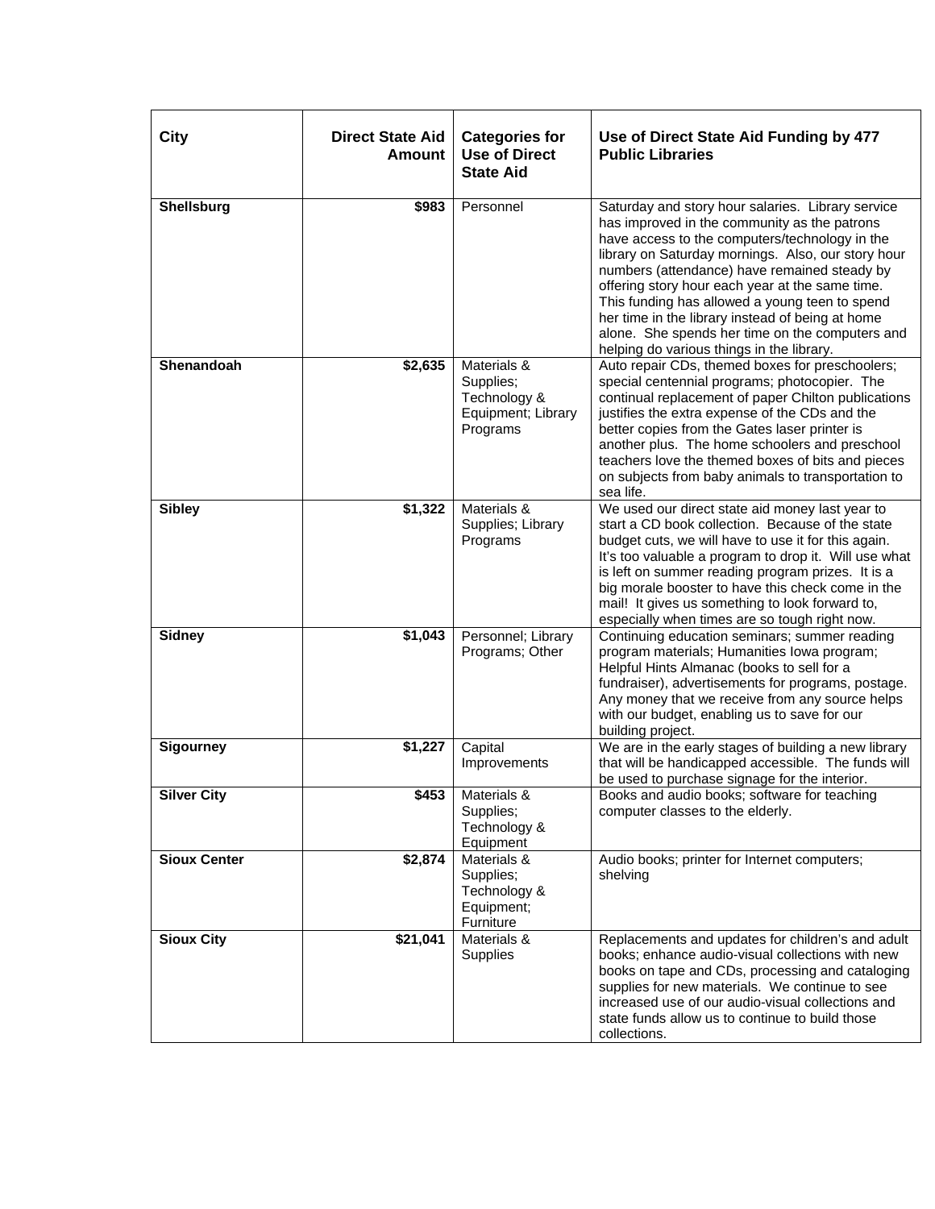| City | Direct State Aid Amount | Categories for Use of Direct State Aid | Use of Direct State Aid Funding by 477 Public Libraries |
|---|---|---|---|
| **Shellsburg** | **$983** | Personnel | Saturday and story hour salaries. Library service has improved in the community as the patrons have access to the computers/technology in the library on Saturday mornings. Also, our story hour numbers (attendance) have remained steady by offering story hour each year at the same time. This funding has allowed a young teen to spend her time in the library instead of being at home alone. She spends her time on the computers and helping do various things in the library. |
| **Shenandoah** | **$2,635** | Materials & Supplies; Technology & Equipment; Library Programs | Auto repair CDs, themed boxes for preschoolers; special centennial programs; photocopier. The continual replacement of paper Chilton publications justifies the extra expense of the CDs and the better copies from the Gates laser printer is another plus. The home schoolers and preschool teachers love the themed boxes of bits and pieces on subjects from baby animals to transportation to sea life. |
| **Sibley** | **$1,322** | Materials & Supplies; Library Programs | We used our direct state aid money last year to start a CD book collection. Because of the state budget cuts, we will have to use it for this again. It's too valuable a program to drop it. Will use what is left on summer reading program prizes. It is a big morale booster to have this check come in the mail! It gives us something to look forward to, especially when times are so tough right now. |
| **Sidney** | **$1,043** | Personnel; Library Programs; Other | Continuing education seminars; summer reading program materials; Humanities Iowa program; Helpful Hints Almanac (books to sell for a fundraiser), advertisements for programs, postage. Any money that we receive from any source helps with our budget, enabling us to save for our building project. |
| **Sigourney** | **$1,227** | Capital Improvements | We are in the early stages of building a new library that will be handicapped accessible. The funds will be used to purchase signage for the interior. |
| **Silver City** | **$453** | Materials & Supplies; Technology & Equipment | Books and audio books; software for teaching computer classes to the elderly. |
| **Sioux Center** | **$2,874** | Materials & Supplies; Technology & Equipment; Furniture | Audio books; printer for Internet computers; shelving |
| **Sioux City** | **$21,041** | Materials & Supplies | Replacements and updates for children's and adult books; enhance audio-visual collections with new books on tape and CDs, processing and cataloging supplies for new materials. We continue to see increased use of our audio-visual collections and state funds allow us to continue to build those collections. |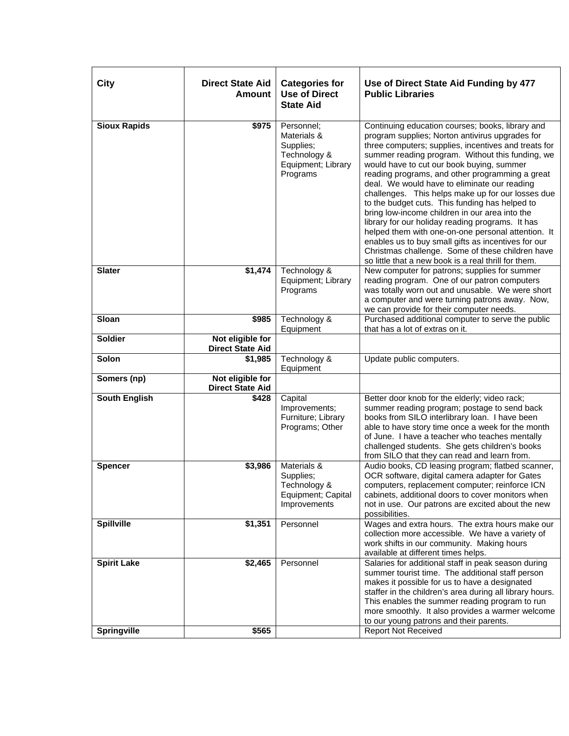| City | Direct State Aid Amount | Categories for Use of Direct State Aid | Use of Direct State Aid Funding by 477 Public Libraries |
|---|---|---|---|
| **Sioux Rapids** | **$975** | Personnel; Materials & Supplies; Technology & Equipment; Library Programs | Continuing education courses; books, library and program supplies; Norton antivirus upgrades for three computers; supplies, incentives and treats for summer reading program. Without this funding, we would have to cut our book buying, summer reading programs, and other programming a great deal. We would have to eliminate our reading challenges. This helps make up for our losses due to the budget cuts. This funding has helped to bring low-income children in our area into the library for our holiday reading programs. It has helped them with one-on-one personal attention. It enables us to buy small gifts as incentives for our Christmas challenge. Some of these children have so little that a new book is a real thrill for them. |
| **Slater** | **$1,474** | Technology & Equipment; Library Programs | New computer for patrons; supplies for summer reading program. One of our patron computers was totally worn out and unusable. We were short a computer and were turning patrons away. Now, we can provide for their computer needs. |
| **Sloan** | **$985** | Technology & Equipment | Purchased additional computer to serve the public that has a lot of extras on it. |
| **Soldier** | **Not eligible for Direct State Aid** | | |
| **Solon** | **$1,985** | Technology & Equipment | Update public computers. |
| **Somers (np)** | **Not eligible for Direct State Aid** | | |
| **South English** | **$428** | Capital Improvements; Furniture; Library Programs; Other | Better door knob for the elderly; video rack; summer reading program; postage to send back books from SILO interlibrary loan. I have been able to have story time once a week for the month of June. I have a teacher who teaches mentally challenged students. She gets children's books from SILO that they can read and learn from. |
| **Spencer** | **$3,986** | Materials & Supplies; Technology & Equipment; Capital Improvements | Audio books, CD leasing program; flatbed scanner, OCR software, digital camera adapter for Gates computers, replacement computer; reinforce ICN cabinets, additional doors to cover monitors when not in use. Our patrons are excited about the new possibilities. |
| **Spillville** | **$1,351** | Personnel | Wages and extra hours. The extra hours make our collection more accessible. We have a variety of work shifts in our community. Making hours available at different times helps. |
| **Spirit Lake** | **$2,465** | Personnel | Salaries for additional staff in peak season during summer tourist time. The additional staff person makes it possible for us to have a designated staffer in the children's area during all library hours. This enables the summer reading program to run more smoothly. It also provides a warmer welcome to our young patrons and their parents. |
| **Springville** | **$565** | | Report Not Received |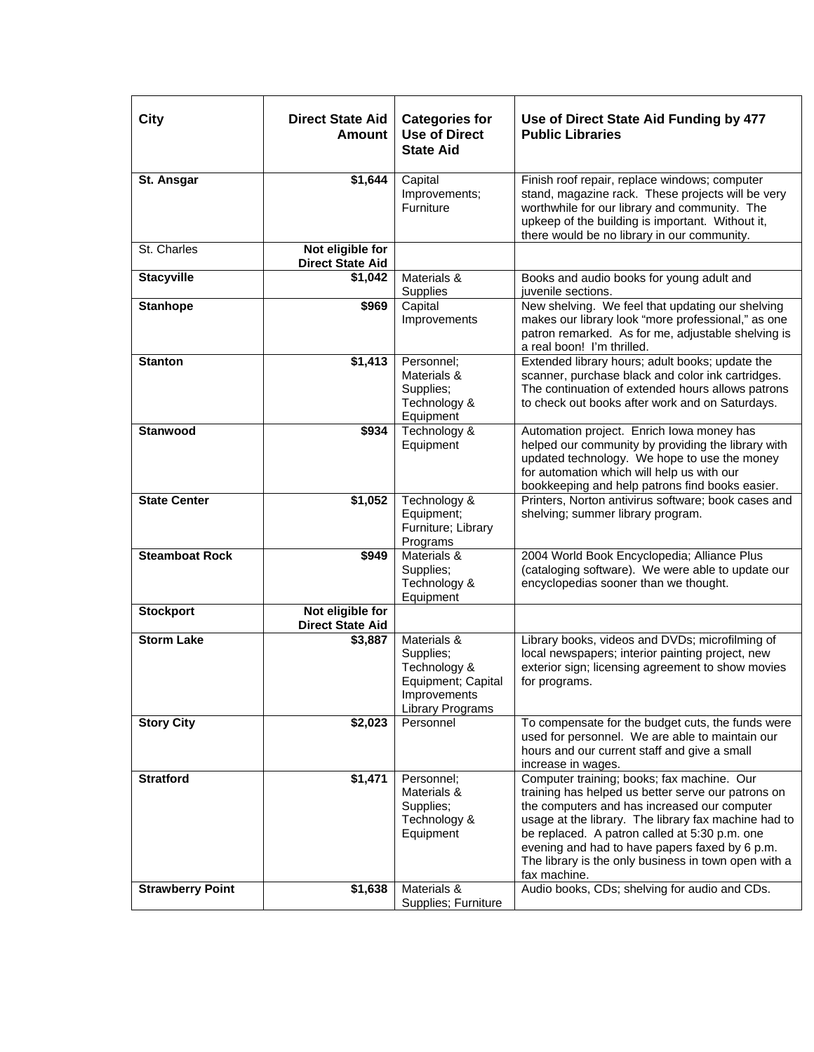| City | Direct State Aid Amount | Categories for Use of Direct State Aid | Use of Direct State Aid Funding by 477 Public Libraries |
|---|---|---|---|
| **St. Ansgar** | **$1,644** | Capital Improvements; Furniture | Finish roof repair, replace windows; computer stand, magazine rack. These projects will be very worthwhile for our library and community. The upkeep of the building is important. Without it, there would be no library in our community. |
| St. Charles | **Not eligible for Direct State Aid** | | |
| **Stacyville** | **$1,042** | Materials & Supplies | Books and audio books for young adult and juvenile sections. |
| **Stanhope** | **$969** | Capital Improvements | New shelving. We feel that updating our shelving makes our library look "more professional," as one patron remarked. As for me, adjustable shelving is a real boon! I'm thrilled. |
| **Stanton** | **$1,413** | Personnel; Materials & Supplies; Technology & Equipment | Extended library hours; adult books; update the scanner, purchase black and color ink cartridges. The continuation of extended hours allows patrons to check out books after work and on Saturdays. |
| **Stanwood** | **$934** | Technology & Equipment | Automation project. Enrich Iowa money has helped our community by providing the library with updated technology. We hope to use the money for automation which will help us with our bookkeeping and help patrons find books easier. |
| **State Center** | **$1,052** | Technology & Equipment; Furniture; Library Programs | Printers, Norton antivirus software; book cases and shelving; summer library program. |
| **Steamboat Rock** | **$949** | Materials & Supplies; Technology & Equipment | 2004 World Book Encyclopedia; Alliance Plus (cataloging software). We were able to update our encyclopedias sooner than we thought. |
| **Stockport** | **Not eligible for Direct State Aid** | | |
| **Storm Lake** | **$3,887** | Materials & Supplies; Technology & Equipment; Capital Improvements Library Programs | Library books, videos and DVDs; microfilming of local newspapers; interior painting project, new exterior sign; licensing agreement to show movies for programs. |
| **Story City** | **$2,023** | Personnel | To compensate for the budget cuts, the funds were used for personnel. We are able to maintain our hours and our current staff and give a small increase in wages. |
| **Stratford** | **$1,471** | Personnel; Materials & Supplies; Technology & Equipment | Computer training; books; fax machine. Our training has helped us better serve our patrons on the computers and has increased our computer usage at the library. The library fax machine had to be replaced. A patron called at 5:30 p.m. one evening and had to have papers faxed by 6 p.m. The library is the only business in town open with a fax machine. |
| **Strawberry Point** | **$1,638** | Materials & Supplies; Furniture | Audio books, CDs; shelving for audio and CDs. |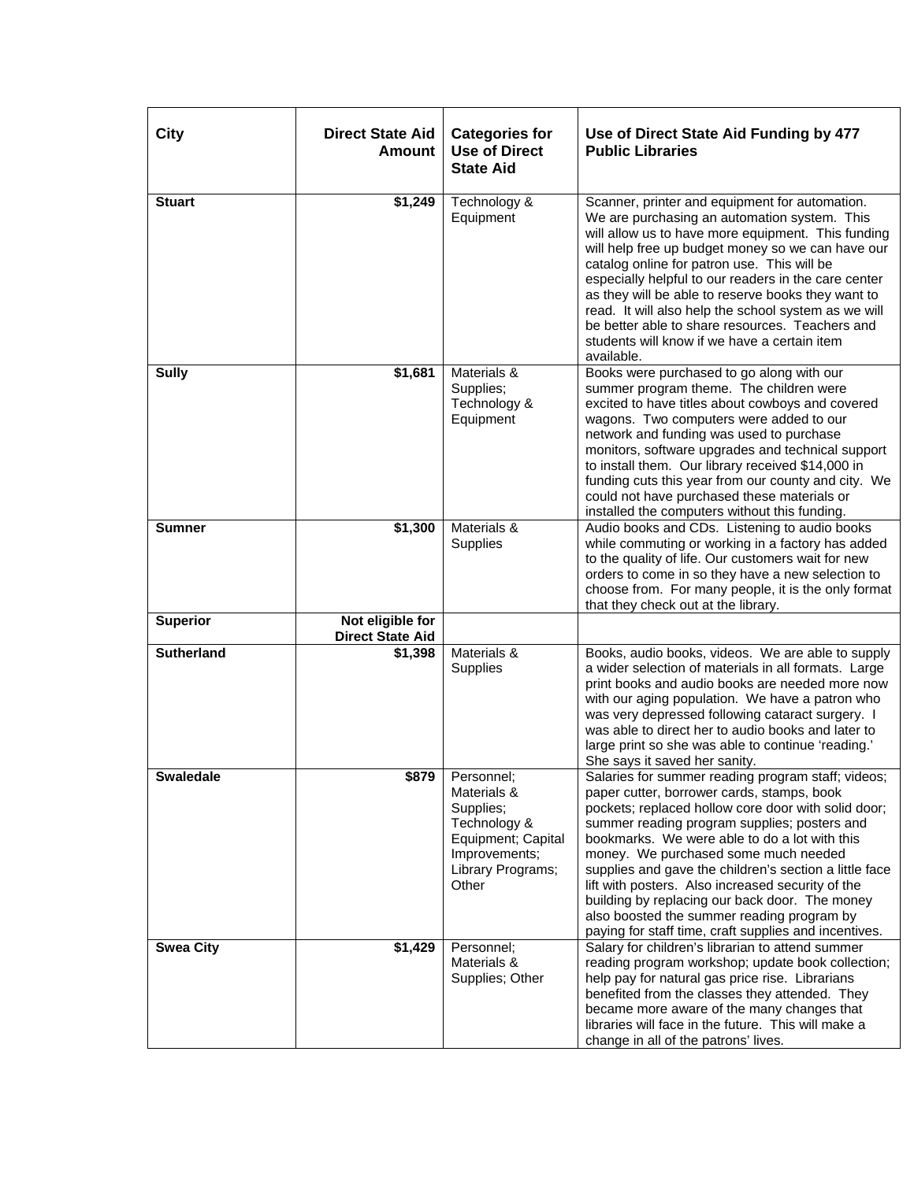| City | Direct State Aid Amount | Categories for Use of Direct State Aid | Use of Direct State Aid Funding by 477 Public Libraries |
|---|---|---|---|
| **Stuart** | **$1,249** | Technology & Equipment | Scanner, printer and equipment for automation. We are purchasing an automation system. This will allow us to have more equipment. This funding will help free up budget money so we can have our catalog online for patron use. This will be especially helpful to our readers in the care center as they will be able to reserve books they want to read. It will also help the school system as we will be better able to share resources. Teachers and students will know if we have a certain item available. |
| **Sully** | **$1,681** | Materials & Supplies; Technology & Equipment | Books were purchased to go along with our summer program theme. The children were excited to have titles about cowboys and covered wagons. Two computers were added to our network and funding was used to purchase monitors, software upgrades and technical support to install them. Our library received $14,000 in funding cuts this year from our county and city. We could not have purchased these materials or installed the computers without this funding. |
| **Sumner** | **$1,300** | Materials & Supplies | Audio books and CDs. Listening to audio books while commuting or working in a factory has added to the quality of life. Our customers wait for new orders to come in so they have a new selection to choose from. For many people, it is the only format that they check out at the library. |
| **Superior** | **Not eligible for Direct State Aid** | | |
| **Sutherland** | **$1,398** | Materials & Supplies | Books, audio books, videos. We are able to supply a wider selection of materials in all formats. Large print books and audio books are needed more now with our aging population. We have a patron who was very depressed following cataract surgery. I was able to direct her to audio books and later to large print so she was able to continue 'reading.' She says it saved her sanity. |
| **Swaledale** | **$879** | Personnel; Materials & Supplies; Technology & Equipment; Capital Improvements; Library Programs; Other | Salaries for summer reading program staff; videos; paper cutter, borrower cards, stamps, book pockets; replaced hollow core door with solid door; summer reading program supplies; posters and bookmarks. We were able to do a lot with this money. We purchased some much needed supplies and gave the children's section a little face lift with posters. Also increased security of the building by replacing our back door. The money also boosted the summer reading program by paying for staff time, craft supplies and incentives. |
| **Swea City** | **$1,429** | Personnel; Materials & Supplies; Other | Salary for children's librarian to attend summer reading program workshop; update book collection; help pay for natural gas price rise. Librarians benefited from the classes they attended. They became more aware of the many changes that libraries will face in the future. This will make a change in all of the patrons' lives. |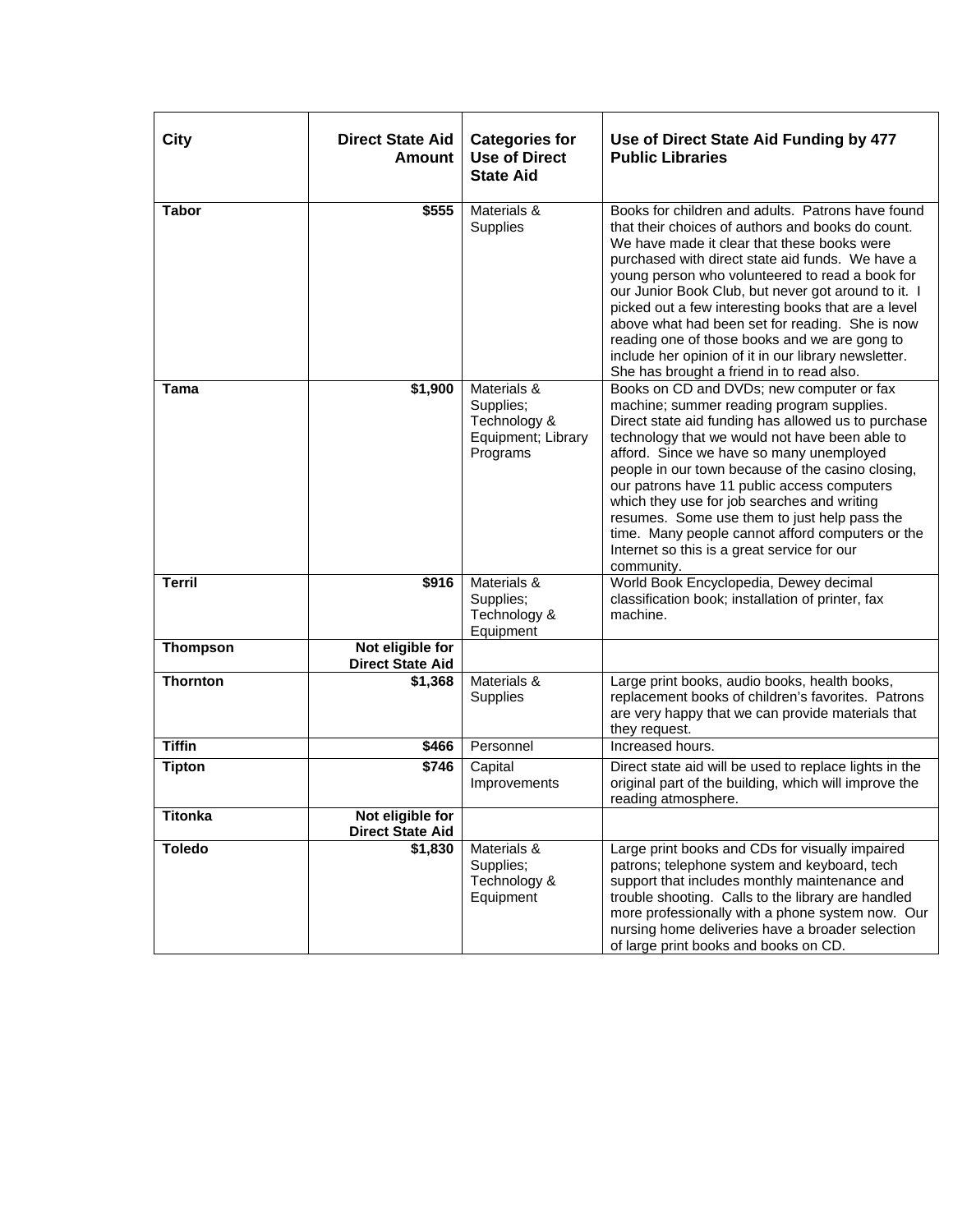| City | Direct State Aid Amount | Categories for Use of Direct State Aid | Use of Direct State Aid Funding by 477 Public Libraries |
|---|---|---|---|
| **Tabor** | **$555** | Materials & Supplies | Books for children and adults. Patrons have found that their choices of authors and books do count. We have made it clear that these books were purchased with direct state aid funds. We have a young person who volunteered to read a book for our Junior Book Club, but never got around to it. I picked out a few interesting books that are a level above what had been set for reading. She is now reading one of those books and we are gong to include her opinion of it in our library newsletter. She has brought a friend in to read also. |
| **Tama** | **$1,900** | Materials & Supplies; Technology & Equipment; Library Programs | Books on CD and DVDs; new computer or fax machine; summer reading program supplies. Direct state aid funding has allowed us to purchase technology that we would not have been able to afford. Since we have so many unemployed people in our town because of the casino closing, our patrons have 11 public access computers which they use for job searches and writing resumes. Some use them to just help pass the time. Many people cannot afford computers or the Internet so this is a great service for our community. |
| **Terril** | **$916** | Materials & Supplies; Technology & Equipment | World Book Encyclopedia, Dewey decimal classification book; installation of printer, fax machine. |
| **Thompson** | **Not eligible for Direct State Aid** | | |
| **Thornton** | **$1,368** | Materials & Supplies | Large print books, audio books, health books, replacement books of children's favorites. Patrons are very happy that we can provide materials that they request. |
| **Tiffin** | **$466** | Personnel | Increased hours. |
| **Tipton** | **$746** | Capital Improvements | Direct state aid will be used to replace lights in the original part of the building, which will improve the reading atmosphere. |
| **Titonka** | **Not eligible for Direct State Aid** | | |
| **Toledo** | **$1,830** | Materials & Supplies; Technology & Equipment | Large print books and CDs for visually impaired patrons; telephone system and keyboard, tech support that includes monthly maintenance and trouble shooting. Calls to the library are handled more professionally with a phone system now. Our nursing home deliveries have a broader selection of large print books and books on CD. |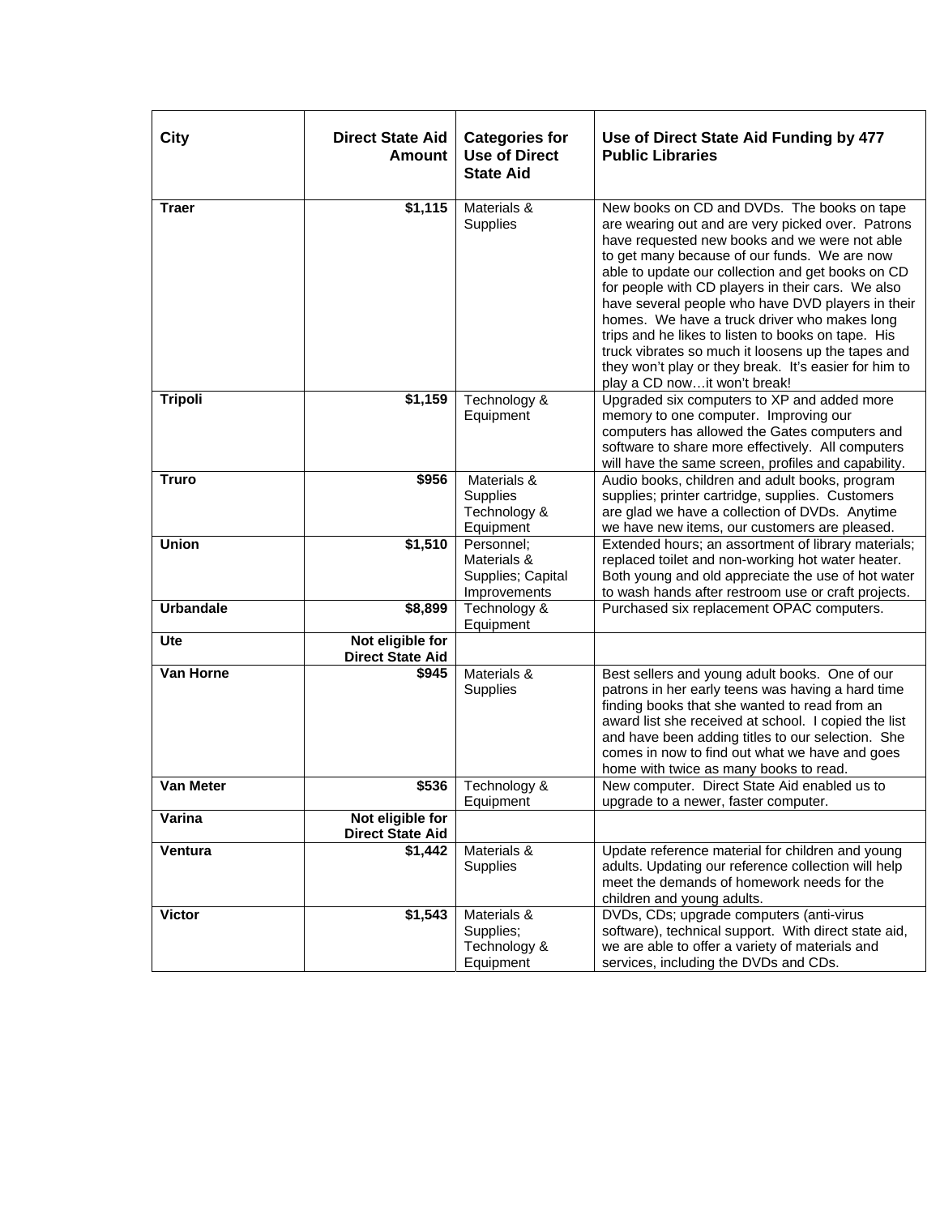| City | Direct State Aid Amount | Categories for Use of Direct State Aid | Use of Direct State Aid Funding by 477 Public Libraries |
|---|---|---|---|
| **Traer** | **$1,115** | Materials & Supplies | New books on CD and DVDs. The books on tape are wearing out and are very picked over. Patrons have requested new books and we were not able to get many because of our funds. We are now able to update our collection and get books on CD for people with CD players in their cars. We also have several people who have DVD players in their homes. We have a truck driver who makes long trips and he likes to listen to books on tape. His truck vibrates so much it loosens up the tapes and they won't play or they break. It's easier for him to play a CD now…it won't break! |
| **Tripoli** | **$1,159** | Technology & Equipment | Upgraded six computers to XP and added more memory to one computer. Improving our computers has allowed the Gates computers and software to share more effectively. All computers will have the same screen, profiles and capability. |
| **Truro** | **$956** | Materials & Supplies Technology & Equipment | Audio books, children and adult books, program supplies; printer cartridge, supplies. Customers are glad we have a collection of DVDs. Anytime we have new items, our customers are pleased. |
| **Union** | **$1,510** | Personnel; Materials & Supplies; Capital Improvements | Extended hours; an assortment of library materials; replaced toilet and non-working hot water heater. Both young and old appreciate the use of hot water to wash hands after restroom use or craft projects. |
| **Urbandale** | **$8,899** | Technology & Equipment | Purchased six replacement OPAC computers. |
| **Ute** | **Not eligible for Direct State Aid** | | |
| **Van Horne** | **$945** | Materials & Supplies | Best sellers and young adult books. One of our patrons in her early teens was having a hard time finding books that she wanted to read from an award list she received at school. I copied the list and have been adding titles to our selection. She comes in now to find out what we have and goes home with twice as many books to read. |
| **Van Meter** | **$536** | Technology & Equipment | New computer. Direct State Aid enabled us to upgrade to a newer, faster computer. |
| **Varina** | **Not eligible for Direct State Aid** | | |
| **Ventura** | **$1,442** | Materials & Supplies | Update reference material for children and young adults. Updating our reference collection will help meet the demands of homework needs for the children and young adults. |
| **Victor** | **$1,543** | Materials & Supplies; Technology & Equipment | DVDs, CDs; upgrade computers (anti-virus software), technical support. With direct state aid, we are able to offer a variety of materials and services, including the DVDs and CDs. |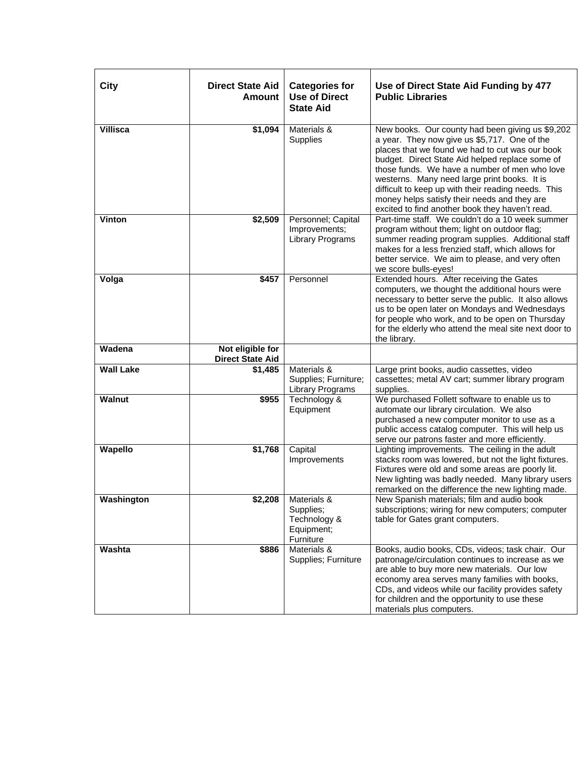| City | Direct State Aid Amount | Categories for Use of Direct State Aid | Use of Direct State Aid Funding by 477 Public Libraries |
|---|---|---|---|
| **Villisca** | **$1,094** | Materials & Supplies | New books. Our county had been giving us $9,202 a year. They now give us $5,717. One of the places that we found we had to cut was our book budget. Direct State Aid helped replace some of those funds. We have a number of men who love westerns. Many need large print books. It is difficult to keep up with their reading needs. This money helps satisfy their needs and they are excited to find another book they haven't read. |
| **Vinton** | **$2,509** | Personnel; Capital Improvements; Library Programs | Part-time staff. We couldn't do a 10 week summer program without them; light on outdoor flag; summer reading program supplies. Additional staff makes for a less frenzied staff, which allows for better service. We aim to please, and very often we score bulls-eyes! |
| **Volga** | **$457** | Personnel | Extended hours. After receiving the Gates computers, we thought the additional hours were necessary to better serve the public. It also allows us to be open later on Mondays and Wednesdays for people who work, and to be open on Thursday for the elderly who attend the meal site next door to the library. |
| **Wadena** | **Not eligible for Direct State Aid** | | |
| **Wall Lake** | **$1,485** | Materials & Supplies; Furniture; Library Programs | Large print books, audio cassettes, video cassettes; metal AV cart; summer library program supplies. |
| **Walnut** | **$955** | Technology & Equipment | We purchased Follett software to enable us to automate our library circulation. We also purchased a new computer monitor to use as a public access catalog computer. This will help us serve our patrons faster and more efficiently. |
| **Wapello** | **$1,768** | Capital Improvements | Lighting improvements. The ceiling in the adult stacks room was lowered, but not the light fixtures. Fixtures were old and some areas are poorly lit. New lighting was badly needed. Many library users remarked on the difference the new lighting made. |
| **Washington** | **$2,208** | Materials & Supplies; Technology & Equipment; Furniture | New Spanish materials; film and audio book subscriptions; wiring for new computers; computer table for Gates grant computers. |
| **Washta** | **$886** | Materials & Supplies; Furniture | Books, audio books, CDs, videos; task chair. Our patronage/circulation continues to increase as we are able to buy more new materials. Our low economy area serves many families with books, CDs, and videos while our facility provides safety for children and the opportunity to use these materials plus computers. |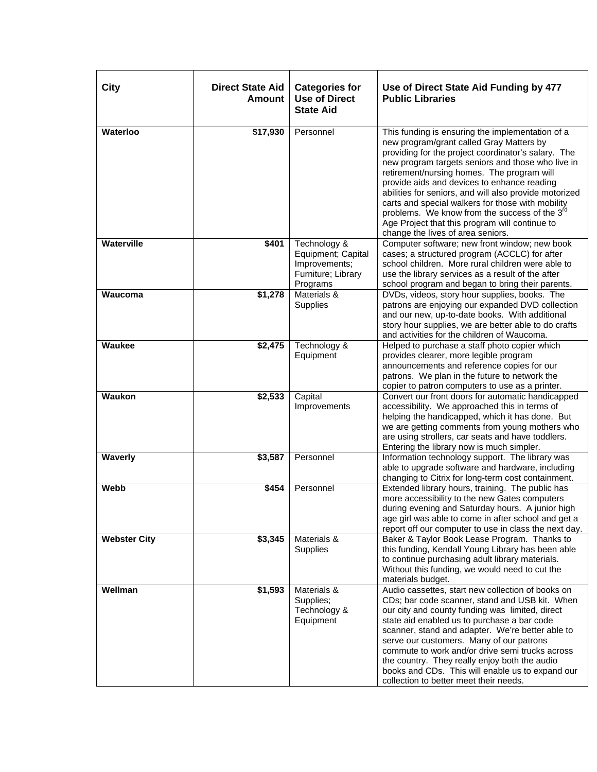| City | Direct State Aid Amount | Categories for Use of Direct State Aid | Use of Direct State Aid Funding by 477 Public Libraries |
|---|---|---|---|
| **Waterloo** | **$17,930** | Personnel | This funding is ensuring the implementation of a new program/grant called Gray Matters by providing for the project coordinator's salary. The new program targets seniors and those who live in retirement/nursing homes. The program will provide aids and devices to enhance reading abilities for seniors, and will also provide motorized carts and special walkers for those with mobility problems. We know from the success of the 3rd Age Project that this program will continue to change the lives of area seniors. |
| **Waterville** | **$401** | Technology & Equipment; Capital Improvements; Furniture; Library Programs | Computer software; new front window; new book cases; a structured program (ACCLC) for after school children. More rural children were able to use the library services as a result of the after school program and began to bring their parents. |
| **Waucoma** | **$1,278** | Materials & Supplies | DVDs, videos, story hour supplies, books. The patrons are enjoying our expanded DVD collection and our new, up-to-date books. With additional story hour supplies, we are better able to do crafts and activities for the children of Waucoma. |
| **Waukee** | **$2,475** | Technology & Equipment | Helped to purchase a staff photo copier which provides clearer, more legible program announcements and reference copies for our patrons. We plan in the future to network the copier to patron computers to use as a printer. |
| **Waukon** | **$2,533** | Capital Improvements | Convert our front doors for automatic handicapped accessibility. We approached this in terms of helping the handicapped, which it has done. But we are getting comments from young mothers who are using strollers, car seats and have toddlers. Entering the library now is much simpler. |
| **Waverly** | **$3,587** | Personnel | Information technology support. The library was able to upgrade software and hardware, including changing to Citrix for long-term cost containment. |
| **Webb** | **$454** | Personnel | Extended library hours, training. The public has more accessibility to the new Gates computers during evening and Saturday hours. A junior high age girl was able to come in after school and get a report off our computer to use in class the next day. |
| **Webster City** | **$3,345** | Materials & Supplies | Baker & Taylor Book Lease Program. Thanks to this funding, Kendall Young Library has been able to continue purchasing adult library materials. Without this funding, we would need to cut the materials budget. |
| **Wellman** | **$1,593** | Materials & Supplies; Technology & Equipment | Audio cassettes, start new collection of books on CDs; bar code scanner, stand and USB kit. When our city and county funding was limited, direct state aid enabled us to purchase a bar code scanner, stand and adapter. We're better able to serve our customers. Many of our patrons commute to work and/or drive semi trucks across the country. They really enjoy both the audio books and CDs. This will enable us to expand our collection to better meet their needs. |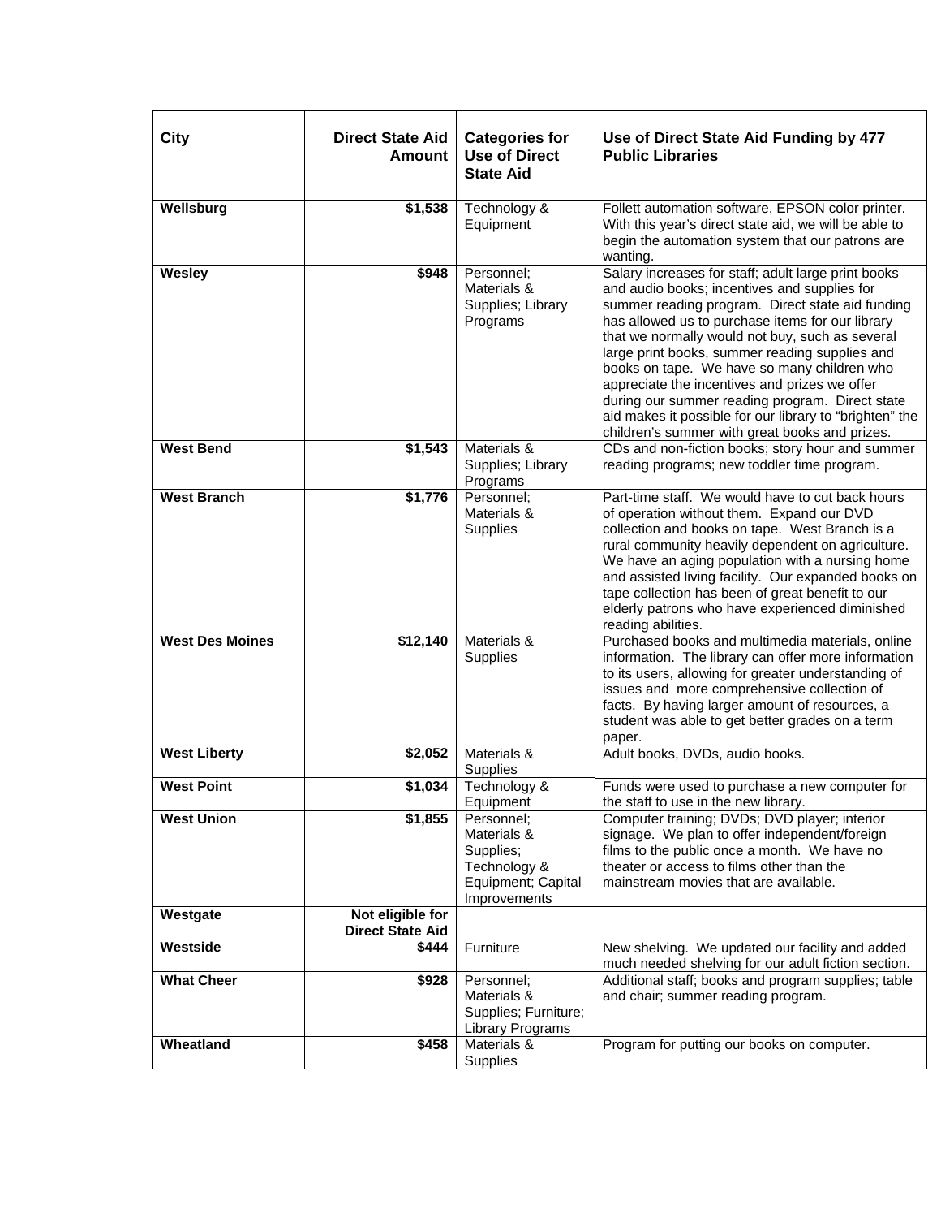| City | Direct State Aid Amount | Categories for Use of Direct State Aid | Use of Direct State Aid Funding by 477 Public Libraries |
|---|---|---|---|
| **Wellsburg** | **$1,538** | Technology & Equipment | Follett automation software, EPSON color printer. With this year's direct state aid, we will be able to begin the automation system that our patrons are wanting. |
| **Wesley** | **$948** | Personnel; Materials & Supplies; Library Programs | Salary increases for staff; adult large print books and audio books; incentives and supplies for summer reading program. Direct state aid funding has allowed us to purchase items for our library that we normally would not buy, such as several large print books, summer reading supplies and books on tape. We have so many children who appreciate the incentives and prizes we offer during our summer reading program. Direct state aid makes it possible for our library to "brighten" the children's summer with great books and prizes. |
| **West Bend** | **$1,543** | Materials & Supplies; Library Programs | CDs and non-fiction books; story hour and summer reading programs; new toddler time program. |
| **West Branch** | **$1,776** | Personnel; Materials & Supplies | Part-time staff. We would have to cut back hours of operation without them. Expand our DVD collection and books on tape. West Branch is a rural community heavily dependent on agriculture. We have an aging population with a nursing home and assisted living facility. Our expanded books on tape collection has been of great benefit to our elderly patrons who have experienced diminished reading abilities. |
| **West Des Moines** | **$12,140** | Materials & Supplies | Purchased books and multimedia materials, online information. The library can offer more information to its users, allowing for greater understanding of issues and more comprehensive collection of facts. By having larger amount of resources, a student was able to get better grades on a term paper. |
| **West Liberty** | **$2,052** | Materials & Supplies | Adult books, DVDs, audio books. |
| **West Point** | **$1,034** | Technology & Equipment | Funds were used to purchase a new computer for the staff to use in the new library. |
| **West Union** | **$1,855** | Personnel; Materials & Supplies; Technology & Equipment; Capital Improvements | Computer training; DVDs; DVD player; interior signage. We plan to offer independent/foreign films to the public once a month. We have no theater or access to films other than the mainstream movies that are available. |
| **Westgate** | **Not eligible for Direct State Aid** | | |
| **Westside** | **$444** | Furniture | New shelving. We updated our facility and added much needed shelving for our adult fiction section. |
| **What Cheer** | **$928** | Personnel; Materials & Supplies; Furniture; Library Programs | Additional staff; books and program supplies; table and chair; summer reading program. |
| **Wheatland** | **$458** | Materials & Supplies | Program for putting our books on computer. |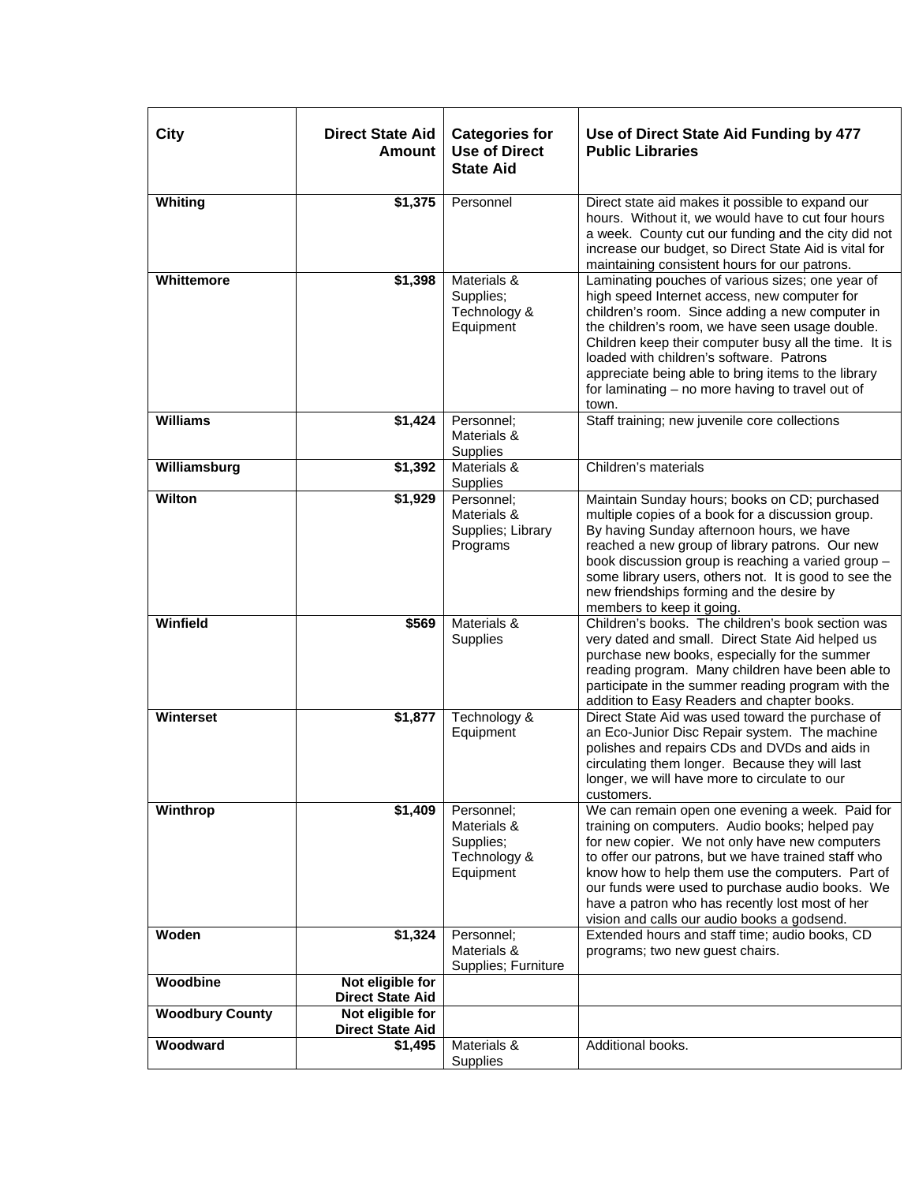| City | Direct State Aid Amount | Categories for Use of Direct State Aid | Use of Direct State Aid Funding by 477 Public Libraries |
|---|---|---|---|
| **Whiting** | **$1,375** | Personnel | Direct state aid makes it possible to expand our hours. Without it, we would have to cut four hours a week. County cut our funding and the city did not increase our budget, so Direct State Aid is vital for maintaining consistent hours for our patrons. |
| **Whittemore** | **$1,398** | Materials & Supplies; Technology & Equipment | Laminating pouches of various sizes; one year of high speed Internet access, new computer for children's room. Since adding a new computer in the children's room, we have seen usage double. Children keep their computer busy all the time. It is loaded with children's software. Patrons appreciate being able to bring items to the library for laminating – no more having to travel out of town. |
| **Williams** | **$1,424** | Personnel; Materials & Supplies | Staff training; new juvenile core collections |
| **Williamsburg** | **$1,392** | Materials & Supplies | Children's materials |
| **Wilton** | **$1,929** | Personnel; Materials & Supplies; Library Programs | Maintain Sunday hours; books on CD; purchased multiple copies of a book for a discussion group. By having Sunday afternoon hours, we have reached a new group of library patrons. Our new book discussion group is reaching a varied group – some library users, others not. It is good to see the new friendships forming and the desire by members to keep it going. |
| **Winfield** | **$569** | Materials & Supplies | Children's books. The children's book section was very dated and small. Direct State Aid helped us purchase new books, especially for the summer reading program. Many children have been able to participate in the summer reading program with the addition to Easy Readers and chapter books. |
| **Winterset** | **$1,877** | Technology & Equipment | Direct State Aid was used toward the purchase of an Eco-Junior Disc Repair system. The machine polishes and repairs CDs and DVDs and aids in circulating them longer. Because they will last longer, we will have more to circulate to our customers. |
| **Winthrop** | **$1,409** | Personnel; Materials & Supplies; Technology & Equipment | We can remain open one evening a week. Paid for training on computers. Audio books; helped pay for new copier. We not only have new computers to offer our patrons, but we have trained staff who know how to help them use the computers. Part of our funds were used to purchase audio books. We have a patron who has recently lost most of her vision and calls our audio books a godsend. |
| **Woden** | **$1,324** | Personnel; Materials & Supplies; Furniture | Extended hours and staff time; audio books, CD programs; two new guest chairs. |
| **Woodbine** | **Not eligible for Direct State Aid** | | |
| **Woodbury County** | **Not eligible for Direct State Aid** | | |
| **Woodward** | **$1,495** | Materials & Supplies | Additional books. |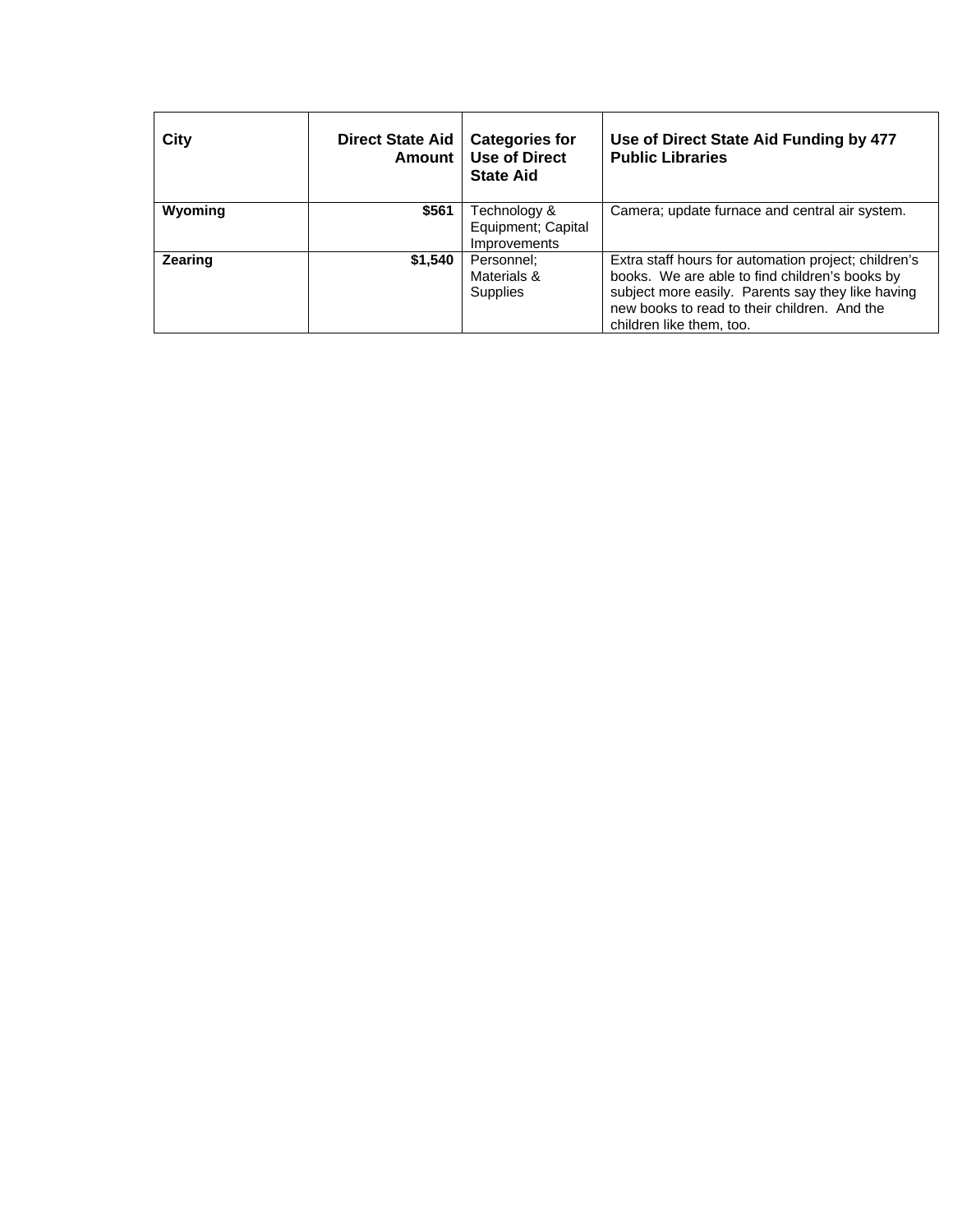| City | Direct State Aid Amount | Categories for Use of Direct State Aid | Use of Direct State Aid Funding by 477 Public Libraries |
| --- | ---: | --- | --- |
| **Wyoming** | **$561** | Technology & Equipment; Capital Improvements | Camera; update furnace and central air system. |
| **Zearing** | **$1,540** | Personnel; Materials & Supplies | Extra staff hours for automation project; children's books. We are able to find children's books by subject more easily. Parents say they like having new books to read to their children. And the children like them, too. |